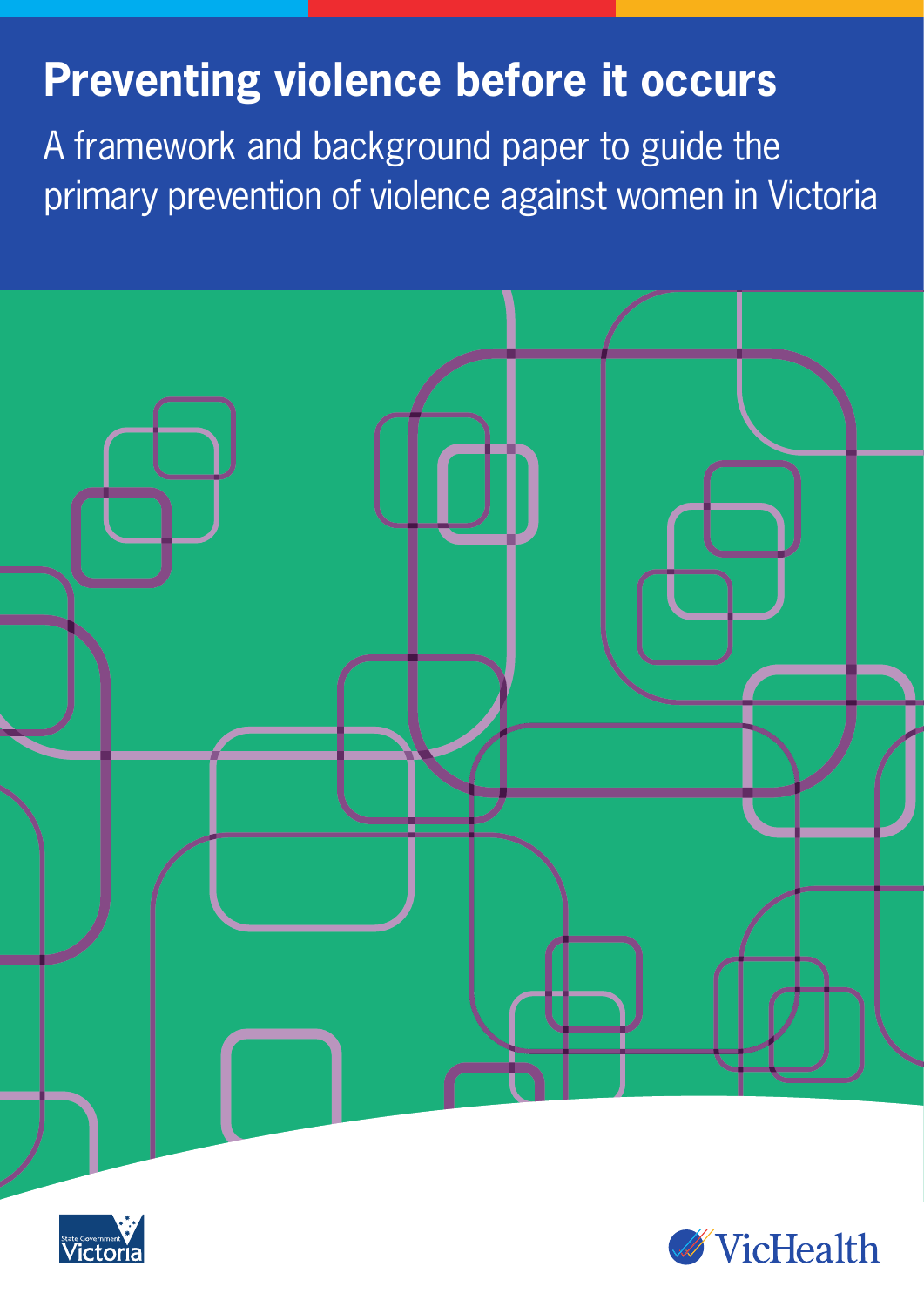# Preventing violence before it occurs

A framework and background paper to guide the primary prevention of violence against women in Victoria

State Government Victoria

VicHealth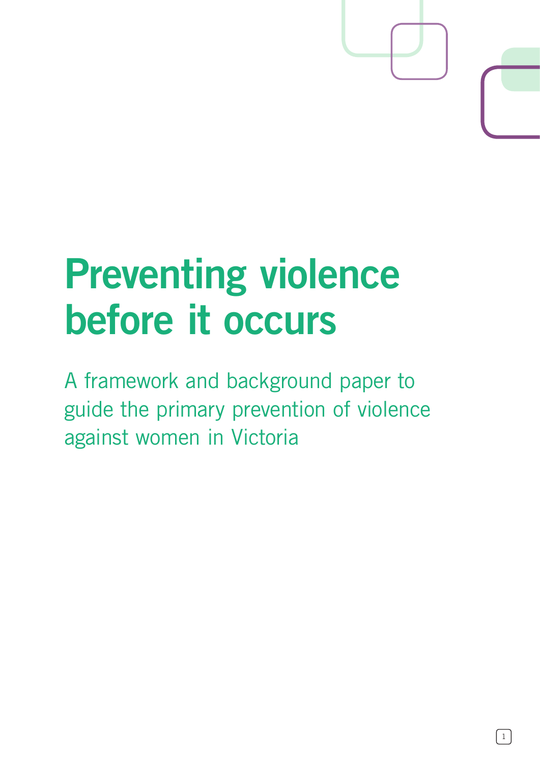# Preventing violence before it occurs

A framework and background paper to guide the primary prevention of violence against women in Victoria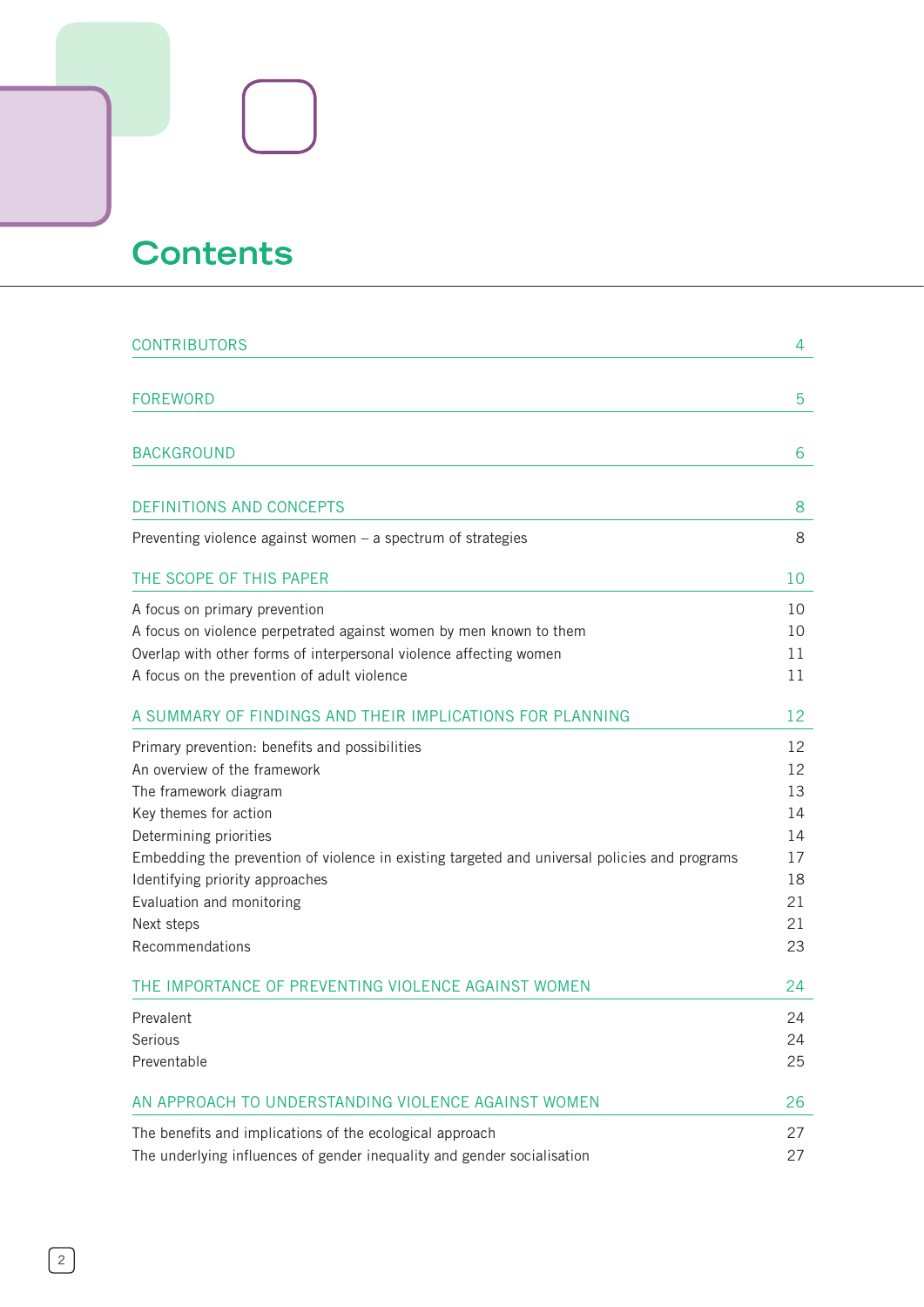# Contents

| | |
|---|---|
| CONTRIBUTORS | 4 |
| FOREWORD | 5 |
| BACKGROUND | 6 |
| DEFINITIONS AND CONCEPTS | 8 |
| Preventing violence against women – a spectrum of strategies | 8 |
| THE SCOPE OF THIS PAPER | 10 |
| A focus on primary prevention | 10 |
| A focus on violence perpetrated against women by men known to them | 10 |
| Overlap with other forms of interpersonal violence affecting women | 11 |
| A focus on the prevention of adult violence | 11 |
| A SUMMARY OF FINDINGS AND THEIR IMPLICATIONS FOR PLANNING | 12 |
| Primary prevention: benefits and possibilities | 12 |
| An overview of the framework | 12 |
| The framework diagram | 13 |
| Key themes for action | 14 |
| Determining priorities | 14 |
| Embedding the prevention of violence in existing targeted and universal policies and programs | 17 |
| Identifying priority approaches | 18 |
| Evaluation and monitoring | 21 |
| Next steps | 21 |
| Recommendations | 23 |
| THE IMPORTANCE OF PREVENTING VIOLENCE AGAINST WOMEN | 24 |
| Prevalent | 24 |
| Serious | 24 |
| Preventable | 25 |
| AN APPROACH TO UNDERSTANDING VIOLENCE AGAINST WOMEN | 26 |
| The benefits and implications of the ecological approach | 27 |
| The underlying influences of gender inequality and gender socialisation | 27 |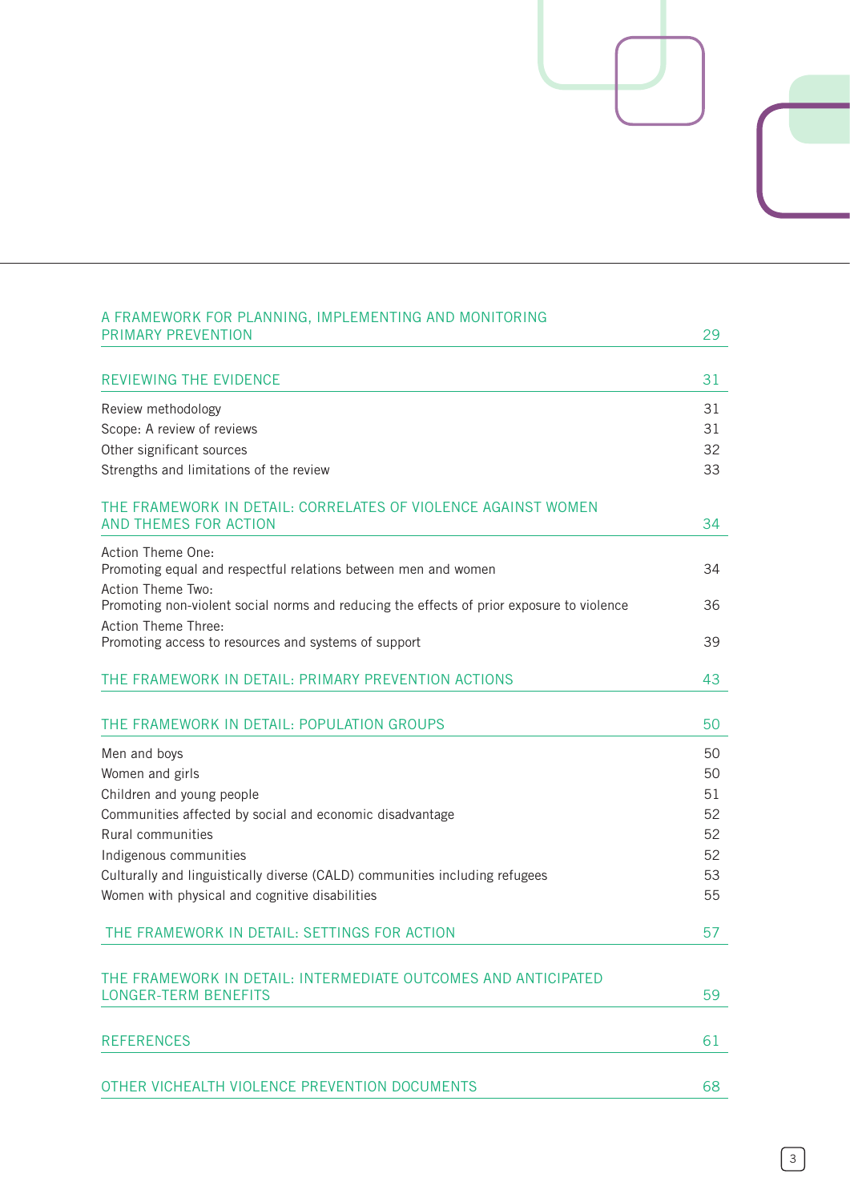| | |
|---|---|
| A FRAMEWORK FOR PLANNING, IMPLEMENTING AND MONITORING PRIMARY PREVENTION | 29 |
| REVIEWING THE EVIDENCE | 31 |
| Review methodology | 31 |
| Scope: A review of reviews | 31 |
| Other significant sources | 32 |
| Strengths and limitations of the review | 33 |
| THE FRAMEWORK IN DETAIL: CORRELATES OF VIOLENCE AGAINST WOMEN AND THEMES FOR ACTION | 34 |
| Action Theme One: Promoting equal and respectful relations between men and women | 34 |
| Action Theme Two: Promoting non-violent social norms and reducing the effects of prior exposure to violence | 36 |
| Action Theme Three: Promoting access to resources and systems of support | 39 |
| THE FRAMEWORK IN DETAIL: PRIMARY PREVENTION ACTIONS | 43 |
| THE FRAMEWORK IN DETAIL: POPULATION GROUPS | 50 |
| Men and boys | 50 |
| Women and girls | 50 |
| Children and young people | 51 |
| Communities affected by social and economic disadvantage | 52 |
| Rural communities | 52 |
| Indigenous communities | 52 |
| Culturally and linguistically diverse (CALD) communities including refugees | 53 |
| Women with physical and cognitive disabilities | 55 |
| THE FRAMEWORK IN DETAIL: SETTINGS FOR ACTION | 57 |
| THE FRAMEWORK IN DETAIL: INTERMEDIATE OUTCOMES AND ANTICIPATED LONGER-TERM BENEFITS | 59 |
| REFERENCES | 61 |
| OTHER VICHEALTH VIOLENCE PREVENTION DOCUMENTS | 68 |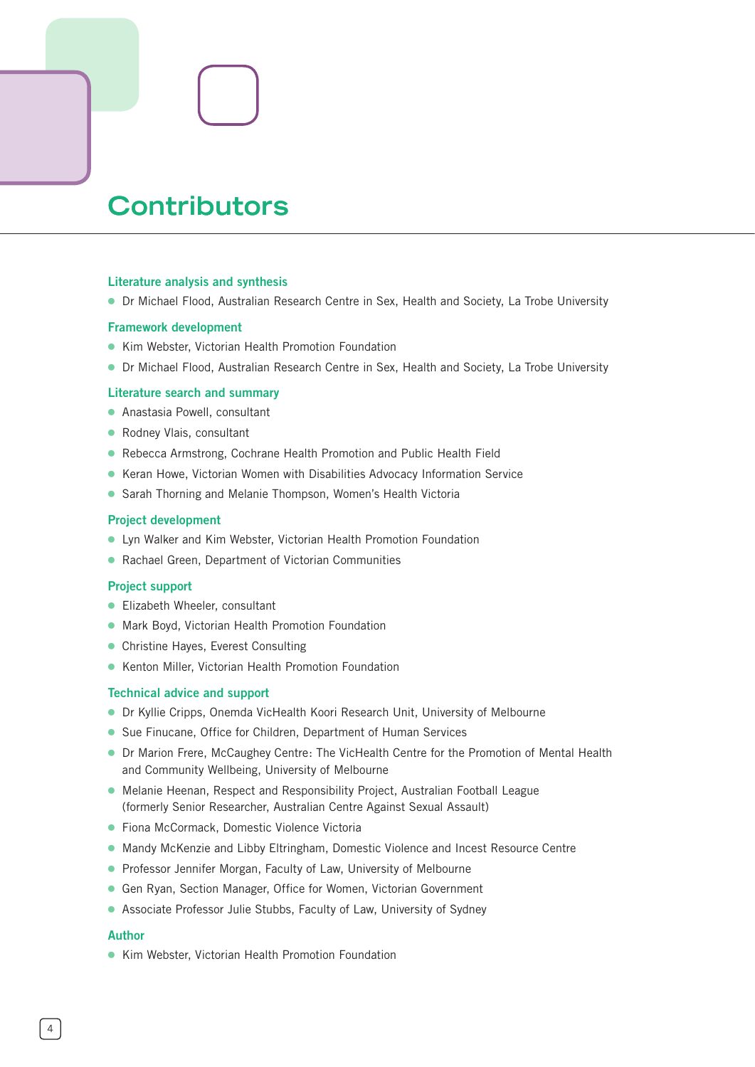# Contributors

### Literature analysis and synthesis

- Dr Michael Flood, Australian Research Centre in Sex, Health and Society, La Trobe University

### Framework development

- Kim Webster, Victorian Health Promotion Foundation
- Dr Michael Flood, Australian Research Centre in Sex, Health and Society, La Trobe University

### Literature search and summary

- Anastasia Powell, consultant
- Rodney Vlais, consultant
- Rebecca Armstrong, Cochrane Health Promotion and Public Health Field
- Keran Howe, Victorian Women with Disabilities Advocacy Information Service
- Sarah Thorning and Melanie Thompson, Women's Health Victoria

### Project development

- Lyn Walker and Kim Webster, Victorian Health Promotion Foundation
- Rachael Green, Department of Victorian Communities

### Project support

- Elizabeth Wheeler, consultant
- Mark Boyd, Victorian Health Promotion Foundation
- Christine Hayes, Everest Consulting
- Kenton Miller, Victorian Health Promotion Foundation

### Technical advice and support

- Dr Kyllie Cripps, Onemda VicHealth Koori Research Unit, University of Melbourne
- Sue Finucane, Office for Children, Department of Human Services
- Dr Marion Frere, McCaughey Centre: The VicHealth Centre for the Promotion of Mental Health and Community Wellbeing, University of Melbourne
- Melanie Heenan, Respect and Responsibility Project, Australian Football League (formerly Senior Researcher, Australian Centre Against Sexual Assault)
- Fiona McCormack, Domestic Violence Victoria
- Mandy McKenzie and Libby Eltringham, Domestic Violence and Incest Resource Centre
- Professor Jennifer Morgan, Faculty of Law, University of Melbourne
- Gen Ryan, Section Manager, Office for Women, Victorian Government
- Associate Professor Julie Stubbs, Faculty of Law, University of Sydney

### Author

- Kim Webster, Victorian Health Promotion Foundation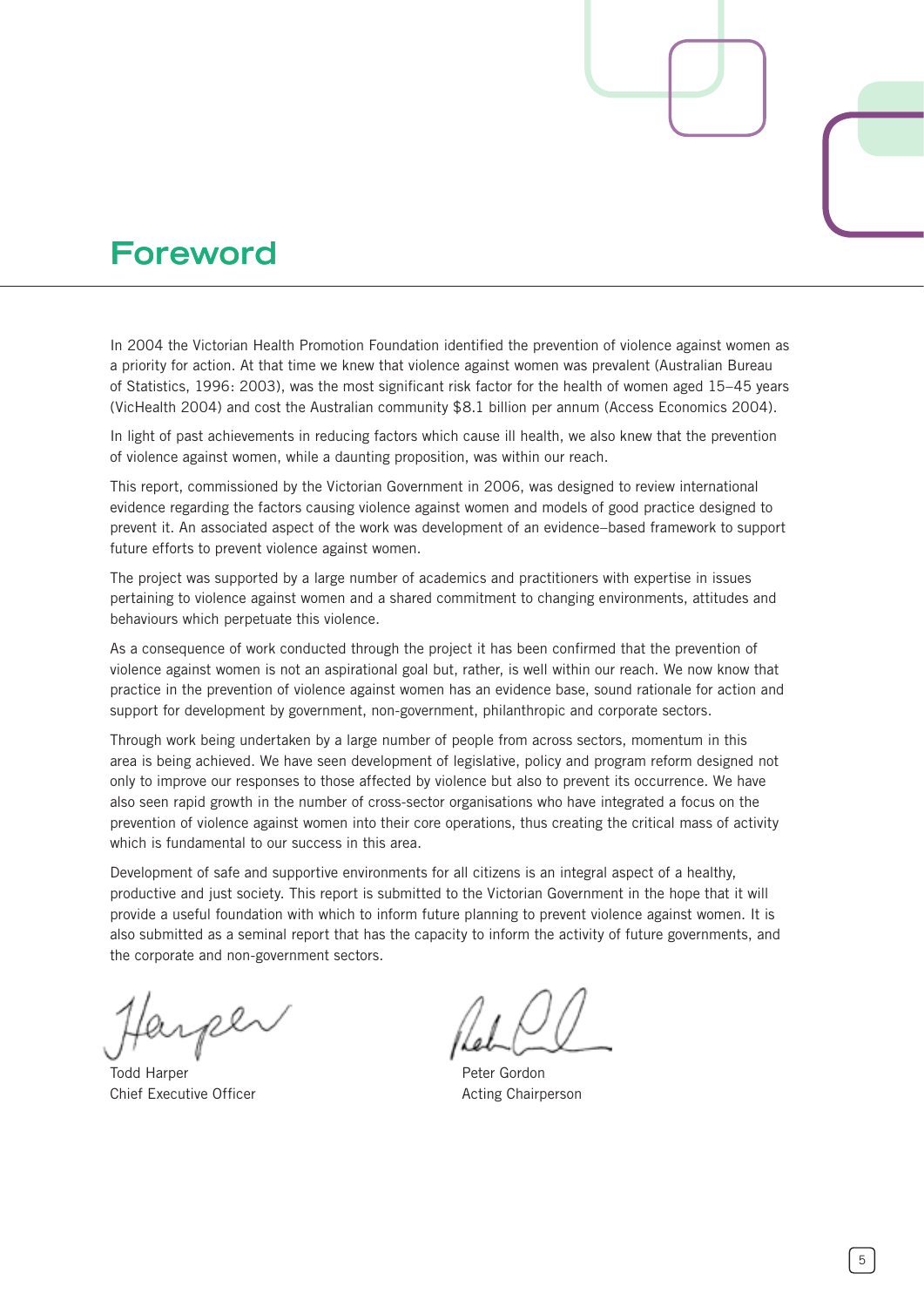# Foreword

In 2004 the Victorian Health Promotion Foundation identified the prevention of violence against women as a priority for action. At that time we knew that violence against women was prevalent (Australian Bureau of Statistics, 1996: 2003), was the most significant risk factor for the health of women aged 15–45 years (VicHealth 2004) and cost the Australian community $8.1 billion per annum (Access Economics 2004).

In light of past achievements in reducing factors which cause ill health, we also knew that the prevention of violence against women, while a daunting proposition, was within our reach.

This report, commissioned by the Victorian Government in 2006, was designed to review international evidence regarding the factors causing violence against women and models of good practice designed to prevent it. An associated aspect of the work was development of an evidence–based framework to support future efforts to prevent violence against women.

The project was supported by a large number of academics and practitioners with expertise in issues pertaining to violence against women and a shared commitment to changing environments, attitudes and behaviours which perpetuate this violence.

As a consequence of work conducted through the project it has been confirmed that the prevention of violence against women is not an aspirational goal but, rather, is well within our reach. We now know that practice in the prevention of violence against women has an evidence base, sound rationale for action and support for development by government, non-government, philanthropic and corporate sectors.

Through work being undertaken by a large number of people from across sectors, momentum in this area is being achieved. We have seen development of legislative, policy and program reform designed not only to improve our responses to those affected by violence but also to prevent its occurrence. We have also seen rapid growth in the number of cross-sector organisations who have integrated a focus on the prevention of violence against women into their core operations, thus creating the critical mass of activity which is fundamental to our success in this area.

Development of safe and supportive environments for all citizens is an integral aspect of a healthy, productive and just society. This report is submitted to the Victorian Government in the hope that it will provide a useful foundation with which to inform future planning to prevent violence against women. It is also submitted as a seminal report that has the capacity to inform the activity of future governments, and the corporate and non-government sectors.

Todd Harper
Chief Executive Officer

Peter Gordon
Acting Chairperson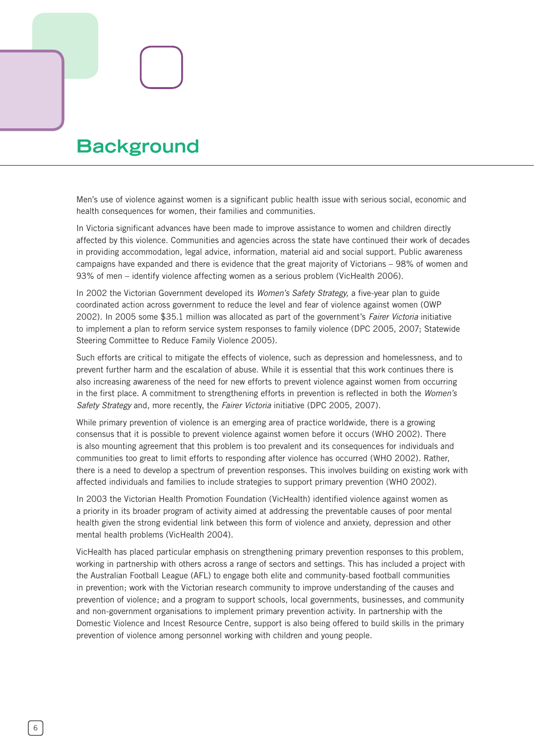# Background

Men's use of violence against women is a significant public health issue with serious social, economic and health consequences for women, their families and communities.

In Victoria significant advances have been made to improve assistance to women and children directly affected by this violence. Communities and agencies across the state have continued their work of decades in providing accommodation, legal advice, information, material aid and social support. Public awareness campaigns have expanded and there is evidence that the great majority of Victorians – 98% of women and 93% of men – identify violence affecting women as a serious problem (VicHealth 2006).

In 2002 the Victorian Government developed its *Women's Safety Strategy,* a five-year plan to guide coordinated action across government to reduce the level and fear of violence against women (OWP 2002). In 2005 some $35.1 million was allocated as part of the government's *Fairer Victoria* initiative to implement a plan to reform service system responses to family violence (DPC 2005, 2007; Statewide Steering Committee to Reduce Family Violence 2005).

Such efforts are critical to mitigate the effects of violence, such as depression and homelessness, and to prevent further harm and the escalation of abuse. While it is essential that this work continues there is also increasing awareness of the need for new efforts to prevent violence against women from occurring in the first place. A commitment to strengthening efforts in prevention is reflected in both the *Women's Safety Strategy* and, more recently, the *Fairer Victoria* initiative (DPC 2005, 2007).

While primary prevention of violence is an emerging area of practice worldwide, there is a growing consensus that it is possible to prevent violence against women before it occurs (WHO 2002). There is also mounting agreement that this problem is too prevalent and its consequences for individuals and communities too great to limit efforts to responding after violence has occurred (WHO 2002). Rather, there is a need to develop a spectrum of prevention responses. This involves building on existing work with affected individuals and families to include strategies to support primary prevention (WHO 2002).

In 2003 the Victorian Health Promotion Foundation (VicHealth) identified violence against women as a priority in its broader program of activity aimed at addressing the preventable causes of poor mental health given the strong evidential link between this form of violence and anxiety, depression and other mental health problems (VicHealth 2004).

VicHealth has placed particular emphasis on strengthening primary prevention responses to this problem, working in partnership with others across a range of sectors and settings. This has included a project with the Australian Football League (AFL) to engage both elite and community-based football communities in prevention; work with the Victorian research community to improve understanding of the causes and prevention of violence; and a program to support schools, local governments, businesses, and community and non-government organisations to implement primary prevention activity. In partnership with the Domestic Violence and Incest Resource Centre, support is also being offered to build skills in the primary prevention of violence among personnel working with children and young people.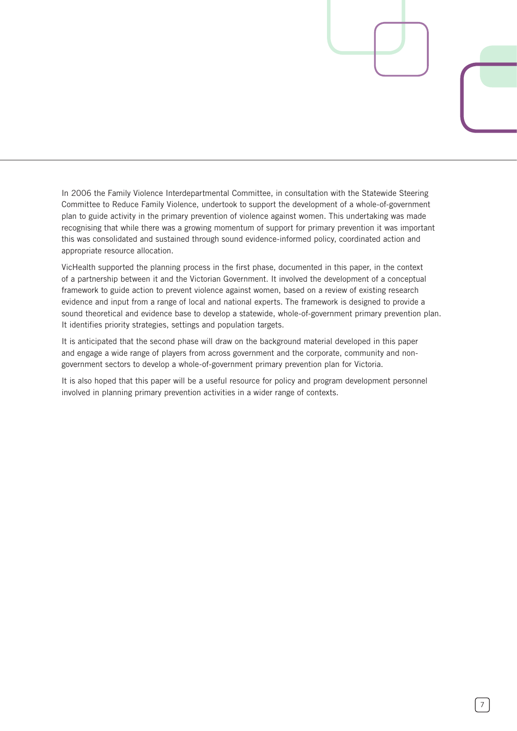In 2006 the Family Violence Interdepartmental Committee, in consultation with the Statewide Steering Committee to Reduce Family Violence, undertook to support the development of a whole-of-government plan to guide activity in the primary prevention of violence against women. This undertaking was made recognising that while there was a growing momentum of support for primary prevention it was important this was consolidated and sustained through sound evidence-informed policy, coordinated action and appropriate resource allocation.

VicHealth supported the planning process in the first phase, documented in this paper, in the context of a partnership between it and the Victorian Government. It involved the development of a conceptual framework to guide action to prevent violence against women, based on a review of existing research evidence and input from a range of local and national experts. The framework is designed to provide a sound theoretical and evidence base to develop a statewide, whole-of-government primary prevention plan. It identifies priority strategies, settings and population targets.

It is anticipated that the second phase will draw on the background material developed in this paper and engage a wide range of players from across government and the corporate, community and non-government sectors to develop a whole-of-government primary prevention plan for Victoria.

It is also hoped that this paper will be a useful resource for policy and program development personnel involved in planning primary prevention activities in a wider range of contexts.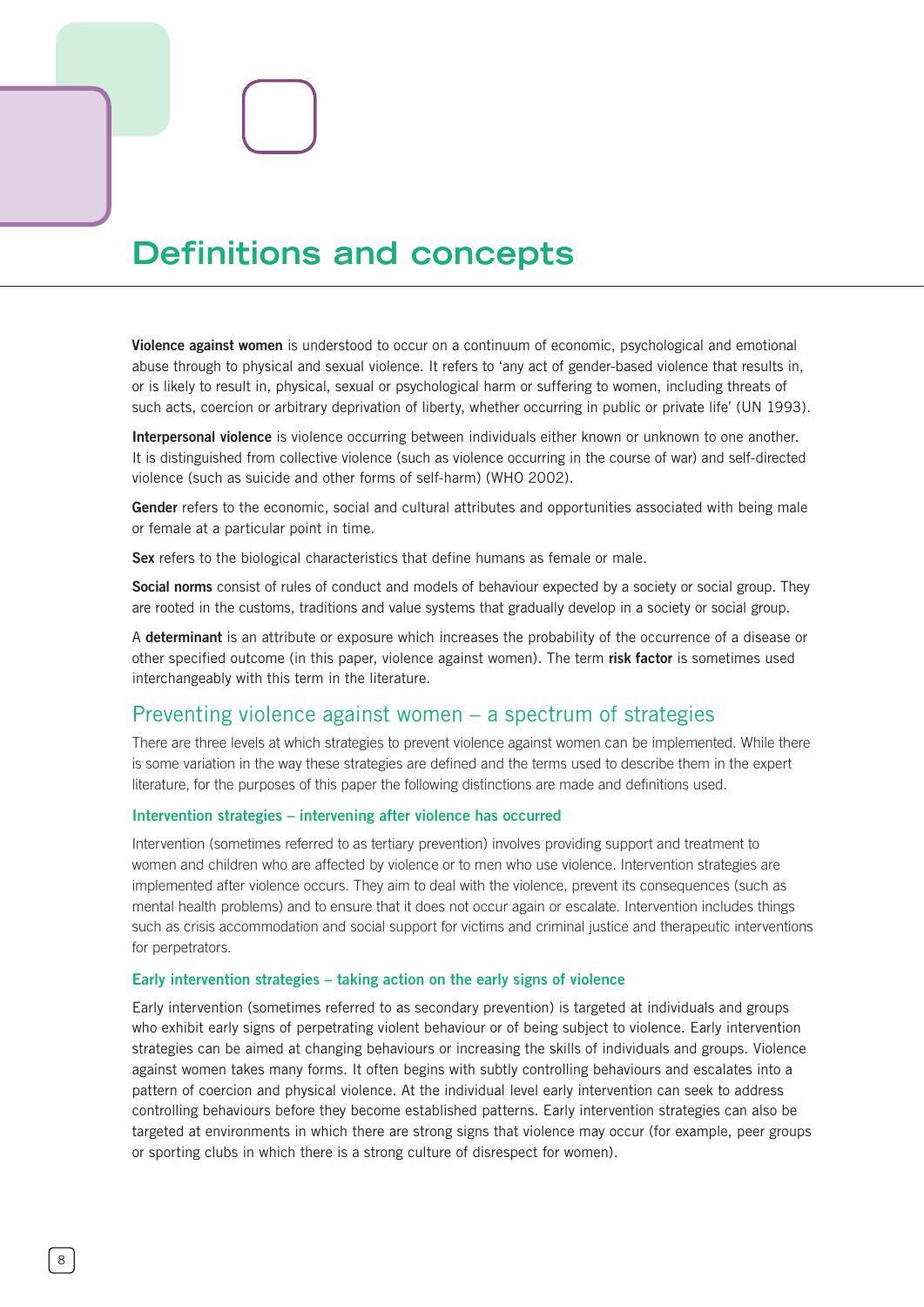# Definitions and concepts

**Violence against women** is understood to occur on a continuum of economic, psychological and emotional abuse through to physical and sexual violence. It refers to 'any act of gender-based violence that results in, or is likely to result in, physical, sexual or psychological harm or suffering to women, including threats of such acts, coercion or arbitrary deprivation of liberty, whether occurring in public or private life' (UN 1993).

**Interpersonal violence** is violence occurring between individuals either known or unknown to one another. It is distinguished from collective violence (such as violence occurring in the course of war) and self-directed violence (such as suicide and other forms of self-harm) (WHO 2002).

**Gender** refers to the economic, social and cultural attributes and opportunities associated with being male or female at a particular point in time.

**Sex** refers to the biological characteristics that define humans as female or male.

**Social norms** consist of rules of conduct and models of behaviour expected by a society or social group. They are rooted in the customs, traditions and value systems that gradually develop in a society or social group.

A **determinant** is an attribute or exposure which increases the probability of the occurrence of a disease or other specified outcome (in this paper, violence against women). The term **risk factor** is sometimes used interchangeably with this term in the literature.

## Preventing violence against women – a spectrum of strategies

There are three levels at which strategies to prevent violence against women can be implemented. While there is some variation in the way these strategies are defined and the terms used to describe them in the expert literature, for the purposes of this paper the following distinctions are made and definitions used.

### Intervention strategies – intervening after violence has occurred

Intervention (sometimes referred to as tertiary prevention) involves providing support and treatment to women and children who are affected by violence or to men who use violence. Intervention strategies are implemented after violence occurs. They aim to deal with the violence, prevent its consequences (such as mental health problems) and to ensure that it does not occur again or escalate. Intervention includes things such as crisis accommodation and social support for victims and criminal justice and therapeutic interventions for perpetrators.

### Early intervention strategies – taking action on the early signs of violence

Early intervention (sometimes referred to as secondary prevention) is targeted at individuals and groups who exhibit early signs of perpetrating violent behaviour or of being subject to violence. Early intervention strategies can be aimed at changing behaviours or increasing the skills of individuals and groups. Violence against women takes many forms. It often begins with subtly controlling behaviours and escalates into a pattern of coercion and physical violence. At the individual level early intervention can seek to address controlling behaviours before they become established patterns. Early intervention strategies can also be targeted at environments in which there are strong signs that violence may occur (for example, peer groups or sporting clubs in which there is a strong culture of disrespect for women).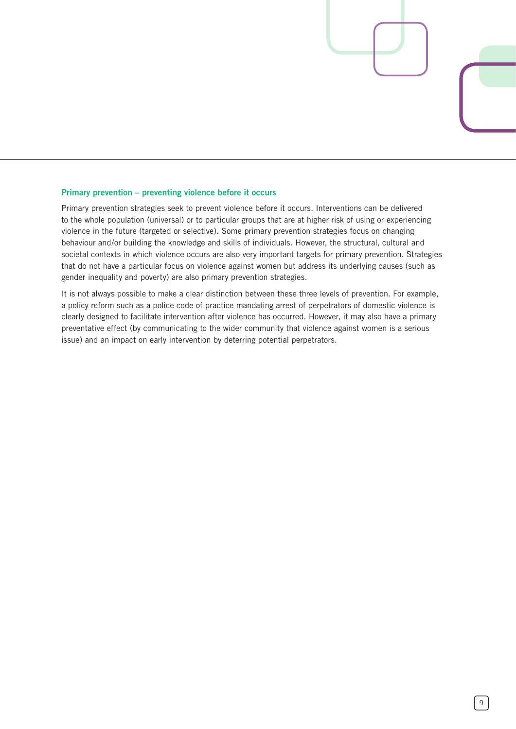### Primary prevention – preventing violence before it occurs

Primary prevention strategies seek to prevent violence before it occurs. Interventions can be delivered to the whole population (universal) or to particular groups that are at higher risk of using or experiencing violence in the future (targeted or selective). Some primary prevention strategies focus on changing behaviour and/or building the knowledge and skills of individuals. However, the structural, cultural and societal contexts in which violence occurs are also very important targets for primary prevention. Strategies that do not have a particular focus on violence against women but address its underlying causes (such as gender inequality and poverty) are also primary prevention strategies.

It is not always possible to make a clear distinction between these three levels of prevention. For example, a policy reform such as a police code of practice mandating arrest of perpetrators of domestic violence is clearly designed to facilitate intervention after violence has occurred. However, it may also have a primary preventative effect (by communicating to the wider community that violence against women is a serious issue) and an impact on early intervention by deterring potential perpetrators.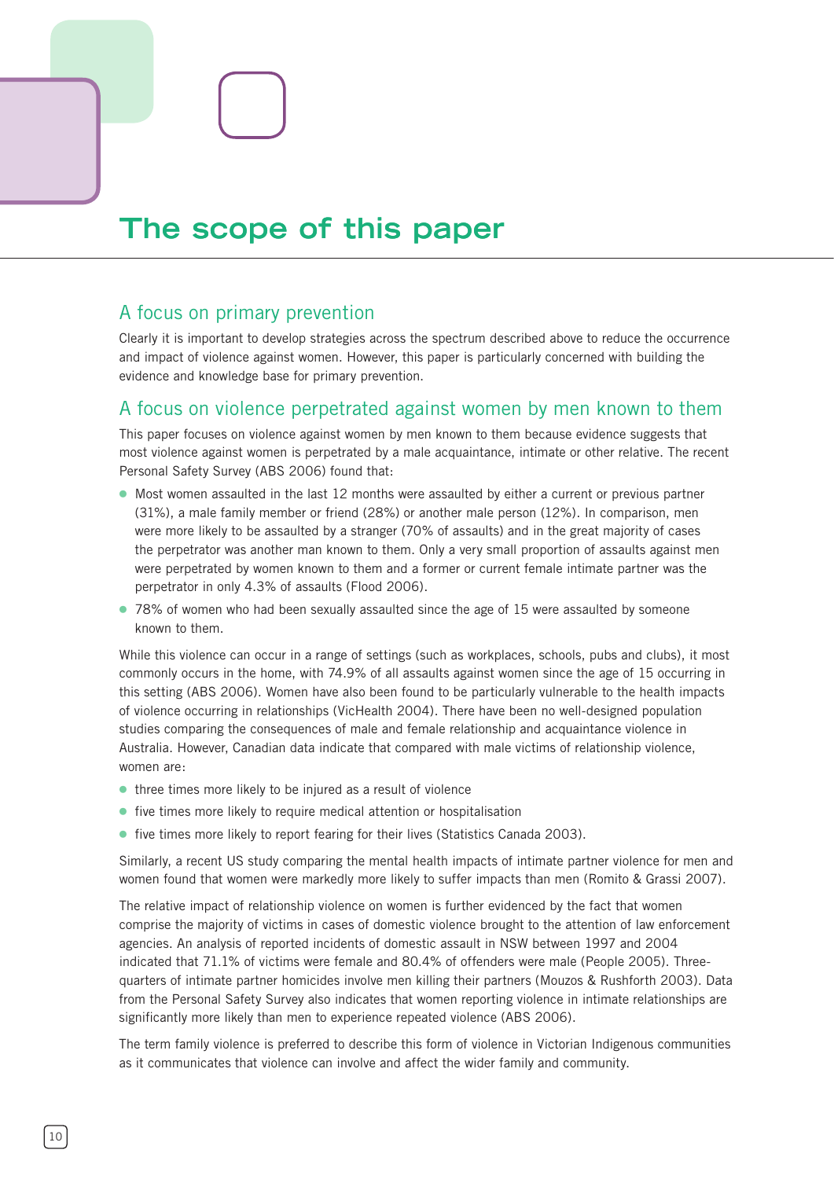# The scope of this paper

## A focus on primary prevention

Clearly it is important to develop strategies across the spectrum described above to reduce the occurrence and impact of violence against women. However, this paper is particularly concerned with building the evidence and knowledge base for primary prevention.

## A focus on violence perpetrated against women by men known to them

This paper focuses on violence against women by men known to them because evidence suggests that most violence against women is perpetrated by a male acquaintance, intimate or other relative. The recent Personal Safety Survey (ABS 2006) found that:

- Most women assaulted in the last 12 months were assaulted by either a current or previous partner (31%), a male family member or friend (28%) or another male person (12%). In comparison, men were more likely to be assaulted by a stranger (70% of assaults) and in the great majority of cases the perpetrator was another man known to them. Only a very small proportion of assaults against men were perpetrated by women known to them and a former or current female intimate partner was the perpetrator in only 4.3% of assaults (Flood 2006).
- 78% of women who had been sexually assaulted since the age of 15 were assaulted by someone known to them.

While this violence can occur in a range of settings (such as workplaces, schools, pubs and clubs), it most commonly occurs in the home, with 74.9% of all assaults against women since the age of 15 occurring in this setting (ABS 2006). Women have also been found to be particularly vulnerable to the health impacts of violence occurring in relationships (VicHealth 2004). There have been no well-designed population studies comparing the consequences of male and female relationship and acquaintance violence in Australia. However, Canadian data indicate that compared with male victims of relationship violence, women are:

- three times more likely to be injured as a result of violence
- five times more likely to require medical attention or hospitalisation
- five times more likely to report fearing for their lives (Statistics Canada 2003).

Similarly, a recent US study comparing the mental health impacts of intimate partner violence for men and women found that women were markedly more likely to suffer impacts than men (Romito & Grassi 2007).

The relative impact of relationship violence on women is further evidenced by the fact that women comprise the majority of victims in cases of domestic violence brought to the attention of law enforcement agencies. An analysis of reported incidents of domestic assault in NSW between 1997 and 2004 indicated that 71.1% of victims were female and 80.4% of offenders were male (People 2005). Three-quarters of intimate partner homicides involve men killing their partners (Mouzos & Rushforth 2003). Data from the Personal Safety Survey also indicates that women reporting violence in intimate relationships are significantly more likely than men to experience repeated violence (ABS 2006).

The term family violence is preferred to describe this form of violence in Victorian Indigenous communities as it communicates that violence can involve and affect the wider family and community.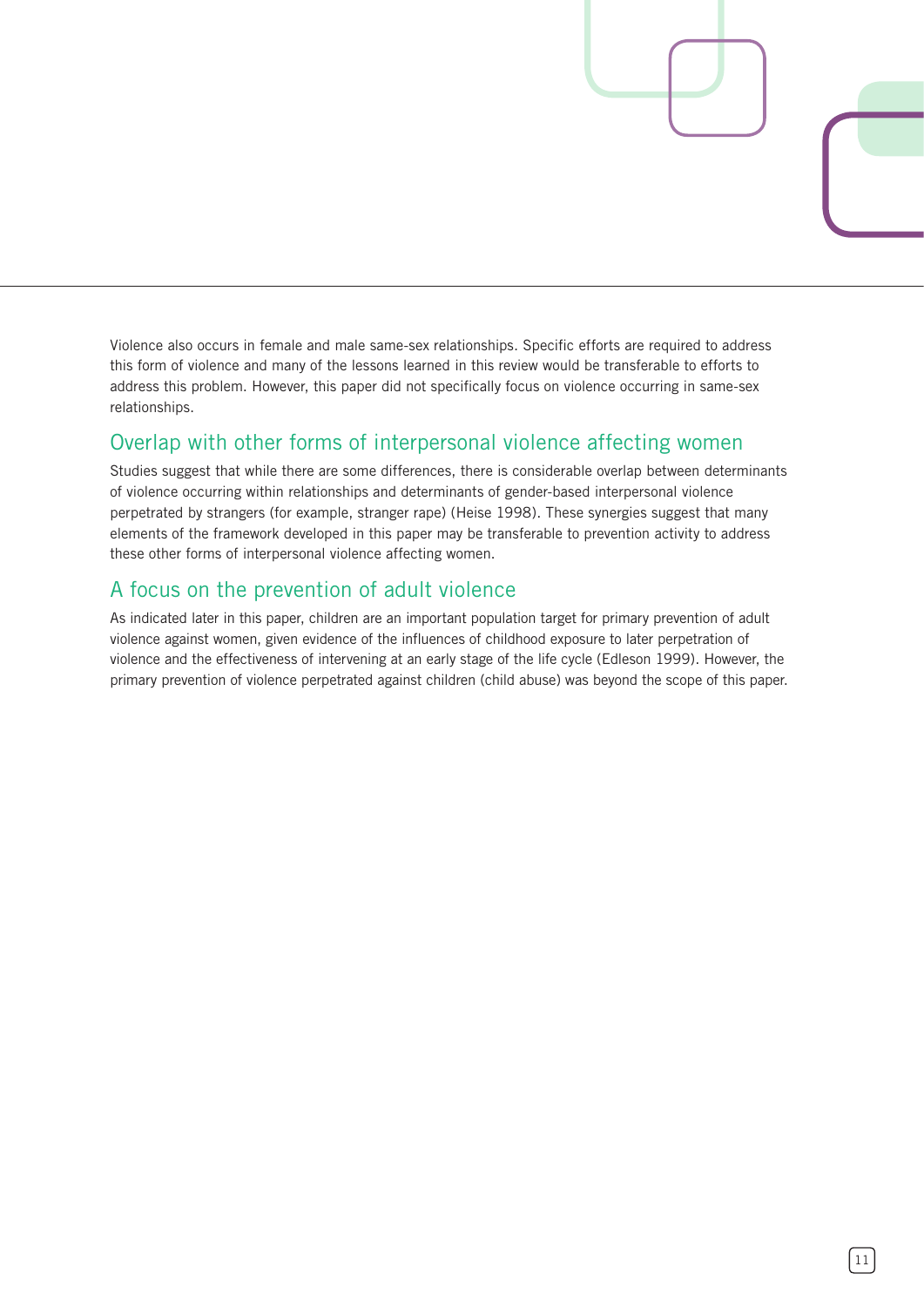Violence also occurs in female and male same-sex relationships. Specific efforts are required to address this form of violence and many of the lessons learned in this review would be transferable to efforts to address this problem. However, this paper did not specifically focus on violence occurring in same-sex relationships.

## Overlap with other forms of interpersonal violence affecting women

Studies suggest that while there are some differences, there is considerable overlap between determinants of violence occurring within relationships and determinants of gender-based interpersonal violence perpetrated by strangers (for example, stranger rape) (Heise 1998). These synergies suggest that many elements of the framework developed in this paper may be transferable to prevention activity to address these other forms of interpersonal violence affecting women.

## A focus on the prevention of adult violence

As indicated later in this paper, children are an important population target for primary prevention of adult violence against women, given evidence of the influences of childhood exposure to later perpetration of violence and the effectiveness of intervening at an early stage of the life cycle (Edleson 1999). However, the primary prevention of violence perpetrated against children (child abuse) was beyond the scope of this paper.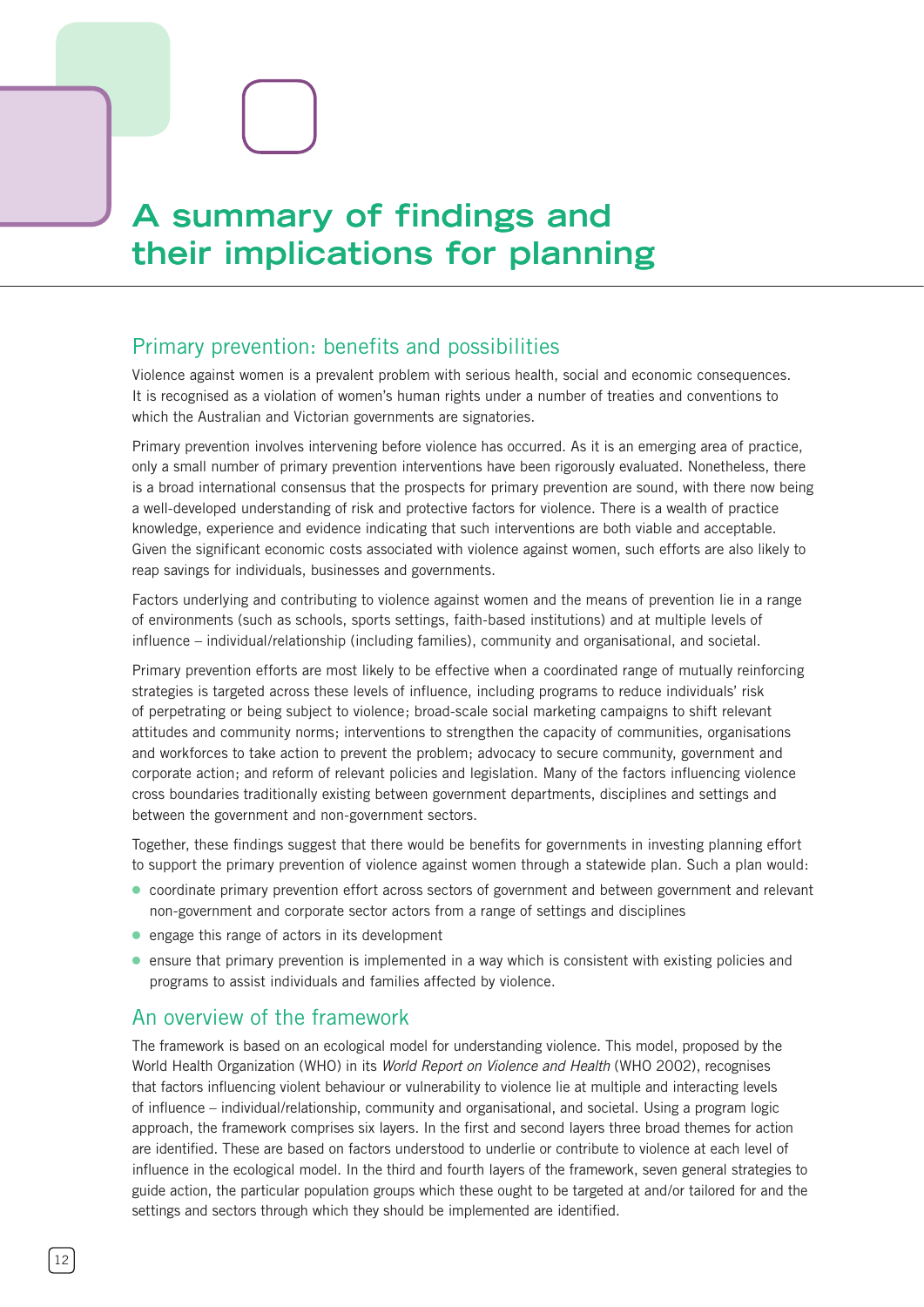# A summary of findings and their implications for planning

## Primary prevention: benefits and possibilities

Violence against women is a prevalent problem with serious health, social and economic consequences. It is recognised as a violation of women's human rights under a number of treaties and conventions to which the Australian and Victorian governments are signatories.

Primary prevention involves intervening before violence has occurred. As it is an emerging area of practice, only a small number of primary prevention interventions have been rigorously evaluated. Nonetheless, there is a broad international consensus that the prospects for primary prevention are sound, with there now being a well-developed understanding of risk and protective factors for violence. There is a wealth of practice knowledge, experience and evidence indicating that such interventions are both viable and acceptable. Given the significant economic costs associated with violence against women, such efforts are also likely to reap savings for individuals, businesses and governments.

Factors underlying and contributing to violence against women and the means of prevention lie in a range of environments (such as schools, sports settings, faith-based institutions) and at multiple levels of influence – individual/relationship (including families), community and organisational, and societal.

Primary prevention efforts are most likely to be effective when a coordinated range of mutually reinforcing strategies is targeted across these levels of influence, including programs to reduce individuals' risk of perpetrating or being subject to violence; broad-scale social marketing campaigns to shift relevant attitudes and community norms; interventions to strengthen the capacity of communities, organisations and workforces to take action to prevent the problem; advocacy to secure community, government and corporate action; and reform of relevant policies and legislation. Many of the factors influencing violence cross boundaries traditionally existing between government departments, disciplines and settings and between the government and non-government sectors.

Together, these findings suggest that there would be benefits for governments in investing planning effort to support the primary prevention of violence against women through a statewide plan. Such a plan would:

- coordinate primary prevention effort across sectors of government and between government and relevant non-government and corporate sector actors from a range of settings and disciplines
- engage this range of actors in its development
- ensure that primary prevention is implemented in a way which is consistent with existing policies and programs to assist individuals and families affected by violence.

## An overview of the framework

The framework is based on an ecological model for understanding violence. This model, proposed by the World Health Organization (WHO) in its *World Report on Violence and Health* (WHO 2002), recognises that factors influencing violent behaviour or vulnerability to violence lie at multiple and interacting levels of influence – individual/relationship, community and organisational, and societal. Using a program logic approach, the framework comprises six layers. In the first and second layers three broad themes for action are identified. These are based on factors understood to underlie or contribute to violence at each level of influence in the ecological model. In the third and fourth layers of the framework, seven general strategies to guide action, the particular population groups which these ought to be targeted at and/or tailored for and the settings and sectors through which they should be implemented are identified.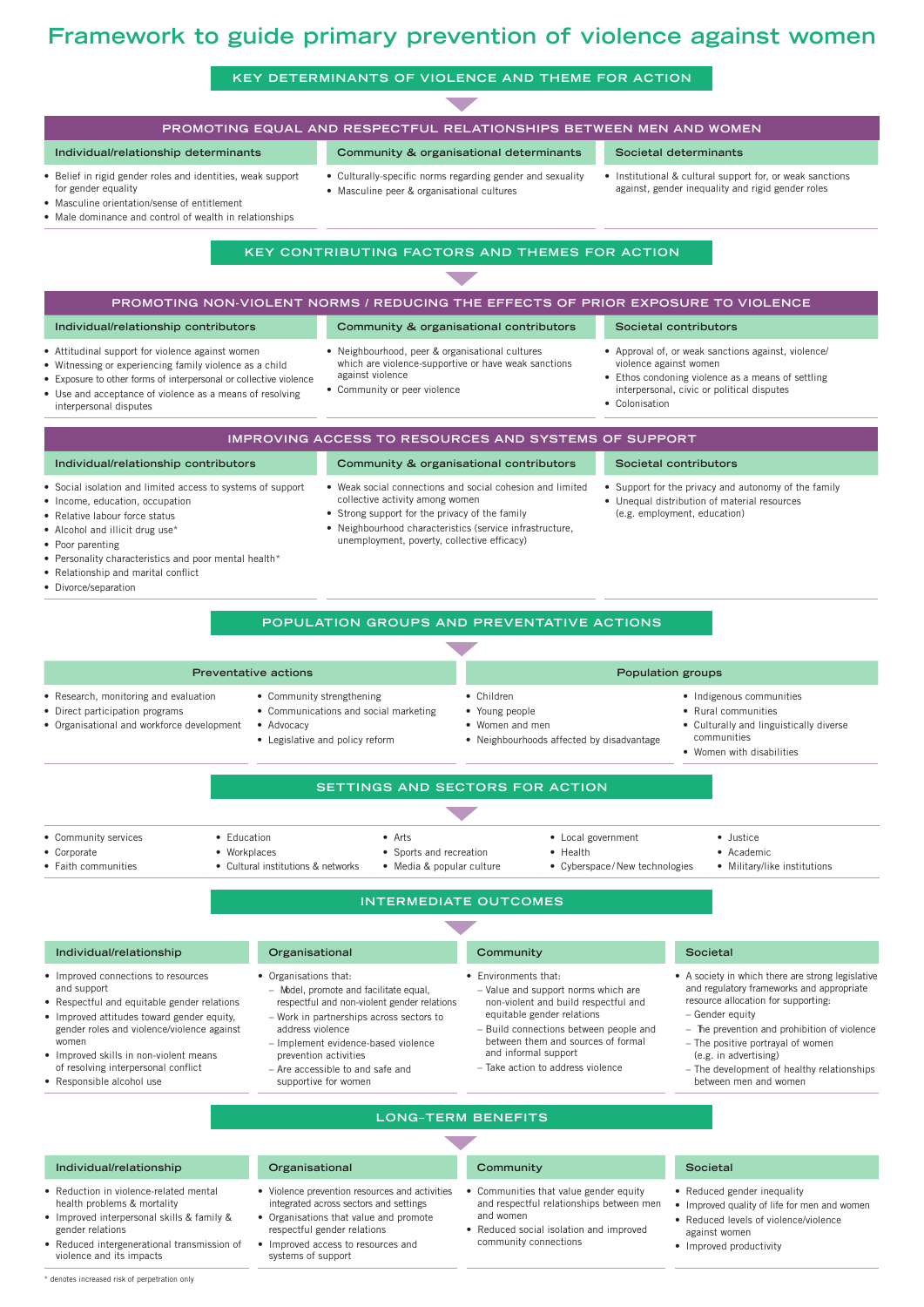# Framework to guide primary prevention of violence against women

## KEY DETERMINANTS OF VIOLENCE AND THEME FOR ACTION

### PROMOTING EQUAL AND RESPECTFUL RELATIONSHIPS BETWEEN MEN AND WOMEN

**Individual/relationship determinants**

- Belief in rigid gender roles and identities, weak support for gender equality
- Masculine orientation/sense of entitlement
- Male dominance and control of wealth in relationships

**Community & organisational determinants**

- Culturally-specific norms regarding gender and sexuality
- Masculine peer & organisational cultures

**Societal determinants**

- Institutional & cultural support for, or weak sanctions against, gender inequality and rigid gender roles

## KEY CONTRIBUTING FACTORS AND THEMES FOR ACTION

### PROMOTING NON-VIOLENT NORMS / REDUCING THE EFFECTS OF PRIOR EXPOSURE TO VIOLENCE

**Individual/relationship contributors**

- Attitudinal support for violence against women
- Witnessing or experiencing family violence as a child
- Exposure to other forms of interpersonal or collective violence
- Use and acceptance of violence as a means of resolving interpersonal disputes

**Community & organisational contributors**

- Neighbourhood, peer & organisational cultures which are violence-supportive or have weak sanctions against violence
- Community or peer violence

**Societal contributors**

- Approval of, or weak sanctions against, violence/violence against women
- Ethos condoning violence as a means of settling interpersonal, civic or political disputes
- Colonisation

### IMPROVING ACCESS TO RESOURCES AND SYSTEMS OF SUPPORT

**Individual/relationship contributors**

- Social isolation and limited access to systems of support
- Income, education, occupation
- Relative labour force status
- Alcohol and illicit drug use*
- Poor parenting
- Personality characteristics and poor mental health*
- Relationship and marital conflict
- Divorce/separation

**Community & organisational contributors**

- Weak social connections and social cohesion and limited collective activity among women
- Strong support for the privacy of the family
- Neighbourhood characteristics (service infrastructure, unemployment, poverty, collective efficacy)

**Societal contributors**

- Support for the privacy and autonomy of the family
- Unequal distribution of material resources (e.g. employment, education)

## POPULATION GROUPS AND PREVENTATIVE ACTIONS

**Preventative actions**

- Research, monitoring and evaluation
- Direct participation programs
- Organisational and workforce development
- Community strengthening
- Communications and social marketing
- Advocacy
- Legislative and policy reform

**Population groups**

- Children
- Young people
- Women and men
- Neighbourhoods affected by disadvantage
- Indigenous communities
- Rural communities
- Culturally and linguistically diverse communities
- Women with disabilities

## SETTINGS AND SECTORS FOR ACTION

- Community services
- Corporate
- Faith communities
- Education
- Workplaces
- Cultural institutions & networks
- Arts
- Sports and recreation
- Media & popular culture
- Local government
- Health
- Cyberspace/New technologies
- Justice
- Academic
- Military/like institutions

## INTERMEDIATE OUTCOMES

**Individual/relationship**

- Improved connections to resources and support
- Respectful and equitable gender relations
- Improved attitudes toward gender equity, gender roles and violence/violence against women
- Improved skills in non-violent means of resolving interpersonal conflict
- Responsible alcohol use

**Organisational**

- Organisations that:
  - Model, promote and facilitate equal, respectful and non-violent gender relations
  - Work in partnerships across sectors to address violence
  - Implement evidence-based violence prevention activities
  - Are accessible to and safe and supportive for women

**Community**

- Environments that:
  - Value and support norms which are non-violent and build respectful and equitable gender relations
  - Build connections between people and between them and sources of formal and informal support
  - Take action to address violence

**Societal**

- A society in which there are strong legislative and regulatory frameworks and appropriate resource allocation for supporting:
  - Gender equity
  - The prevention and prohibition of violence
  - The positive portrayal of women (e.g. in advertising)
  - The development of healthy relationships between men and women

## LONG–TERM BENEFITS

**Individual/relationship**

- Reduction in violence-related mental health problems & mortality
- Improved interpersonal skills & family & gender relations
- Reduced intergenerational transmission of violence and its impacts

**Organisational**

- Violence prevention resources and activities integrated across sectors and settings
- Organisations that value and promote respectful gender relations
- Improved access to resources and systems of support

**Community**

- Communities that value gender equity and respectful relationships between men and women
- Reduced social isolation and improved community connections

**Societal**

- Reduced gender inequality
- Improved quality of life for men and women
- Reduced levels of violence/violence against women
- Improved productivity

\* denotes increased risk of perpetration only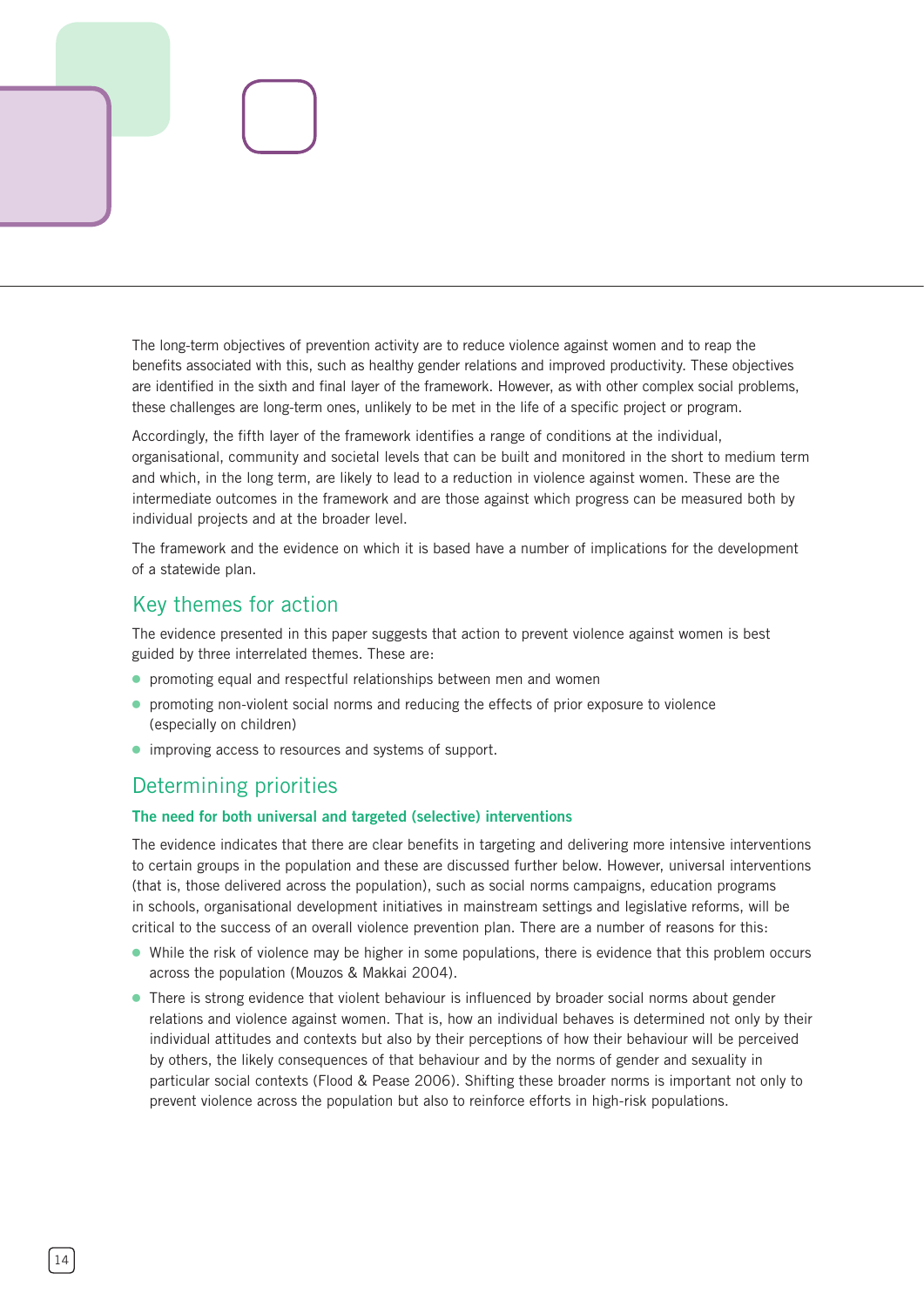The long-term objectives of prevention activity are to reduce violence against women and to reap the benefits associated with this, such as healthy gender relations and improved productivity. These objectives are identified in the sixth and final layer of the framework. However, as with other complex social problems, these challenges are long-term ones, unlikely to be met in the life of a specific project or program.

Accordingly, the fifth layer of the framework identifies a range of conditions at the individual, organisational, community and societal levels that can be built and monitored in the short to medium term and which, in the long term, are likely to lead to a reduction in violence against women. These are the intermediate outcomes in the framework and are those against which progress can be measured both by individual projects and at the broader level.

The framework and the evidence on which it is based have a number of implications for the development of a statewide plan.

## Key themes for action

The evidence presented in this paper suggests that action to prevent violence against women is best guided by three interrelated themes. These are:

- promoting equal and respectful relationships between men and women
- promoting non-violent social norms and reducing the effects of prior exposure to violence (especially on children)
- improving access to resources and systems of support.

## Determining priorities

### The need for both universal and targeted (selective) interventions

The evidence indicates that there are clear benefits in targeting and delivering more intensive interventions to certain groups in the population and these are discussed further below. However, universal interventions (that is, those delivered across the population), such as social norms campaigns, education programs in schools, organisational development initiatives in mainstream settings and legislative reforms, will be critical to the success of an overall violence prevention plan. There are a number of reasons for this:

- While the risk of violence may be higher in some populations, there is evidence that this problem occurs across the population (Mouzos & Makkai 2004).
- There is strong evidence that violent behaviour is influenced by broader social norms about gender relations and violence against women. That is, how an individual behaves is determined not only by their individual attitudes and contexts but also by their perceptions of how their behaviour will be perceived by others, the likely consequences of that behaviour and by the norms of gender and sexuality in particular social contexts (Flood & Pease 2006). Shifting these broader norms is important not only to prevent violence across the population but also to reinforce efforts in high-risk populations.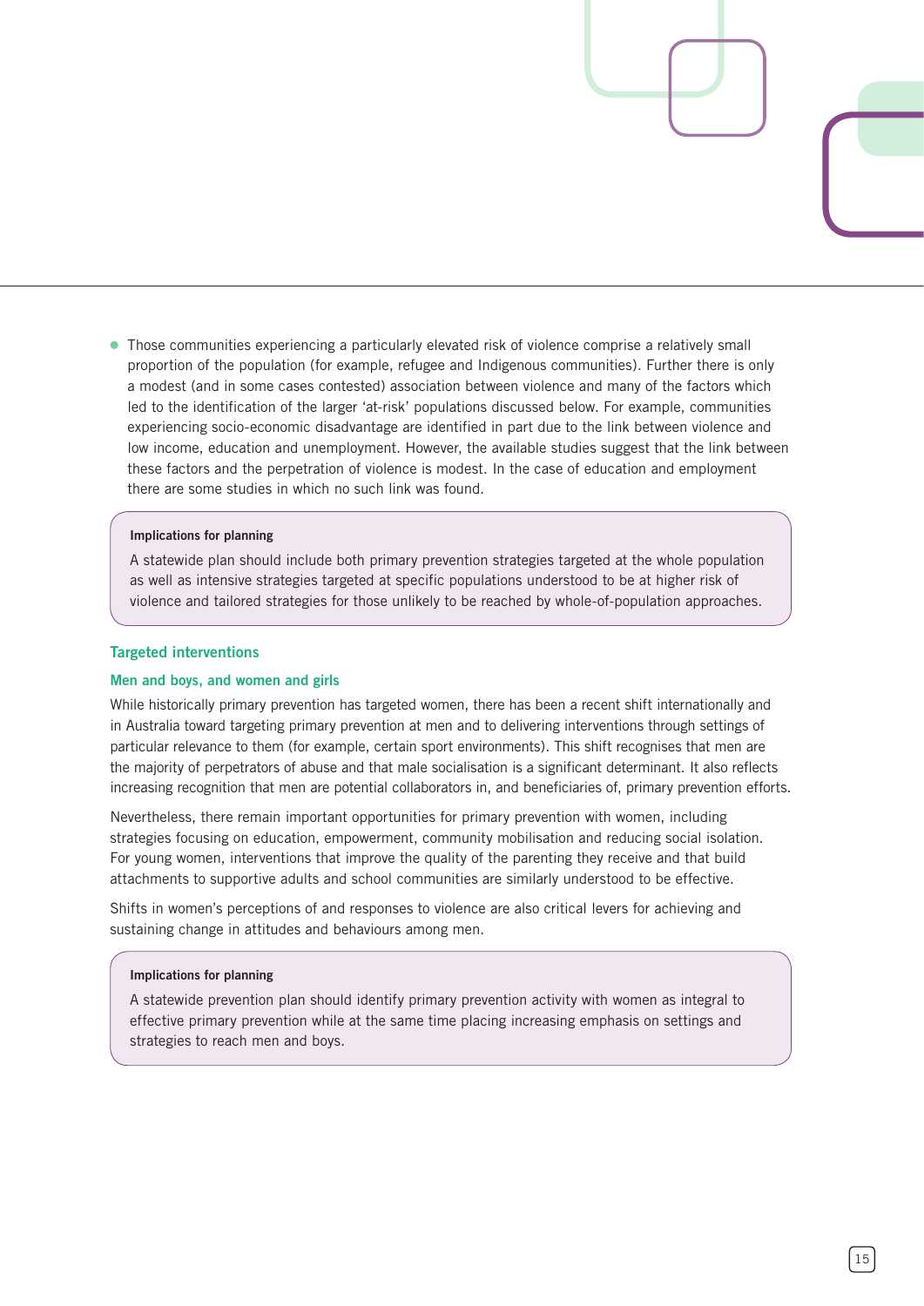- Those communities experiencing a particularly elevated risk of violence comprise a relatively small proportion of the population (for example, refugee and Indigenous communities). Further there is only a modest (and in some cases contested) association between violence and many of the factors which led to the identification of the larger 'at-risk' populations discussed below. For example, communities experiencing socio-economic disadvantage are identified in part due to the link between violence and low income, education and unemployment. However, the available studies suggest that the link between these factors and the perpetration of violence is modest. In the case of education and employment there are some studies in which no such link was found.

> **Implications for planning**
>
> A statewide plan should include both primary prevention strategies targeted at the whole population as well as intensive strategies targeted at specific populations understood to be at higher risk of violence and tailored strategies for those unlikely to be reached by whole-of-population approaches.

## Targeted interventions

### Men and boys, and women and girls

While historically primary prevention has targeted women, there has been a recent shift internationally and in Australia toward targeting primary prevention at men and to delivering interventions through settings of particular relevance to them (for example, certain sport environments). This shift recognises that men are the majority of perpetrators of abuse and that male socialisation is a significant determinant. It also reflects increasing recognition that men are potential collaborators in, and beneficiaries of, primary prevention efforts.

Nevertheless, there remain important opportunities for primary prevention with women, including strategies focusing on education, empowerment, community mobilisation and reducing social isolation. For young women, interventions that improve the quality of the parenting they receive and that build attachments to supportive adults and school communities are similarly understood to be effective.

Shifts in women's perceptions of and responses to violence are also critical levers for achieving and sustaining change in attitudes and behaviours among men.

> **Implications for planning**
>
> A statewide prevention plan should identify primary prevention activity with women as integral to effective primary prevention while at the same time placing increasing emphasis on settings and strategies to reach men and boys.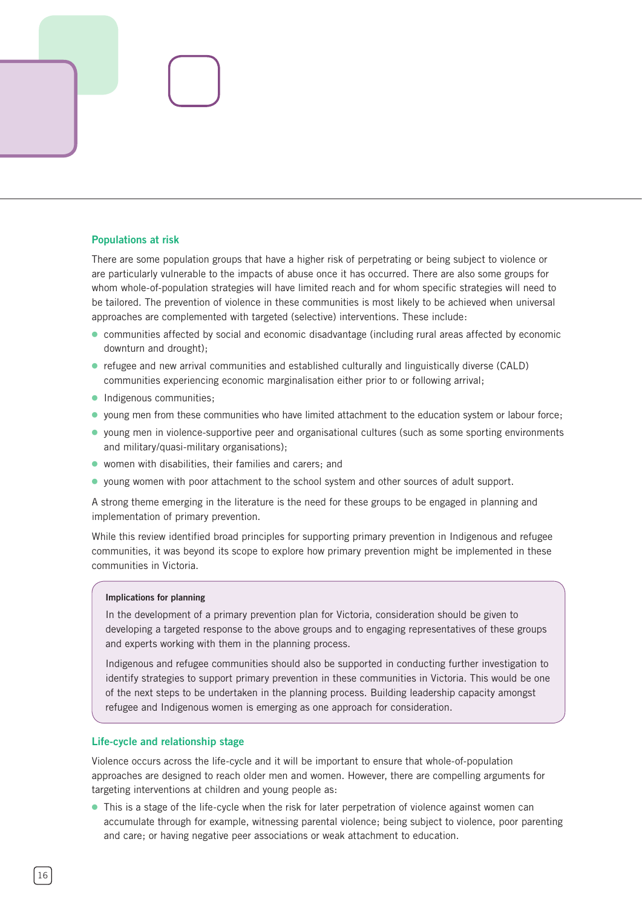## Populations at risk

There are some population groups that have a higher risk of perpetrating or being subject to violence or are particularly vulnerable to the impacts of abuse once it has occurred. There are also some groups for whom whole-of-population strategies will have limited reach and for whom specific strategies will need to be tailored. The prevention of violence in these communities is most likely to be achieved when universal approaches are complemented with targeted (selective) interventions. These include:

- communities affected by social and economic disadvantage (including rural areas affected by economic downturn and drought);
- refugee and new arrival communities and established culturally and linguistically diverse (CALD) communities experiencing economic marginalisation either prior to or following arrival;
- Indigenous communities;
- young men from these communities who have limited attachment to the education system or labour force;
- young men in violence-supportive peer and organisational cultures (such as some sporting environments and military/quasi-military organisations);
- women with disabilities, their families and carers; and
- young women with poor attachment to the school system and other sources of adult support.

A strong theme emerging in the literature is the need for these groups to be engaged in planning and implementation of primary prevention.

While this review identified broad principles for supporting primary prevention in Indigenous and refugee communities, it was beyond its scope to explore how primary prevention might be implemented in these communities in Victoria.

> **Implications for planning**
>
> In the development of a primary prevention plan for Victoria, consideration should be given to developing a targeted response to the above groups and to engaging representatives of these groups and experts working with them in the planning process.
>
> Indigenous and refugee communities should also be supported in conducting further investigation to identify strategies to support primary prevention in these communities in Victoria. This would be one of the next steps to be undertaken in the planning process. Building leadership capacity amongst refugee and Indigenous women is emerging as one approach for consideration.

## Life-cycle and relationship stage

Violence occurs across the life-cycle and it will be important to ensure that whole-of-population approaches are designed to reach older men and women. However, there are compelling arguments for targeting interventions at children and young people as:

- This is a stage of the life-cycle when the risk for later perpetration of violence against women can accumulate through for example, witnessing parental violence; being subject to violence, poor parenting and care; or having negative peer associations or weak attachment to education.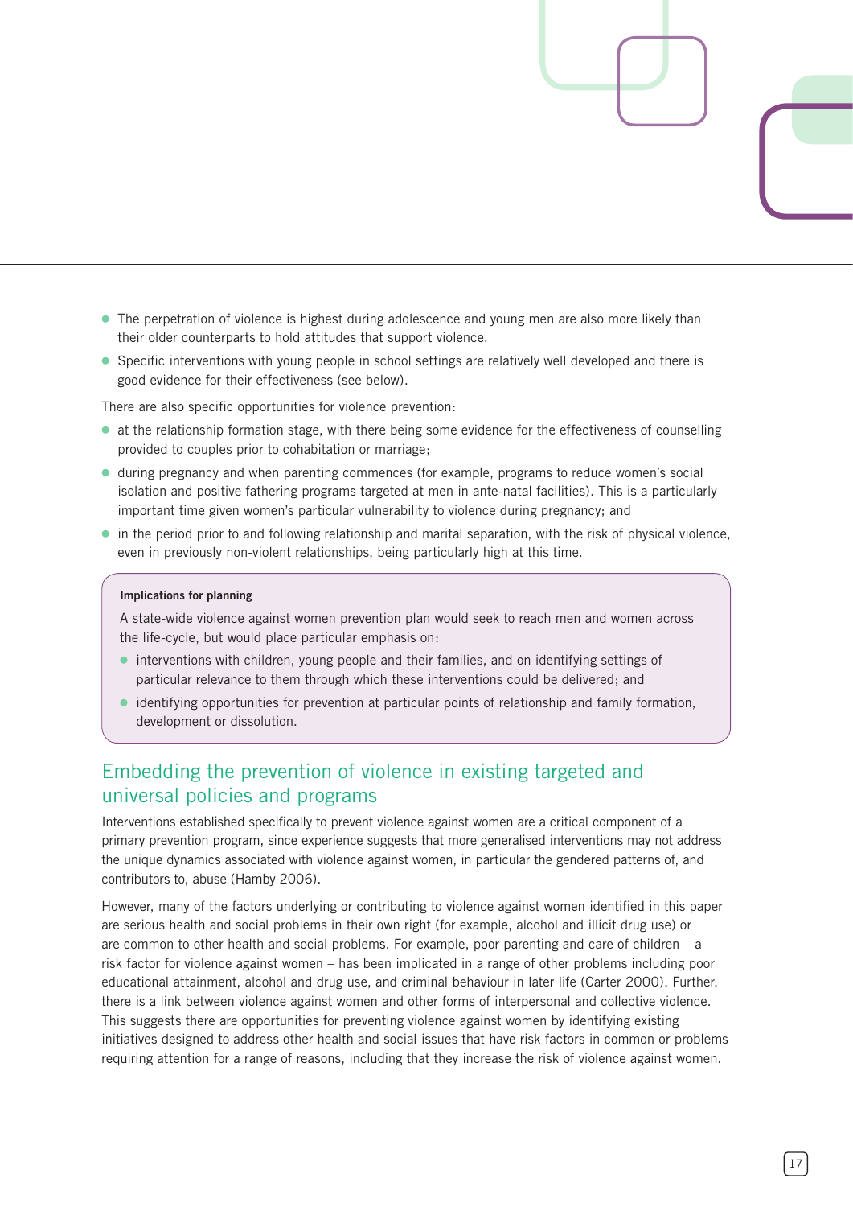- The perpetration of violence is highest during adolescence and young men are also more likely than their older counterparts to hold attitudes that support violence.
- Specific interventions with young people in school settings are relatively well developed and there is good evidence for their effectiveness (see below).

There are also specific opportunities for violence prevention:

- at the relationship formation stage, with there being some evidence for the effectiveness of counselling provided to couples prior to cohabitation or marriage;
- during pregnancy and when parenting commences (for example, programs to reduce women's social isolation and positive fathering programs targeted at men in ante-natal facilities). This is a particularly important time given women's particular vulnerability to violence during pregnancy; and
- in the period prior to and following relationship and marital separation, with the risk of physical violence, even in previously non-violent relationships, being particularly high at this time.

**Implications for planning**

A state-wide violence against women prevention plan would seek to reach men and women across the life-cycle, but would place particular emphasis on:

- interventions with children, young people and their families, and on identifying settings of particular relevance to them through which these interventions could be delivered; and
- identifying opportunities for prevention at particular points of relationship and family formation, development or dissolution.

## Embedding the prevention of violence in existing targeted and universal policies and programs

Interventions established specifically to prevent violence against women are a critical component of a primary prevention program, since experience suggests that more generalised interventions may not address the unique dynamics associated with violence against women, in particular the gendered patterns of, and contributors to, abuse (Hamby 2006).

However, many of the factors underlying or contributing to violence against women identified in this paper are serious health and social problems in their own right (for example, alcohol and illicit drug use) or are common to other health and social problems. For example, poor parenting and care of children – a risk factor for violence against women – has been implicated in a range of other problems including poor educational attainment, alcohol and drug use, and criminal behaviour in later life (Carter 2000). Further, there is a link between violence against women and other forms of interpersonal and collective violence. This suggests there are opportunities for preventing violence against women by identifying existing initiatives designed to address other health and social issues that have risk factors in common or problems requiring attention for a range of reasons, including that they increase the risk of violence against women.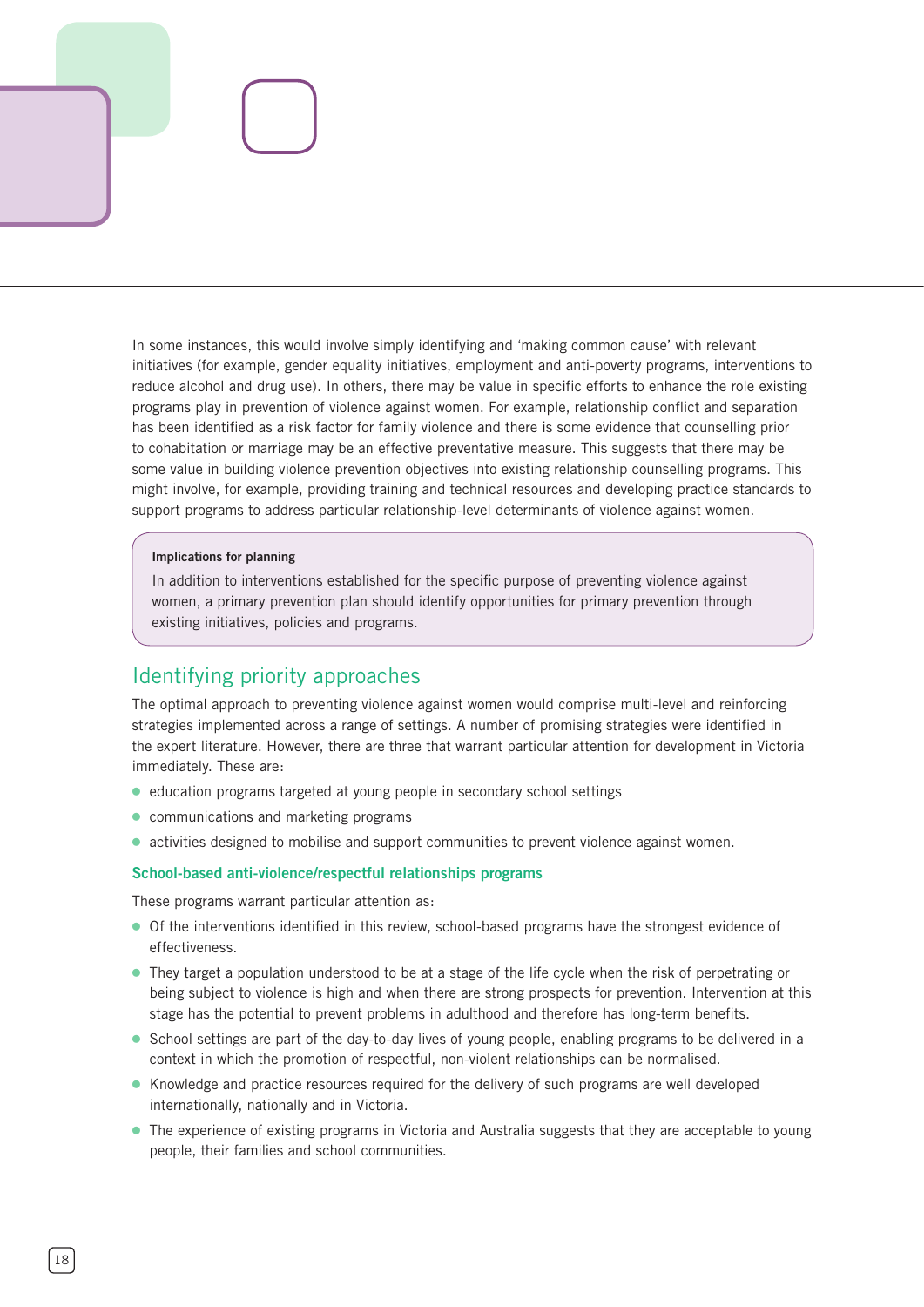In some instances, this would involve simply identifying and 'making common cause' with relevant initiatives (for example, gender equality initiatives, employment and anti-poverty programs, interventions to reduce alcohol and drug use). In others, there may be value in specific efforts to enhance the role existing programs play in prevention of violence against women. For example, relationship conflict and separation has been identified as a risk factor for family violence and there is some evidence that counselling prior to cohabitation or marriage may be an effective preventative measure. This suggests that there may be some value in building violence prevention objectives into existing relationship counselling programs. This might involve, for example, providing training and technical resources and developing practice standards to support programs to address particular relationship-level determinants of violence against women.

> **Implications for planning**
>
> In addition to interventions established for the specific purpose of preventing violence against women, a primary prevention plan should identify opportunities for primary prevention through existing initiatives, policies and programs.

## Identifying priority approaches

The optimal approach to preventing violence against women would comprise multi-level and reinforcing strategies implemented across a range of settings. A number of promising strategies were identified in the expert literature. However, there are three that warrant particular attention for development in Victoria immediately. These are:

- education programs targeted at young people in secondary school settings
- communications and marketing programs
- activities designed to mobilise and support communities to prevent violence against women.

### School-based anti-violence/respectful relationships programs

These programs warrant particular attention as:

- Of the interventions identified in this review, school-based programs have the strongest evidence of effectiveness.
- They target a population understood to be at a stage of the life cycle when the risk of perpetrating or being subject to violence is high and when there are strong prospects for prevention. Intervention at this stage has the potential to prevent problems in adulthood and therefore has long-term benefits.
- School settings are part of the day-to-day lives of young people, enabling programs to be delivered in a context in which the promotion of respectful, non-violent relationships can be normalised.
- Knowledge and practice resources required for the delivery of such programs are well developed internationally, nationally and in Victoria.
- The experience of existing programs in Victoria and Australia suggests that they are acceptable to young people, their families and school communities.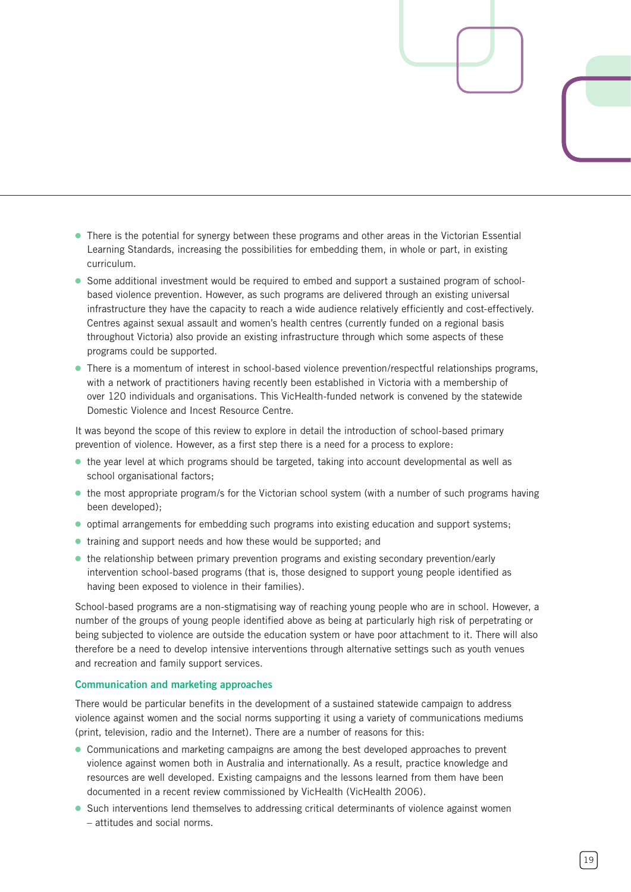- There is the potential for synergy between these programs and other areas in the Victorian Essential Learning Standards, increasing the possibilities for embedding them, in whole or part, in existing curriculum.
- Some additional investment would be required to embed and support a sustained program of school-based violence prevention. However, as such programs are delivered through an existing universal infrastructure they have the capacity to reach a wide audience relatively efficiently and cost-effectively. Centres against sexual assault and women's health centres (currently funded on a regional basis throughout Victoria) also provide an existing infrastructure through which some aspects of these programs could be supported.
- There is a momentum of interest in school-based violence prevention/respectful relationships programs, with a network of practitioners having recently been established in Victoria with a membership of over 120 individuals and organisations. This VicHealth-funded network is convened by the statewide Domestic Violence and Incest Resource Centre.

It was beyond the scope of this review to explore in detail the introduction of school-based primary prevention of violence. However, as a first step there is a need for a process to explore:

- the year level at which programs should be targeted, taking into account developmental as well as school organisational factors;
- the most appropriate program/s for the Victorian school system (with a number of such programs having been developed);
- optimal arrangements for embedding such programs into existing education and support systems;
- training and support needs and how these would be supported; and
- the relationship between primary prevention programs and existing secondary prevention/early intervention school-based programs (that is, those designed to support young people identified as having been exposed to violence in their families).

School-based programs are a non-stigmatising way of reaching young people who are in school. However, a number of the groups of young people identified above as being at particularly high risk of perpetrating or being subjected to violence are outside the education system or have poor attachment to it. There will also therefore be a need to develop intensive interventions through alternative settings such as youth venues and recreation and family support services.

#### Communication and marketing approaches

There would be particular benefits in the development of a sustained statewide campaign to address violence against women and the social norms supporting it using a variety of communications mediums (print, television, radio and the Internet). There are a number of reasons for this:

- Communications and marketing campaigns are among the best developed approaches to prevent violence against women both in Australia and internationally. As a result, practice knowledge and resources are well developed. Existing campaigns and the lessons learned from them have been documented in a recent review commissioned by VicHealth (VicHealth 2006).
- Such interventions lend themselves to addressing critical determinants of violence against women – attitudes and social norms.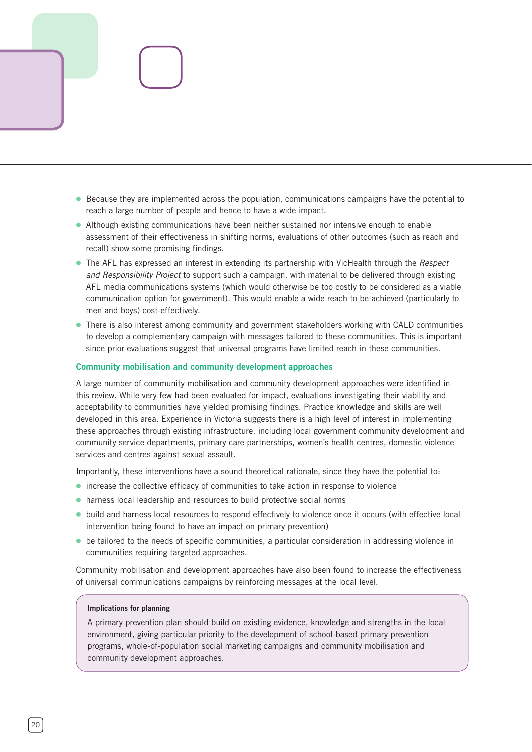- Because they are implemented across the population, communications campaigns have the potential to reach a large number of people and hence to have a wide impact.
- Although existing communications have been neither sustained nor intensive enough to enable assessment of their effectiveness in shifting norms, evaluations of other outcomes (such as reach and recall) show some promising findings.
- The AFL has expressed an interest in extending its partnership with VicHealth through the *Respect and Responsibility Project* to support such a campaign, with material to be delivered through existing AFL media communications systems (which would otherwise be too costly to be considered as a viable communication option for government). This would enable a wide reach to be achieved (particularly to men and boys) cost-effectively.
- There is also interest among community and government stakeholders working with CALD communities to develop a complementary campaign with messages tailored to these communities. This is important since prior evaluations suggest that universal programs have limited reach in these communities.

### Community mobilisation and community development approaches

A large number of community mobilisation and community development approaches were identified in this review. While very few had been evaluated for impact, evaluations investigating their viability and acceptability to communities have yielded promising findings. Practice knowledge and skills are well developed in this area. Experience in Victoria suggests there is a high level of interest in implementing these approaches through existing infrastructure, including local government community development and community service departments, primary care partnerships, women's health centres, domestic violence services and centres against sexual assault.

Importantly, these interventions have a sound theoretical rationale, since they have the potential to:

- increase the collective efficacy of communities to take action in response to violence
- harness local leadership and resources to build protective social norms
- build and harness local resources to respond effectively to violence once it occurs (with effective local intervention being found to have an impact on primary prevention)
- be tailored to the needs of specific communities, a particular consideration in addressing violence in communities requiring targeted approaches.

Community mobilisation and development approaches have also been found to increase the effectiveness of universal communications campaigns by reinforcing messages at the local level.

> **Implications for planning**
>
> A primary prevention plan should build on existing evidence, knowledge and strengths in the local environment, giving particular priority to the development of school-based primary prevention programs, whole-of-population social marketing campaigns and community mobilisation and community development approaches.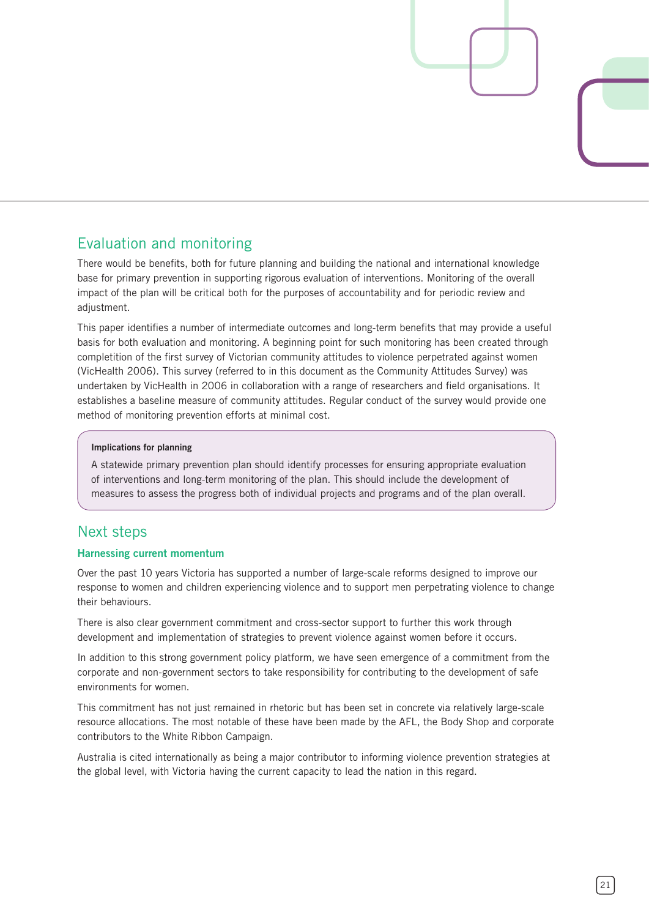## Evaluation and monitoring

There would be benefits, both for future planning and building the national and international knowledge base for primary prevention in supporting rigorous evaluation of interventions. Monitoring of the overall impact of the plan will be critical both for the purposes of accountability and for periodic review and adjustment.

This paper identifies a number of intermediate outcomes and long-term benefits that may provide a useful basis for both evaluation and monitoring. A beginning point for such monitoring has been created through completition of the first survey of Victorian community attitudes to violence perpetrated against women (VicHealth 2006). This survey (referred to in this document as the Community Attitudes Survey) was undertaken by VicHealth in 2006 in collaboration with a range of researchers and field organisations. It establishes a baseline measure of community attitudes. Regular conduct of the survey would provide one method of monitoring prevention efforts at minimal cost.

> **Implications for planning**
>
> A statewide primary prevention plan should identify processes for ensuring appropriate evaluation of interventions and long-term monitoring of the plan. This should include the development of measures to assess the progress both of individual projects and programs and of the plan overall.

## Next steps

### Harnessing current momentum

Over the past 10 years Victoria has supported a number of large-scale reforms designed to improve our response to women and children experiencing violence and to support men perpetrating violence to change their behaviours.

There is also clear government commitment and cross-sector support to further this work through development and implementation of strategies to prevent violence against women before it occurs.

In addition to this strong government policy platform, we have seen emergence of a commitment from the corporate and non-government sectors to take responsibility for contributing to the development of safe environments for women.

This commitment has not just remained in rhetoric but has been set in concrete via relatively large-scale resource allocations. The most notable of these have been made by the AFL, the Body Shop and corporate contributors to the White Ribbon Campaign.

Australia is cited internationally as being a major contributor to informing violence prevention strategies at the global level, with Victoria having the current capacity to lead the nation in this regard.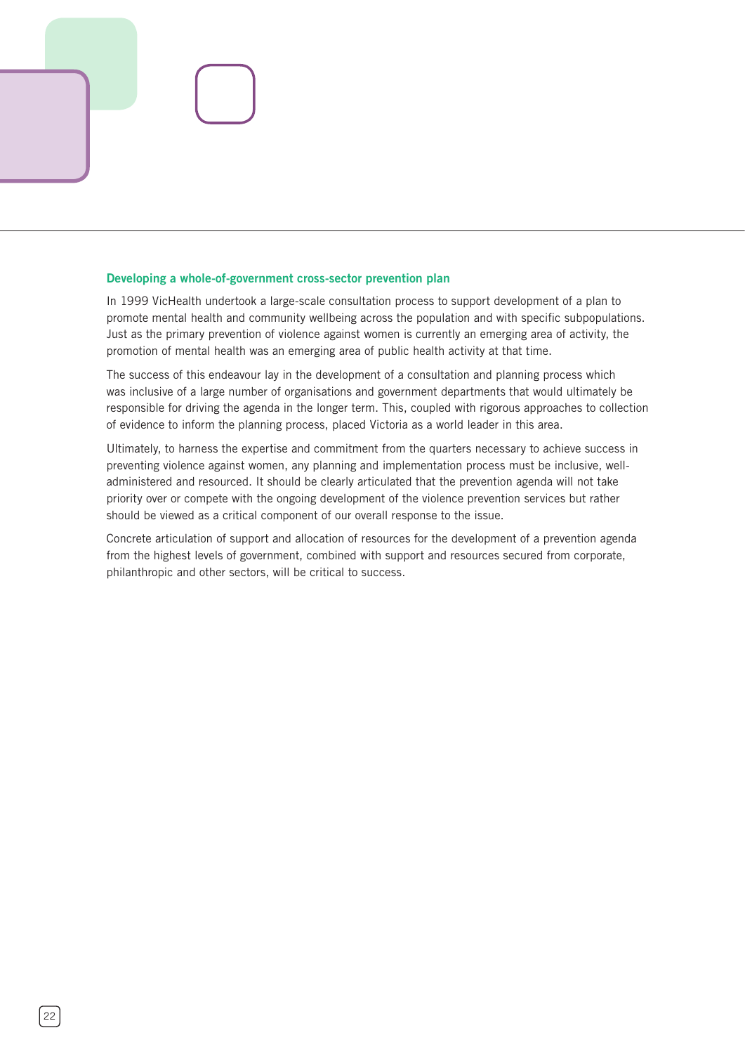### Developing a whole-of-government cross-sector prevention plan

In 1999 VicHealth undertook a large-scale consultation process to support development of a plan to promote mental health and community wellbeing across the population and with specific subpopulations. Just as the primary prevention of violence against women is currently an emerging area of activity, the promotion of mental health was an emerging area of public health activity at that time.

The success of this endeavour lay in the development of a consultation and planning process which was inclusive of a large number of organisations and government departments that would ultimately be responsible for driving the agenda in the longer term. This, coupled with rigorous approaches to collection of evidence to inform the planning process, placed Victoria as a world leader in this area.

Ultimately, to harness the expertise and commitment from the quarters necessary to achieve success in preventing violence against women, any planning and implementation process must be inclusive, well-administered and resourced. It should be clearly articulated that the prevention agenda will not take priority over or compete with the ongoing development of the violence prevention services but rather should be viewed as a critical component of our overall response to the issue.

Concrete articulation of support and allocation of resources for the development of a prevention agenda from the highest levels of government, combined with support and resources secured from corporate, philanthropic and other sectors, will be critical to success.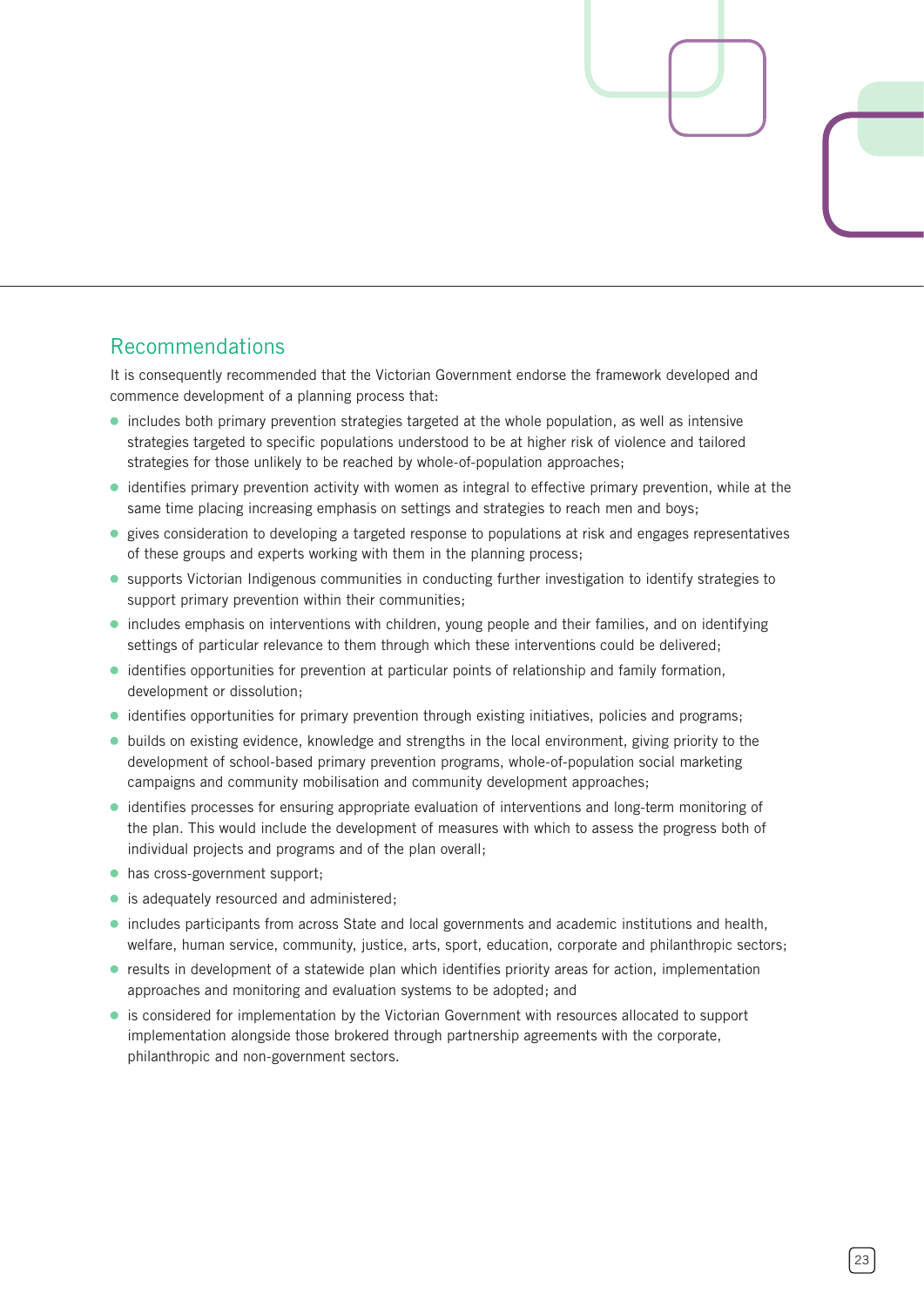## Recommendations

It is consequently recommended that the Victorian Government endorse the framework developed and commence development of a planning process that:

- includes both primary prevention strategies targeted at the whole population, as well as intensive strategies targeted to specific populations understood to be at higher risk of violence and tailored strategies for those unlikely to be reached by whole-of-population approaches;
- identifies primary prevention activity with women as integral to effective primary prevention, while at the same time placing increasing emphasis on settings and strategies to reach men and boys;
- gives consideration to developing a targeted response to populations at risk and engages representatives of these groups and experts working with them in the planning process;
- supports Victorian Indigenous communities in conducting further investigation to identify strategies to support primary prevention within their communities;
- includes emphasis on interventions with children, young people and their families, and on identifying settings of particular relevance to them through which these interventions could be delivered;
- identifies opportunities for prevention at particular points of relationship and family formation, development or dissolution;
- identifies opportunities for primary prevention through existing initiatives, policies and programs;
- builds on existing evidence, knowledge and strengths in the local environment, giving priority to the development of school-based primary prevention programs, whole-of-population social marketing campaigns and community mobilisation and community development approaches;
- identifies processes for ensuring appropriate evaluation of interventions and long-term monitoring of the plan. This would include the development of measures with which to assess the progress both of individual projects and programs and of the plan overall;
- has cross-government support;
- is adequately resourced and administered;
- includes participants from across State and local governments and academic institutions and health, welfare, human service, community, justice, arts, sport, education, corporate and philanthropic sectors;
- results in development of a statewide plan which identifies priority areas for action, implementation approaches and monitoring and evaluation systems to be adopted; and
- is considered for implementation by the Victorian Government with resources allocated to support implementation alongside those brokered through partnership agreements with the corporate, philanthropic and non-government sectors.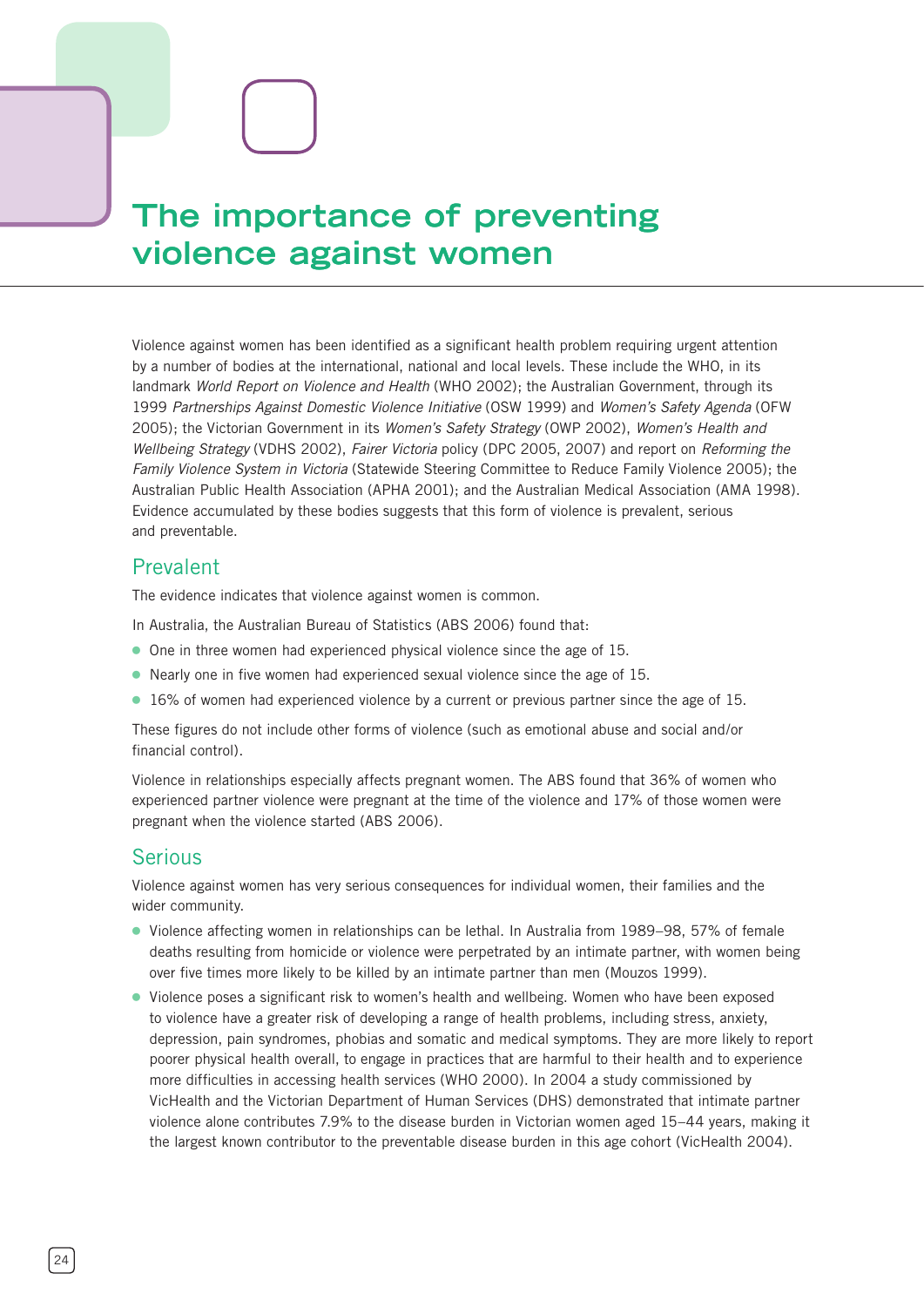# The importance of preventing violence against women

Violence against women has been identified as a significant health problem requiring urgent attention by a number of bodies at the international, national and local levels. These include the WHO, in its landmark *World Report on Violence and Health* (WHO 2002); the Australian Government, through its 1999 *Partnerships Against Domestic Violence Initiative* (OSW 1999) and *Women's Safety Agenda* (OFW 2005); the Victorian Government in its *Women's Safety Strategy* (OWP 2002), *Women's Health and Wellbeing Strategy* (VDHS 2002), *Fairer Victoria* policy (DPC 2005, 2007) and report on *Reforming the Family Violence System in Victoria* (Statewide Steering Committee to Reduce Family Violence 2005); the Australian Public Health Association (APHA 2001); and the Australian Medical Association (AMA 1998). Evidence accumulated by these bodies suggests that this form of violence is prevalent, serious and preventable.

## Prevalent

The evidence indicates that violence against women is common.

In Australia, the Australian Bureau of Statistics (ABS 2006) found that:

- One in three women had experienced physical violence since the age of 15.
- Nearly one in five women had experienced sexual violence since the age of 15.
- 16% of women had experienced violence by a current or previous partner since the age of 15.

These figures do not include other forms of violence (such as emotional abuse and social and/or financial control).

Violence in relationships especially affects pregnant women. The ABS found that 36% of women who experienced partner violence were pregnant at the time of the violence and 17% of those women were pregnant when the violence started (ABS 2006).

## Serious

Violence against women has very serious consequences for individual women, their families and the wider community.

- Violence affecting women in relationships can be lethal. In Australia from 1989–98, 57% of female deaths resulting from homicide or violence were perpetrated by an intimate partner, with women being over five times more likely to be killed by an intimate partner than men (Mouzos 1999).
- Violence poses a significant risk to women's health and wellbeing. Women who have been exposed to violence have a greater risk of developing a range of health problems, including stress, anxiety, depression, pain syndromes, phobias and somatic and medical symptoms. They are more likely to report poorer physical health overall, to engage in practices that are harmful to their health and to experience more difficulties in accessing health services (WHO 2000). In 2004 a study commissioned by VicHealth and the Victorian Department of Human Services (DHS) demonstrated that intimate partner violence alone contributes 7.9% to the disease burden in Victorian women aged 15–44 years, making it the largest known contributor to the preventable disease burden in this age cohort (VicHealth 2004).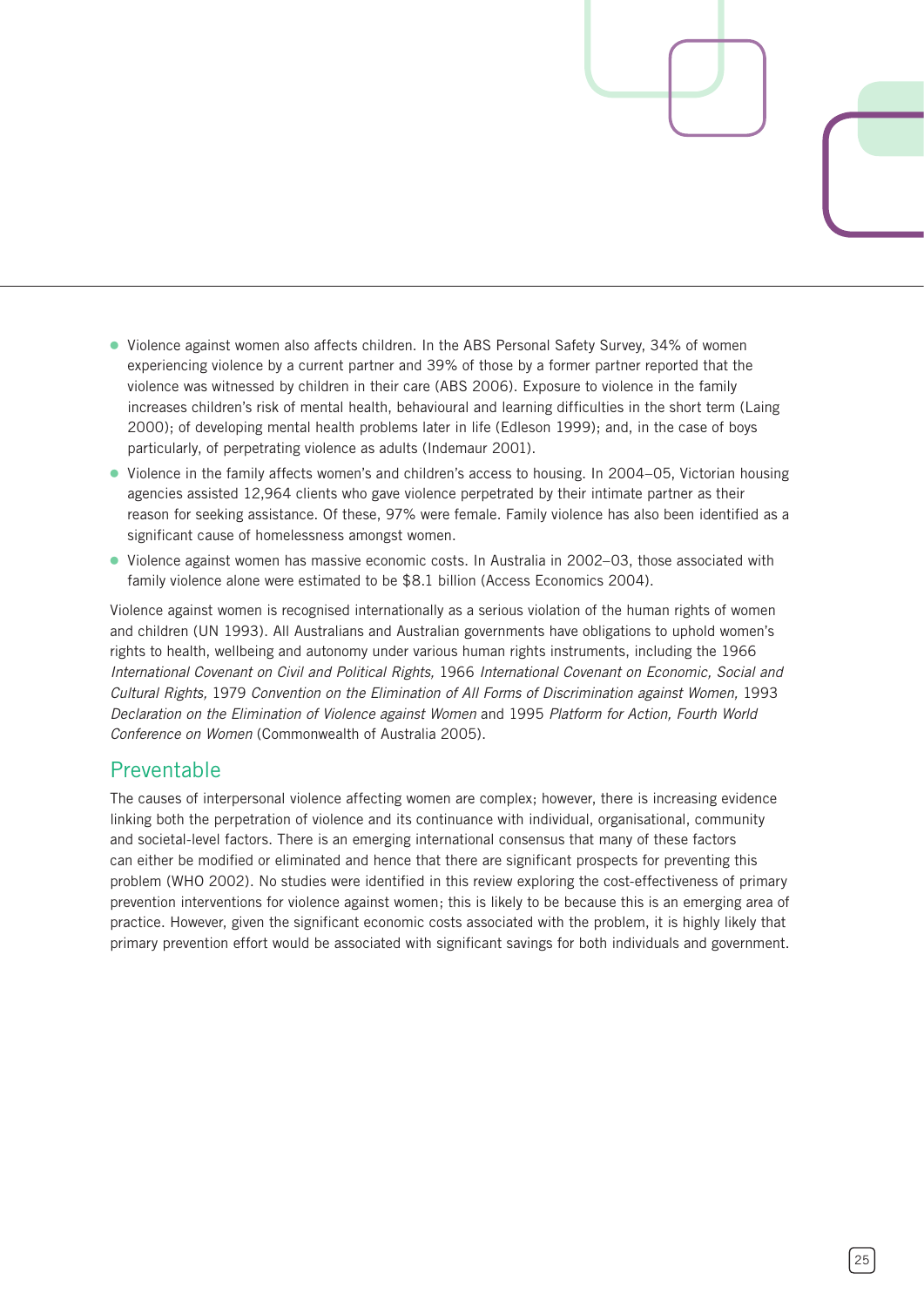- Violence against women also affects children. In the ABS Personal Safety Survey, 34% of women experiencing violence by a current partner and 39% of those by a former partner reported that the violence was witnessed by children in their care (ABS 2006). Exposure to violence in the family increases children's risk of mental health, behavioural and learning difficulties in the short term (Laing 2000); of developing mental health problems later in life (Edleson 1999); and, in the case of boys particularly, of perpetrating violence as adults (Indemaur 2001).
- Violence in the family affects women's and children's access to housing. In 2004–05, Victorian housing agencies assisted 12,964 clients who gave violence perpetrated by their intimate partner as their reason for seeking assistance. Of these, 97% were female. Family violence has also been identified as a significant cause of homelessness amongst women.
- Violence against women has massive economic costs. In Australia in 2002–03, those associated with family violence alone were estimated to be $8.1 billion (Access Economics 2004).

Violence against women is recognised internationally as a serious violation of the human rights of women and children (UN 1993). All Australians and Australian governments have obligations to uphold women's rights to health, wellbeing and autonomy under various human rights instruments, including the 1966 *International Covenant on Civil and Political Rights,* 1966 *International Covenant on Economic, Social and Cultural Rights,* 1979 *Convention on the Elimination of All Forms of Discrimination against Women,* 1993 *Declaration on the Elimination of Violence against Women* and 1995 *Platform for Action, Fourth World Conference on Women* (Commonwealth of Australia 2005).

## Preventable

The causes of interpersonal violence affecting women are complex; however, there is increasing evidence linking both the perpetration of violence and its continuance with individual, organisational, community and societal-level factors. There is an emerging international consensus that many of these factors can either be modified or eliminated and hence that there are significant prospects for preventing this problem (WHO 2002). No studies were identified in this review exploring the cost-effectiveness of primary prevention interventions for violence against women; this is likely to be because this is an emerging area of practice. However, given the significant economic costs associated with the problem, it is highly likely that primary prevention effort would be associated with significant savings for both individuals and government.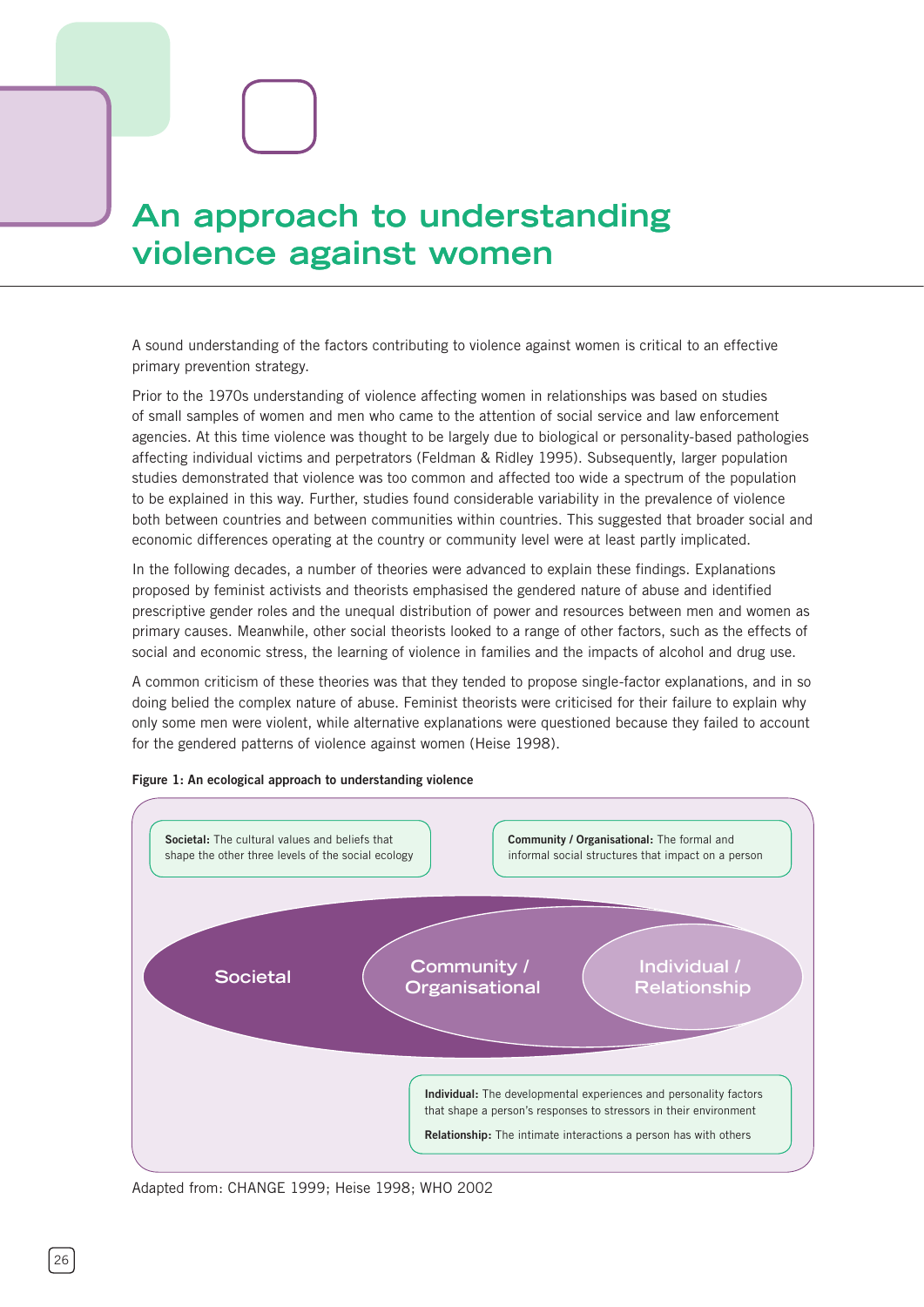# An approach to understanding violence against women

A sound understanding of the factors contributing to violence against women is critical to an effective primary prevention strategy.

Prior to the 1970s understanding of violence affecting women in relationships was based on studies of small samples of women and men who came to the attention of social service and law enforcement agencies. At this time violence was thought to be largely due to biological or personality-based pathologies affecting individual victims and perpetrators (Feldman & Ridley 1995). Subsequently, larger population studies demonstrated that violence was too common and affected too wide a spectrum of the population to be explained in this way. Further, studies found considerable variability in the prevalence of violence both between countries and between communities within countries. This suggested that broader social and economic differences operating at the country or community level were at least partly implicated.

In the following decades, a number of theories were advanced to explain these findings. Explanations proposed by feminist activists and theorists emphasised the gendered nature of abuse and identified prescriptive gender roles and the unequal distribution of power and resources between men and women as primary causes. Meanwhile, other social theorists looked to a range of other factors, such as the effects of social and economic stress, the learning of violence in families and the impacts of alcohol and drug use.

A common criticism of these theories was that they tended to propose single-factor explanations, and in so doing belied the complex nature of abuse. Feminist theorists were criticised for their failure to explain why only some men were violent, while alternative explanations were questioned because they failed to account for the gendered patterns of violence against women (Heise 1998).

**Figure 1: An ecological approach to understanding violence**

**Societal:** The cultural values and beliefs that shape the other three levels of the social ecology

**Community / Organisational:** The formal and informal social structures that impact on a person

Societal

Community / Organisational

Individual / Relationship

**Individual:** The developmental experiences and personality factors that shape a person's responses to stressors in their environment

**Relationship:** The intimate interactions a person has with others

Adapted from: CHANGE 1999; Heise 1998; WHO 2002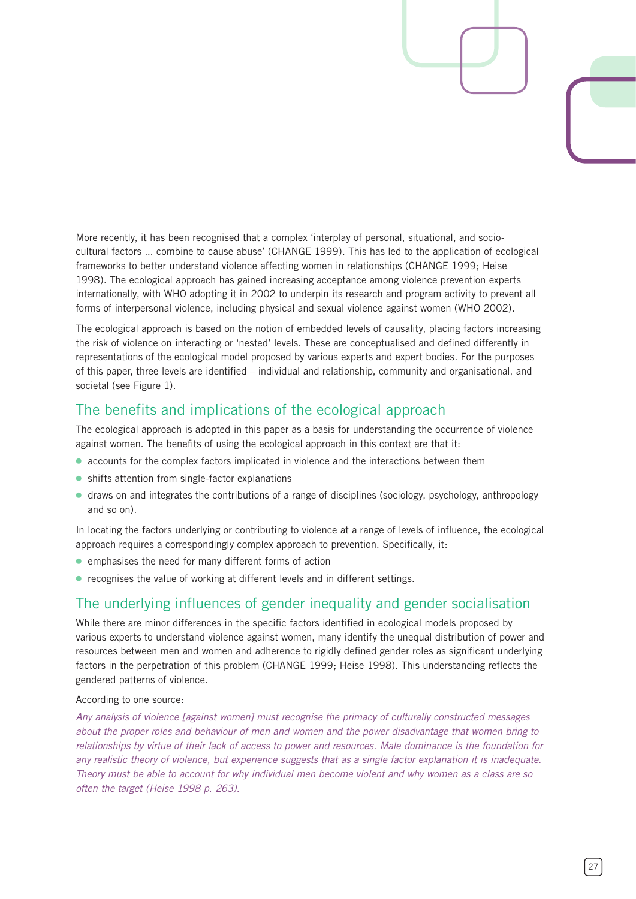More recently, it has been recognised that a complex 'interplay of personal, situational, and socio-cultural factors ... combine to cause abuse' (CHANGE 1999). This has led to the application of ecological frameworks to better understand violence affecting women in relationships (CHANGE 1999; Heise 1998). The ecological approach has gained increasing acceptance among violence prevention experts internationally, with WHO adopting it in 2002 to underpin its research and program activity to prevent all forms of interpersonal violence, including physical and sexual violence against women (WHO 2002).

The ecological approach is based on the notion of embedded levels of causality, placing factors increasing the risk of violence on interacting or 'nested' levels. These are conceptualised and defined differently in representations of the ecological model proposed by various experts and expert bodies. For the purposes of this paper, three levels are identified – individual and relationship, community and organisational, and societal (see Figure 1).

## The benefits and implications of the ecological approach

The ecological approach is adopted in this paper as a basis for understanding the occurrence of violence against women. The benefits of using the ecological approach in this context are that it:

- accounts for the complex factors implicated in violence and the interactions between them
- shifts attention from single-factor explanations
- draws on and integrates the contributions of a range of disciplines (sociology, psychology, anthropology and so on).

In locating the factors underlying or contributing to violence at a range of levels of influence, the ecological approach requires a correspondingly complex approach to prevention. Specifically, it:

- emphasises the need for many different forms of action
- recognises the value of working at different levels and in different settings.

## The underlying influences of gender inequality and gender socialisation

While there are minor differences in the specific factors identified in ecological models proposed by various experts to understand violence against women, many identify the unequal distribution of power and resources between men and women and adherence to rigidly defined gender roles as significant underlying factors in the perpetration of this problem (CHANGE 1999; Heise 1998). This understanding reflects the gendered patterns of violence.

According to one source:

*Any analysis of violence [against women] must recognise the primacy of culturally constructed messages about the proper roles and behaviour of men and women and the power disadvantage that women bring to relationships by virtue of their lack of access to power and resources. Male dominance is the foundation for any realistic theory of violence, but experience suggests that as a single factor explanation it is inadequate. Theory must be able to account for why individual men become violent and why women as a class are so often the target (Heise 1998 p. 263).*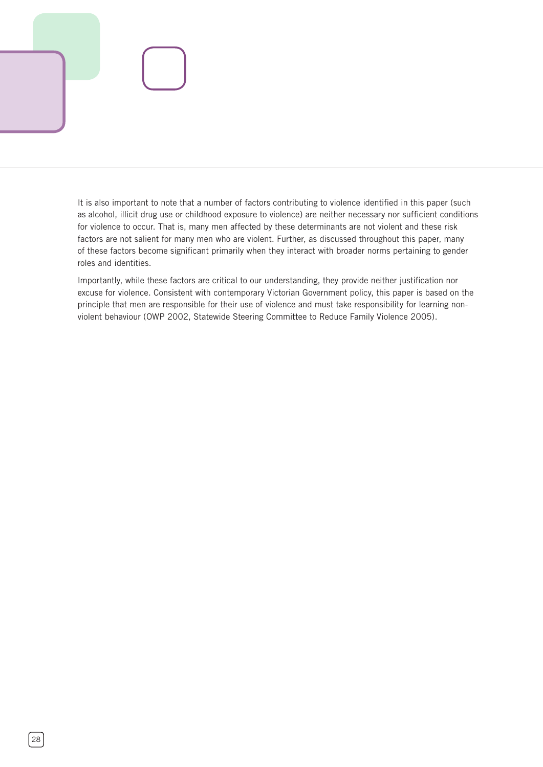It is also important to note that a number of factors contributing to violence identified in this paper (such as alcohol, illicit drug use or childhood exposure to violence) are neither necessary nor sufficient conditions for violence to occur. That is, many men affected by these determinants are not violent and these risk factors are not salient for many men who are violent. Further, as discussed throughout this paper, many of these factors become significant primarily when they interact with broader norms pertaining to gender roles and identities.

Importantly, while these factors are critical to our understanding, they provide neither justification nor excuse for violence. Consistent with contemporary Victorian Government policy, this paper is based on the principle that men are responsible for their use of violence and must take responsibility for learning non-violent behaviour (OWP 2002, Statewide Steering Committee to Reduce Family Violence 2005).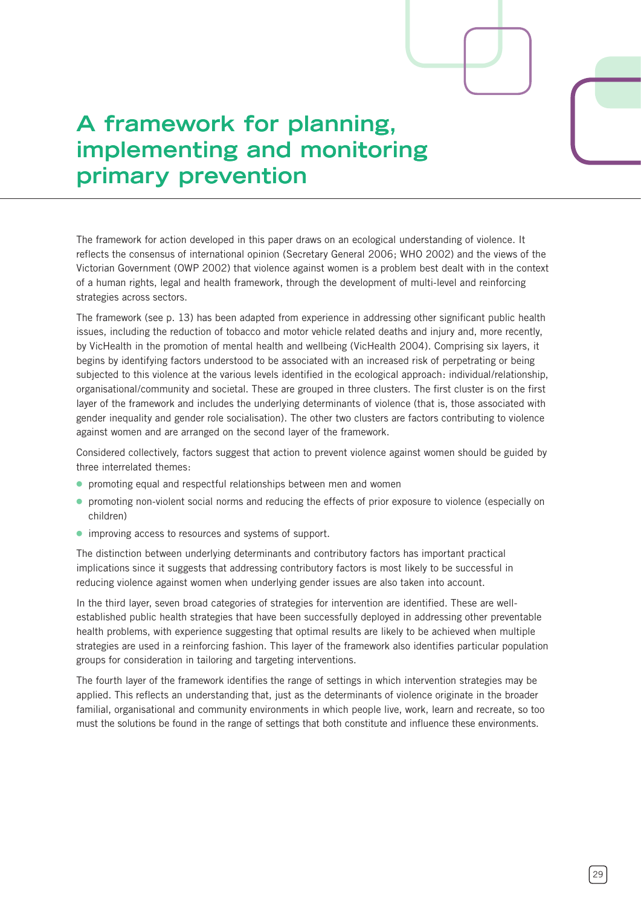# A framework for planning, implementing and monitoring primary prevention

The framework for action developed in this paper draws on an ecological understanding of violence. It reflects the consensus of international opinion (Secretary General 2006; WHO 2002) and the views of the Victorian Government (OWP 2002) that violence against women is a problem best dealt with in the context of a human rights, legal and health framework, through the development of multi-level and reinforcing strategies across sectors.

The framework (see p. 13) has been adapted from experience in addressing other significant public health issues, including the reduction of tobacco and motor vehicle related deaths and injury and, more recently, by VicHealth in the promotion of mental health and wellbeing (VicHealth 2004). Comprising six layers, it begins by identifying factors understood to be associated with an increased risk of perpetrating or being subjected to this violence at the various levels identified in the ecological approach: individual/relationship, organisational/community and societal. These are grouped in three clusters. The first cluster is on the first layer of the framework and includes the underlying determinants of violence (that is, those associated with gender inequality and gender role socialisation). The other two clusters are factors contributing to violence against women and are arranged on the second layer of the framework.

Considered collectively, factors suggest that action to prevent violence against women should be guided by three interrelated themes:

- promoting equal and respectful relationships between men and women
- promoting non-violent social norms and reducing the effects of prior exposure to violence (especially on children)
- improving access to resources and systems of support.

The distinction between underlying determinants and contributory factors has important practical implications since it suggests that addressing contributory factors is most likely to be successful in reducing violence against women when underlying gender issues are also taken into account.

In the third layer, seven broad categories of strategies for intervention are identified. These are well-established public health strategies that have been successfully deployed in addressing other preventable health problems, with experience suggesting that optimal results are likely to be achieved when multiple strategies are used in a reinforcing fashion. This layer of the framework also identifies particular population groups for consideration in tailoring and targeting interventions.

The fourth layer of the framework identifies the range of settings in which intervention strategies may be applied. This reflects an understanding that, just as the determinants of violence originate in the broader familial, organisational and community environments in which people live, work, learn and recreate, so too must the solutions be found in the range of settings that both constitute and influence these environments.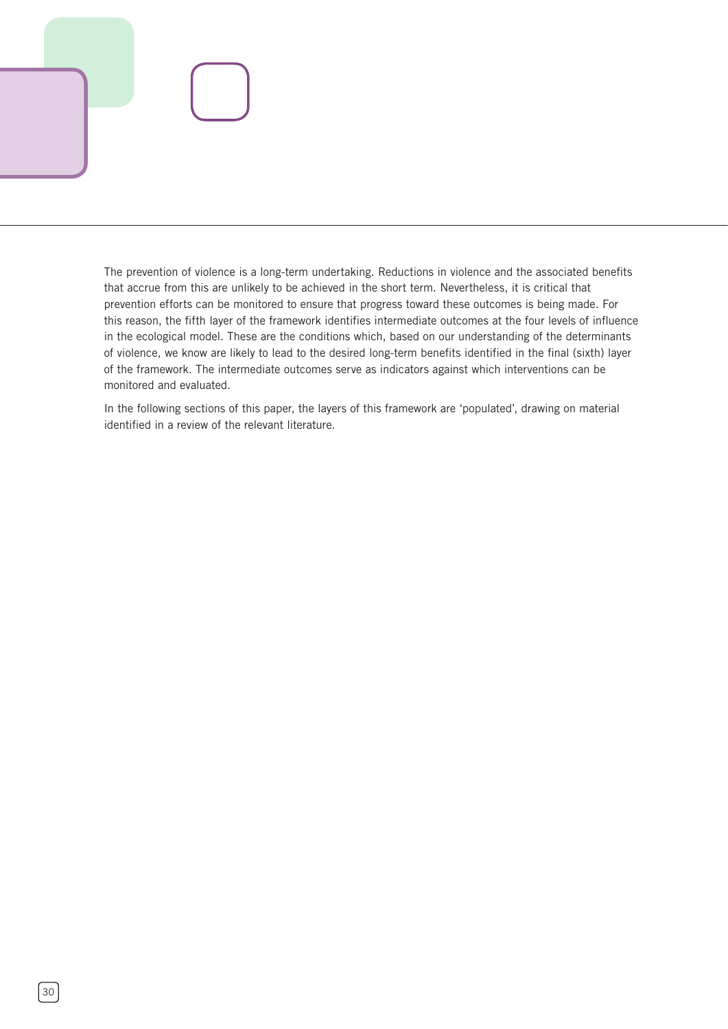The prevention of violence is a long-term undertaking. Reductions in violence and the associated benefits that accrue from this are unlikely to be achieved in the short term. Nevertheless, it is critical that prevention efforts can be monitored to ensure that progress toward these outcomes is being made. For this reason, the fifth layer of the framework identifies intermediate outcomes at the four levels of influence in the ecological model. These are the conditions which, based on our understanding of the determinants of violence, we know are likely to lead to the desired long-term benefits identified in the final (sixth) layer of the framework. The intermediate outcomes serve as indicators against which interventions can be monitored and evaluated.

In the following sections of this paper, the layers of this framework are 'populated', drawing on material identified in a review of the relevant literature.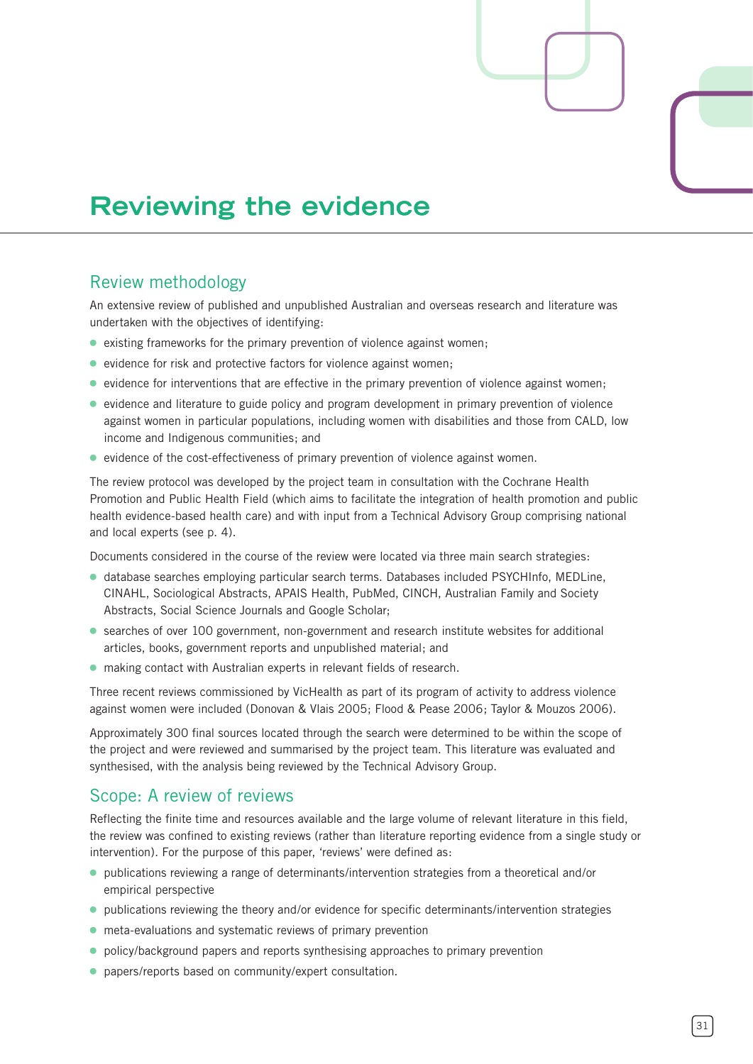# Reviewing the evidence

## Review methodology

An extensive review of published and unpublished Australian and overseas research and literature was undertaken with the objectives of identifying:

- existing frameworks for the primary prevention of violence against women;
- evidence for risk and protective factors for violence against women;
- evidence for interventions that are effective in the primary prevention of violence against women;
- evidence and literature to guide policy and program development in primary prevention of violence against women in particular populations, including women with disabilities and those from CALD, low income and Indigenous communities; and
- evidence of the cost-effectiveness of primary prevention of violence against women.

The review protocol was developed by the project team in consultation with the Cochrane Health Promotion and Public Health Field (which aims to facilitate the integration of health promotion and public health evidence-based health care) and with input from a Technical Advisory Group comprising national and local experts (see p. 4).

Documents considered in the course of the review were located via three main search strategies:

- database searches employing particular search terms. Databases included PSYCHInfo, MEDLine, CINAHL, Sociological Abstracts, APAIS Health, PubMed, CINCH, Australian Family and Society Abstracts, Social Science Journals and Google Scholar;
- searches of over 100 government, non-government and research institute websites for additional articles, books, government reports and unpublished material; and
- making contact with Australian experts in relevant fields of research.

Three recent reviews commissioned by VicHealth as part of its program of activity to address violence against women were included (Donovan & Vlais 2005; Flood & Pease 2006; Taylor & Mouzos 2006).

Approximately 300 final sources located through the search were determined to be within the scope of the project and were reviewed and summarised by the project team. This literature was evaluated and synthesised, with the analysis being reviewed by the Technical Advisory Group.

## Scope: A review of reviews

Reflecting the finite time and resources available and the large volume of relevant literature in this field, the review was confined to existing reviews (rather than literature reporting evidence from a single study or intervention). For the purpose of this paper, 'reviews' were defined as:

- publications reviewing a range of determinants/intervention strategies from a theoretical and/or empirical perspective
- publications reviewing the theory and/or evidence for specific determinants/intervention strategies
- meta-evaluations and systematic reviews of primary prevention
- policy/background papers and reports synthesising approaches to primary prevention
- papers/reports based on community/expert consultation.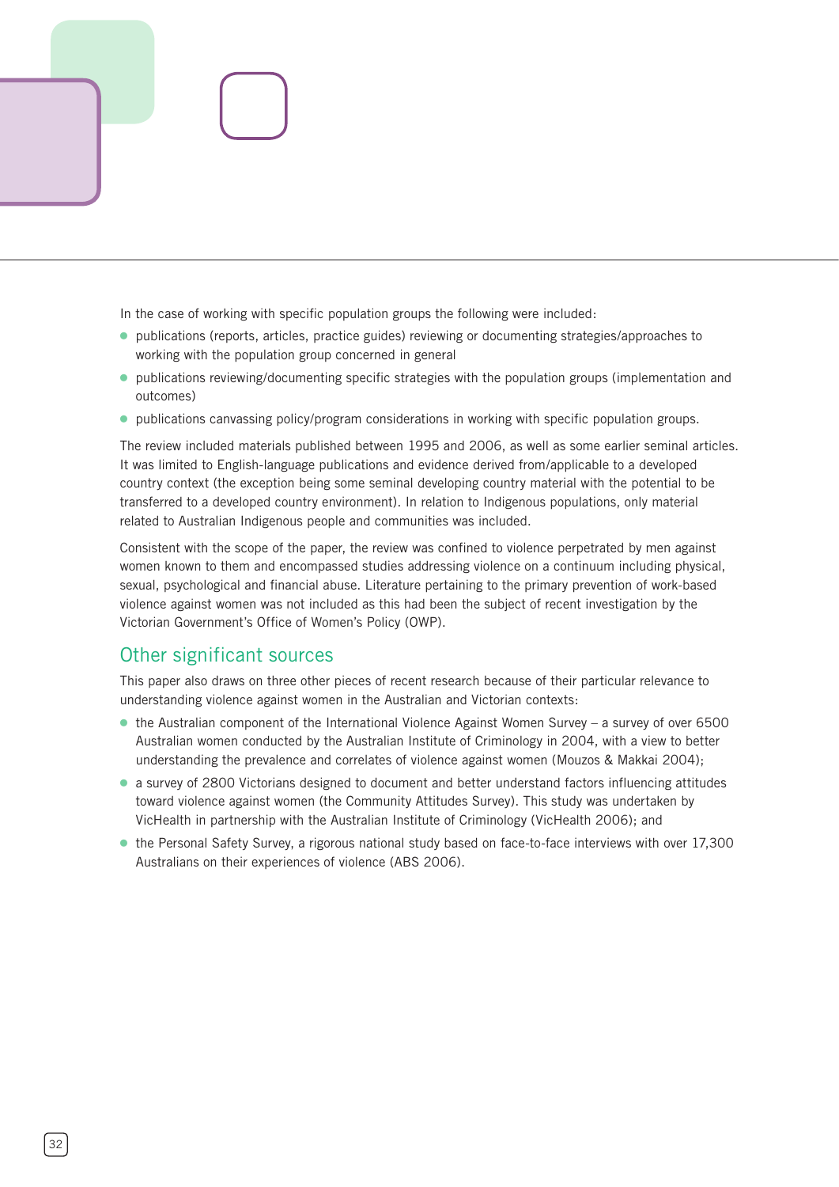In the case of working with specific population groups the following were included:

- publications (reports, articles, practice guides) reviewing or documenting strategies/approaches to working with the population group concerned in general
- publications reviewing/documenting specific strategies with the population groups (implementation and outcomes)
- publications canvassing policy/program considerations in working with specific population groups.

The review included materials published between 1995 and 2006, as well as some earlier seminal articles. It was limited to English-language publications and evidence derived from/applicable to a developed country context (the exception being some seminal developing country material with the potential to be transferred to a developed country environment). In relation to Indigenous populations, only material related to Australian Indigenous people and communities was included.

Consistent with the scope of the paper, the review was confined to violence perpetrated by men against women known to them and encompassed studies addressing violence on a continuum including physical, sexual, psychological and financial abuse. Literature pertaining to the primary prevention of work-based violence against women was not included as this had been the subject of recent investigation by the Victorian Government's Office of Women's Policy (OWP).

## Other significant sources

This paper also draws on three other pieces of recent research because of their particular relevance to understanding violence against women in the Australian and Victorian contexts:

- the Australian component of the International Violence Against Women Survey – a survey of over 6500 Australian women conducted by the Australian Institute of Criminology in 2004, with a view to better understanding the prevalence and correlates of violence against women (Mouzos & Makkai 2004);
- a survey of 2800 Victorians designed to document and better understand factors influencing attitudes toward violence against women (the Community Attitudes Survey). This study was undertaken by VicHealth in partnership with the Australian Institute of Criminology (VicHealth 2006); and
- the Personal Safety Survey, a rigorous national study based on face-to-face interviews with over 17,300 Australians on their experiences of violence (ABS 2006).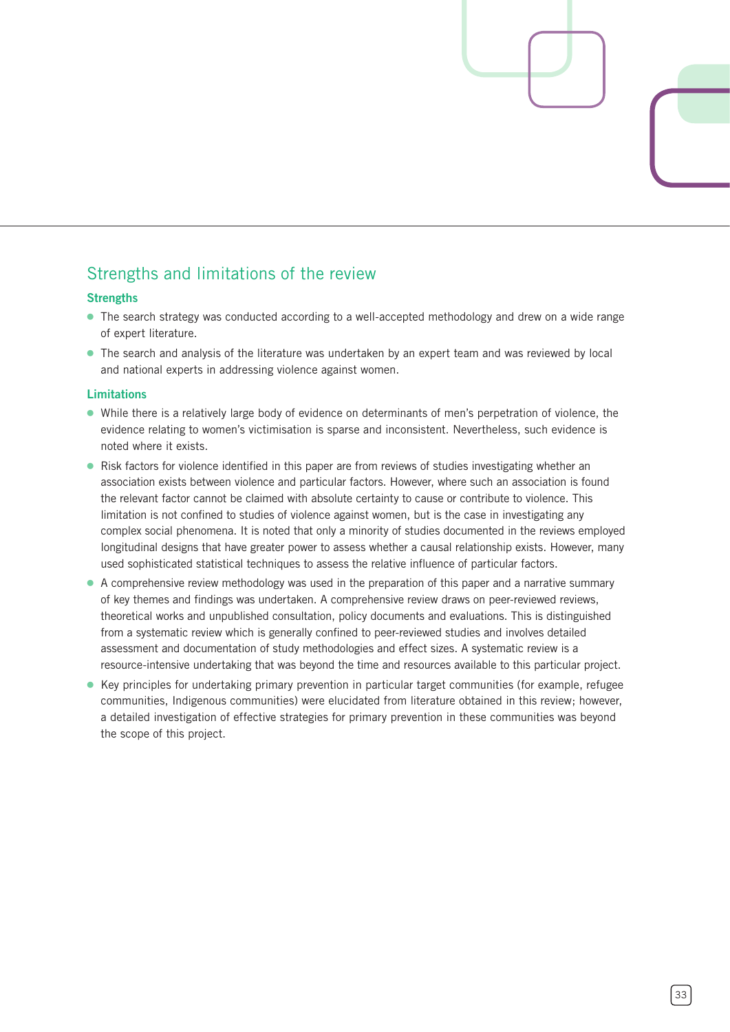## Strengths and limitations of the review

### Strengths

- The search strategy was conducted according to a well-accepted methodology and drew on a wide range of expert literature.
- The search and analysis of the literature was undertaken by an expert team and was reviewed by local and national experts in addressing violence against women.

### Limitations

- While there is a relatively large body of evidence on determinants of men's perpetration of violence, the evidence relating to women's victimisation is sparse and inconsistent. Nevertheless, such evidence is noted where it exists.
- Risk factors for violence identified in this paper are from reviews of studies investigating whether an association exists between violence and particular factors. However, where such an association is found the relevant factor cannot be claimed with absolute certainty to cause or contribute to violence. This limitation is not confined to studies of violence against women, but is the case in investigating any complex social phenomena. It is noted that only a minority of studies documented in the reviews employed longitudinal designs that have greater power to assess whether a causal relationship exists. However, many used sophisticated statistical techniques to assess the relative influence of particular factors.
- A comprehensive review methodology was used in the preparation of this paper and a narrative summary of key themes and findings was undertaken. A comprehensive review draws on peer-reviewed reviews, theoretical works and unpublished consultation, policy documents and evaluations. This is distinguished from a systematic review which is generally confined to peer-reviewed studies and involves detailed assessment and documentation of study methodologies and effect sizes. A systematic review is a resource-intensive undertaking that was beyond the time and resources available to this particular project.
- Key principles for undertaking primary prevention in particular target communities (for example, refugee communities, Indigenous communities) were elucidated from literature obtained in this review; however, a detailed investigation of effective strategies for primary prevention in these communities was beyond the scope of this project.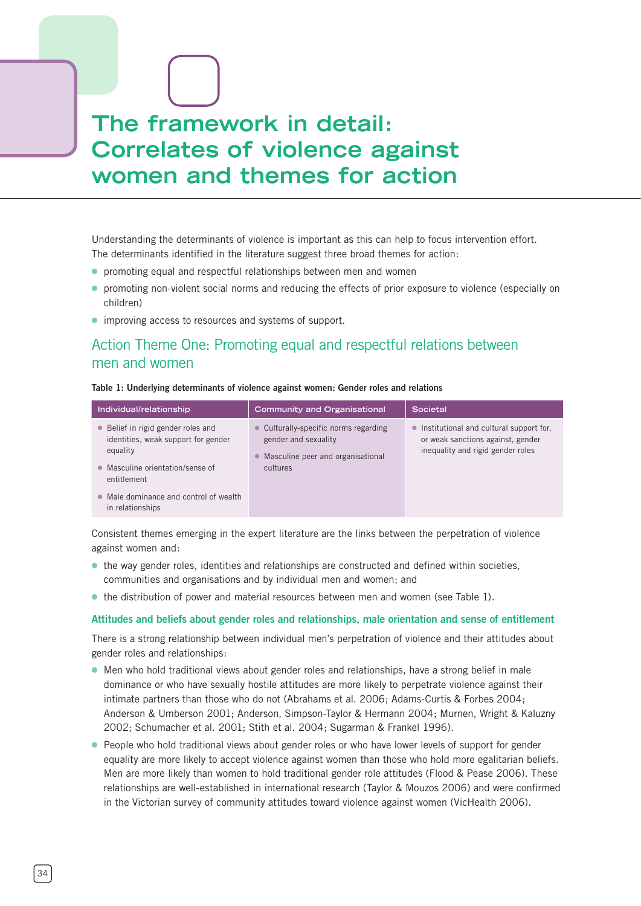# The framework in detail: Correlates of violence against women and themes for action

Understanding the determinants of violence is important as this can help to focus intervention effort. The determinants identified in the literature suggest three broad themes for action:

- promoting equal and respectful relationships between men and women
- promoting non-violent social norms and reducing the effects of prior exposure to violence (especially on children)
- improving access to resources and systems of support.

## Action Theme One: Promoting equal and respectful relations between men and women

**Table 1: Underlying determinants of violence against women: Gender roles and relations**

| Individual/relationship | Community and Organisational | Societal |
|---|---|---|
| • Belief in rigid gender roles and identities, weak support for gender equality<br>• Masculine orientation/sense of entitlement<br>• Male dominance and control of wealth in relationships | • Culturally-specific norms regarding gender and sexuality<br>• Masculine peer and organisational cultures | • Institutional and cultural support for, or weak sanctions against, gender inequality and rigid gender roles |

Consistent themes emerging in the expert literature are the links between the perpetration of violence against women and:

- the way gender roles, identities and relationships are constructed and defined within societies, communities and organisations and by individual men and women; and
- the distribution of power and material resources between men and women (see Table 1).

### Attitudes and beliefs about gender roles and relationships, male orientation and sense of entitlement

There is a strong relationship between individual men's perpetration of violence and their attitudes about gender roles and relationships:

- Men who hold traditional views about gender roles and relationships, have a strong belief in male dominance or who have sexually hostile attitudes are more likely to perpetrate violence against their intimate partners than those who do not (Abrahams et al. 2006; Adams-Curtis & Forbes 2004; Anderson & Umberson 2001; Anderson, Simpson-Taylor & Hermann 2004; Murnen, Wright & Kaluzny 2002; Schumacher et al. 2001; Stith et al. 2004; Sugarman & Frankel 1996).
- People who hold traditional views about gender roles or who have lower levels of support for gender equality are more likely to accept violence against women than those who hold more egalitarian beliefs. Men are more likely than women to hold traditional gender role attitudes (Flood & Pease 2006). These relationships are well-established in international research (Taylor & Mouzos 2006) and were confirmed in the Victorian survey of community attitudes toward violence against women (VicHealth 2006).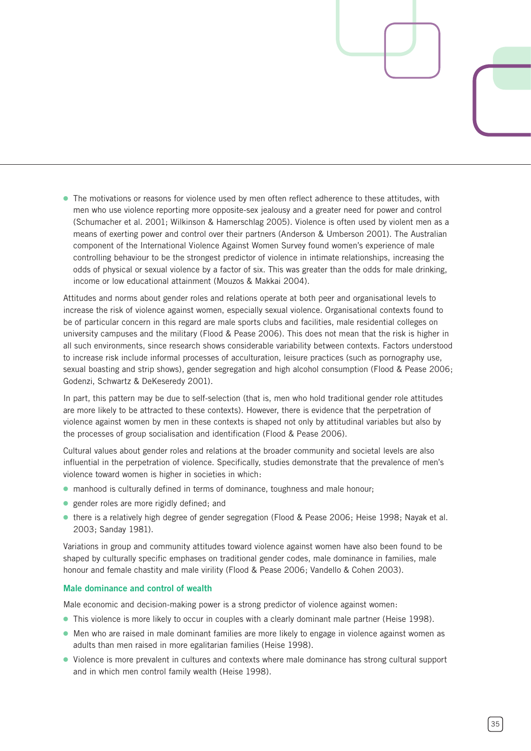- The motivations or reasons for violence used by men often reflect adherence to these attitudes, with men who use violence reporting more opposite-sex jealousy and a greater need for power and control (Schumacher et al. 2001; Wilkinson & Hamerschlag 2005). Violence is often used by violent men as a means of exerting power and control over their partners (Anderson & Umberson 2001). The Australian component of the International Violence Against Women Survey found women's experience of male controlling behaviour to be the strongest predictor of violence in intimate relationships, increasing the odds of physical or sexual violence by a factor of six. This was greater than the odds for male drinking, income or low educational attainment (Mouzos & Makkai 2004).

Attitudes and norms about gender roles and relations operate at both peer and organisational levels to increase the risk of violence against women, especially sexual violence. Organisational contexts found to be of particular concern in this regard are male sports clubs and facilities, male residential colleges on university campuses and the military (Flood & Pease 2006). This does not mean that the risk is higher in all such environments, since research shows considerable variability between contexts. Factors understood to increase risk include informal processes of acculturation, leisure practices (such as pornography use, sexual boasting and strip shows), gender segregation and high alcohol consumption (Flood & Pease 2006; Godenzi, Schwartz & DeKeseredy 2001).

In part, this pattern may be due to self-selection (that is, men who hold traditional gender role attitudes are more likely to be attracted to these contexts). However, there is evidence that the perpetration of violence against women by men in these contexts is shaped not only by attitudinal variables but also by the processes of group socialisation and identification (Flood & Pease 2006).

Cultural values about gender roles and relations at the broader community and societal levels are also influential in the perpetration of violence. Specifically, studies demonstrate that the prevalence of men's violence toward women is higher in societies in which:

- manhood is culturally defined in terms of dominance, toughness and male honour;
- gender roles are more rigidly defined; and
- there is a relatively high degree of gender segregation (Flood & Pease 2006; Heise 1998; Nayak et al. 2003; Sanday 1981).

Variations in group and community attitudes toward violence against women have also been found to be shaped by culturally specific emphases on traditional gender codes, male dominance in families, male honour and female chastity and male virility (Flood & Pease 2006; Vandello & Cohen 2003).

### Male dominance and control of wealth

Male economic and decision-making power is a strong predictor of violence against women:

- This violence is more likely to occur in couples with a clearly dominant male partner (Heise 1998).
- Men who are raised in male dominant families are more likely to engage in violence against women as adults than men raised in more egalitarian families (Heise 1998).
- Violence is more prevalent in cultures and contexts where male dominance has strong cultural support and in which men control family wealth (Heise 1998).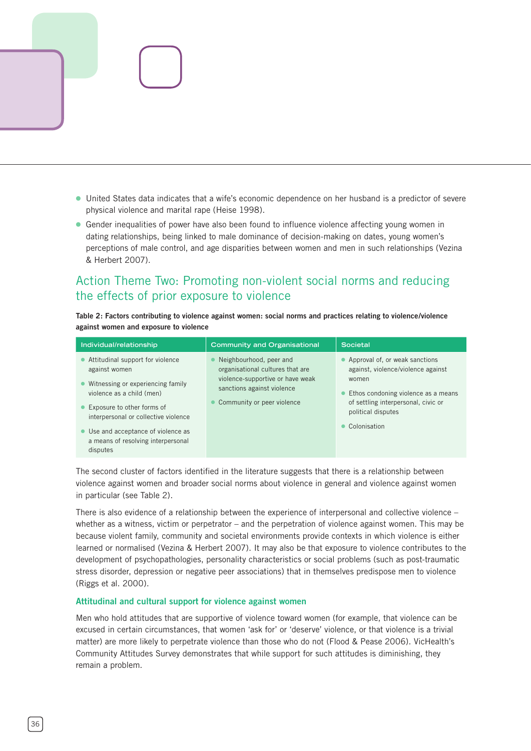- United States data indicates that a wife's economic dependence on her husband is a predictor of severe physical violence and marital rape (Heise 1998).
- Gender inequalities of power have also been found to influence violence affecting young women in dating relationships, being linked to male dominance of decision-making on dates, young women's perceptions of male control, and age disparities between women and men in such relationships (Vezina & Herbert 2007).

## Action Theme Two: Promoting non-violent social norms and reducing the effects of prior exposure to violence

**Table 2: Factors contributing to violence against women: social norms and practices relating to violence/violence against women and exposure to violence**

| Individual/relationship | Community and Organisational | Societal |
| --- | --- | --- |
| • Attitudinal support for violence against women<br>• Witnessing or experiencing family violence as a child (men)<br>• Exposure to other forms of interpersonal or collective violence<br>• Use and acceptance of violence as a means of resolving interpersonal disputes | • Neighbourhood, peer and organisational cultures that are violence-supportive or have weak sanctions against violence<br>• Community or peer violence | • Approval of, or weak sanctions against, violence/violence against women<br>• Ethos condoning violence as a means of settling interpersonal, civic or political disputes<br>• Colonisation |

The second cluster of factors identified in the literature suggests that there is a relationship between violence against women and broader social norms about violence in general and violence against women in particular (see Table 2).

There is also evidence of a relationship between the experience of interpersonal and collective violence – whether as a witness, victim or perpetrator – and the perpetration of violence against women. This may be because violent family, community and societal environments provide contexts in which violence is either learned or normalised (Vezina & Herbert 2007). It may also be that exposure to violence contributes to the development of psychopathologies, personality characteristics or social problems (such as post-traumatic stress disorder, depression or negative peer associations) that in themselves predispose men to violence (Riggs et al. 2000).

### Attitudinal and cultural support for violence against women

Men who hold attitudes that are supportive of violence toward women (for example, that violence can be excused in certain circumstances, that women 'ask for' or 'deserve' violence, or that violence is a trivial matter) are more likely to perpetrate violence than those who do not (Flood & Pease 2006). VicHealth's Community Attitudes Survey demonstrates that while support for such attitudes is diminishing, they remain a problem.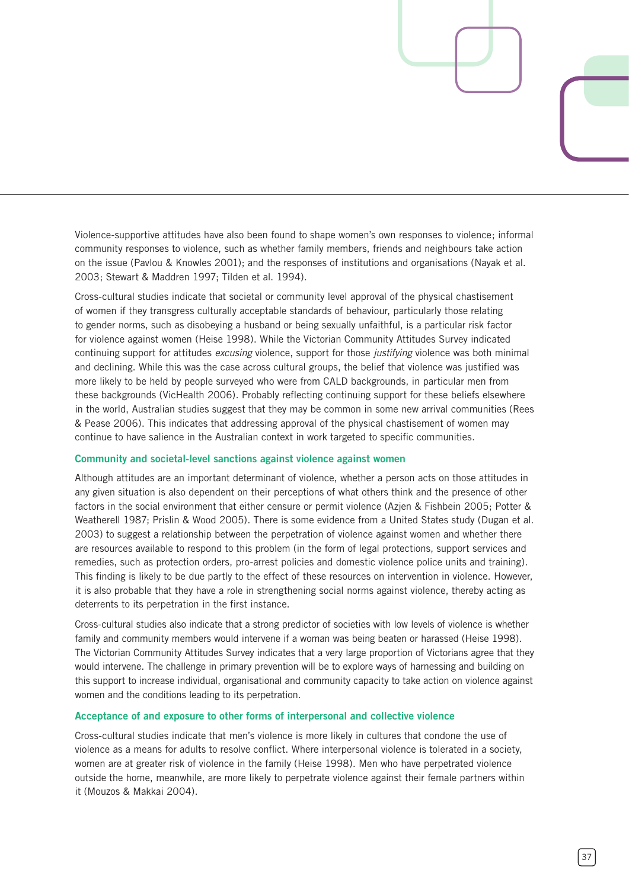Violence-supportive attitudes have also been found to shape women's own responses to violence; informal community responses to violence, such as whether family members, friends and neighbours take action on the issue (Pavlou & Knowles 2001); and the responses of institutions and organisations (Nayak et al. 2003; Stewart & Maddren 1997; Tilden et al. 1994).

Cross-cultural studies indicate that societal or community level approval of the physical chastisement of women if they transgress culturally acceptable standards of behaviour, particularly those relating to gender norms, such as disobeying a husband or being sexually unfaithful, is a particular risk factor for violence against women (Heise 1998). While the Victorian Community Attitudes Survey indicated continuing support for attitudes *excusing* violence, support for those *justifying* violence was both minimal and declining. While this was the case across cultural groups, the belief that violence was justified was more likely to be held by people surveyed who were from CALD backgrounds, in particular men from these backgrounds (VicHealth 2006). Probably reflecting continuing support for these beliefs elsewhere in the world, Australian studies suggest that they may be common in some new arrival communities (Rees & Pease 2006). This indicates that addressing approval of the physical chastisement of women may continue to have salience in the Australian context in work targeted to specific communities.

### Community and societal-level sanctions against violence against women

Although attitudes are an important determinant of violence, whether a person acts on those attitudes in any given situation is also dependent on their perceptions of what others think and the presence of other factors in the social environment that either censure or permit violence (Azjen & Fishbein 2005; Potter & Weatherell 1987; Prislin & Wood 2005). There is some evidence from a United States study (Dugan et al. 2003) to suggest a relationship between the perpetration of violence against women and whether there are resources available to respond to this problem (in the form of legal protections, support services and remedies, such as protection orders, pro-arrest policies and domestic violence police units and training). This finding is likely to be due partly to the effect of these resources on intervention in violence. However, it is also probable that they have a role in strengthening social norms against violence, thereby acting as deterrents to its perpetration in the first instance.

Cross-cultural studies also indicate that a strong predictor of societies with low levels of violence is whether family and community members would intervene if a woman was being beaten or harassed (Heise 1998). The Victorian Community Attitudes Survey indicates that a very large proportion of Victorians agree that they would intervene. The challenge in primary prevention will be to explore ways of harnessing and building on this support to increase individual, organisational and community capacity to take action on violence against women and the conditions leading to its perpetration.

### Acceptance of and exposure to other forms of interpersonal and collective violence

Cross-cultural studies indicate that men's violence is more likely in cultures that condone the use of violence as a means for adults to resolve conflict. Where interpersonal violence is tolerated in a society, women are at greater risk of violence in the family (Heise 1998). Men who have perpetrated violence outside the home, meanwhile, are more likely to perpetrate violence against their female partners within it (Mouzos & Makkai 2004).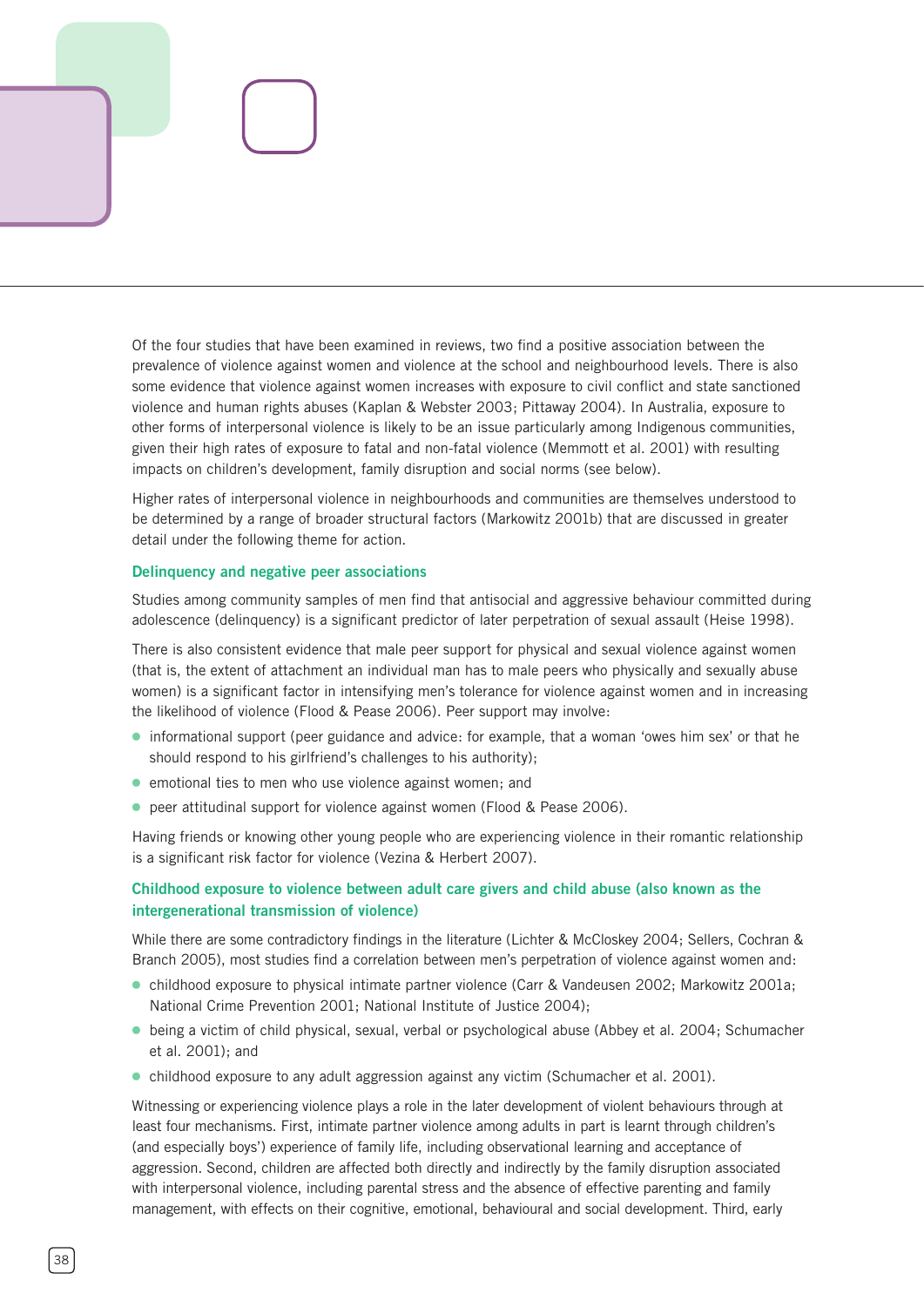Of the four studies that have been examined in reviews, two find a positive association between the prevalence of violence against women and violence at the school and neighbourhood levels. There is also some evidence that violence against women increases with exposure to civil conflict and state sanctioned violence and human rights abuses (Kaplan & Webster 2003; Pittaway 2004). In Australia, exposure to other forms of interpersonal violence is likely to be an issue particularly among Indigenous communities, given their high rates of exposure to fatal and non-fatal violence (Memmott et al. 2001) with resulting impacts on children's development, family disruption and social norms (see below).

Higher rates of interpersonal violence in neighbourhoods and communities are themselves understood to be determined by a range of broader structural factors (Markowitz 2001b) that are discussed in greater detail under the following theme for action.

### Delinquency and negative peer associations

Studies among community samples of men find that antisocial and aggressive behaviour committed during adolescence (delinquency) is a significant predictor of later perpetration of sexual assault (Heise 1998).

There is also consistent evidence that male peer support for physical and sexual violence against women (that is, the extent of attachment an individual man has to male peers who physically and sexually abuse women) is a significant factor in intensifying men's tolerance for violence against women and in increasing the likelihood of violence (Flood & Pease 2006). Peer support may involve:

- informational support (peer guidance and advice: for example, that a woman 'owes him sex' or that he should respond to his girlfriend's challenges to his authority);
- emotional ties to men who use violence against women; and
- peer attitudinal support for violence against women (Flood & Pease 2006).

Having friends or knowing other young people who are experiencing violence in their romantic relationship is a significant risk factor for violence (Vezina & Herbert 2007).

### Childhood exposure to violence between adult care givers and child abuse (also known as the intergenerational transmission of violence)

While there are some contradictory findings in the literature (Lichter & McCloskey 2004; Sellers, Cochran & Branch 2005), most studies find a correlation between men's perpetration of violence against women and:

- childhood exposure to physical intimate partner violence (Carr & Vandeusen 2002; Markowitz 2001a; National Crime Prevention 2001; National Institute of Justice 2004);
- being a victim of child physical, sexual, verbal or psychological abuse (Abbey et al. 2004; Schumacher et al. 2001); and
- childhood exposure to any adult aggression against any victim (Schumacher et al. 2001).

Witnessing or experiencing violence plays a role in the later development of violent behaviours through at least four mechanisms. First, intimate partner violence among adults in part is learnt through children's (and especially boys') experience of family life, including observational learning and acceptance of aggression. Second, children are affected both directly and indirectly by the family disruption associated with interpersonal violence, including parental stress and the absence of effective parenting and family management, with effects on their cognitive, emotional, behavioural and social development. Third, early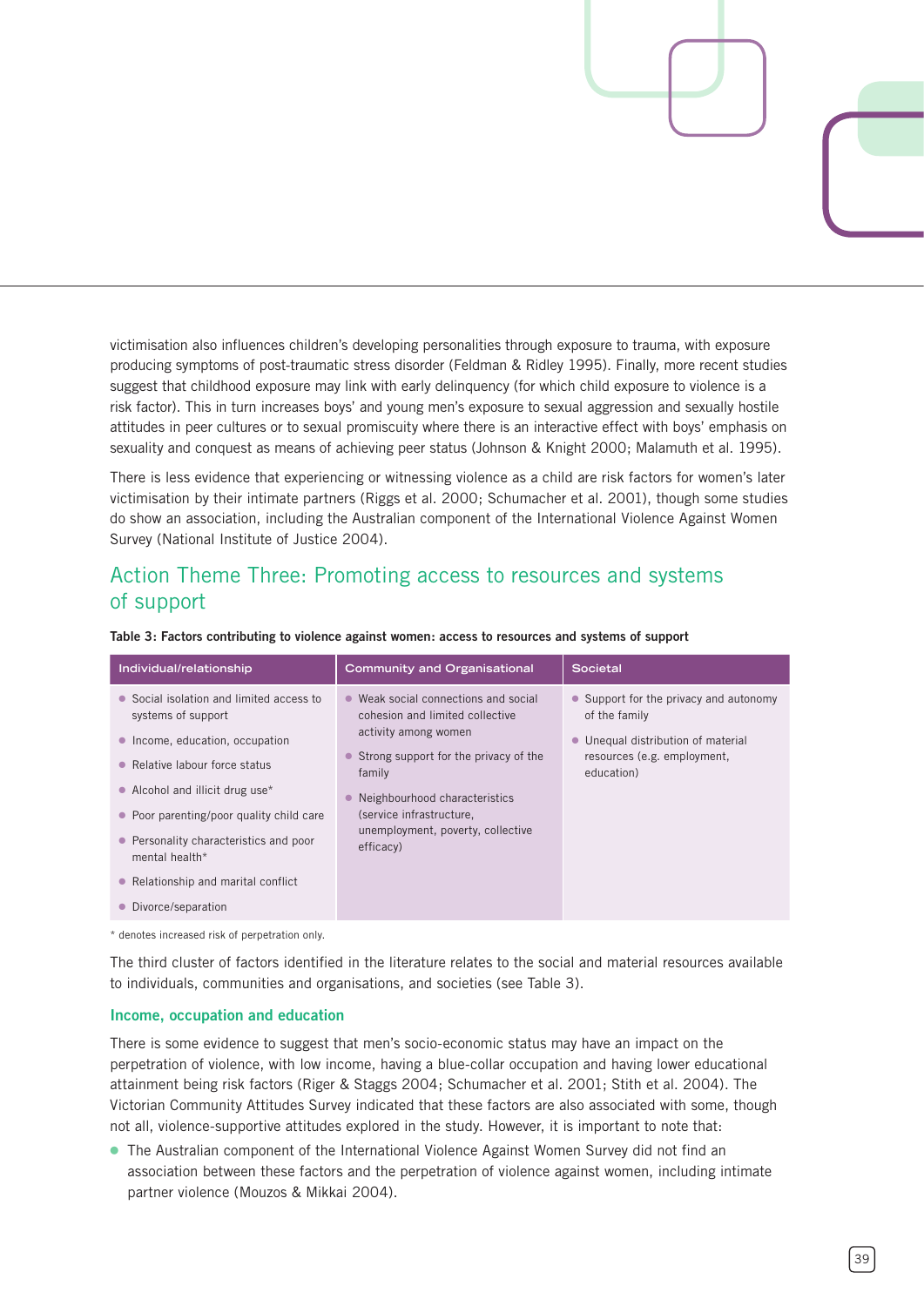victimisation also influences children's developing personalities through exposure to trauma, with exposure producing symptoms of post-traumatic stress disorder (Feldman & Ridley 1995). Finally, more recent studies suggest that childhood exposure may link with early delinquency (for which child exposure to violence is a risk factor). This in turn increases boys' and young men's exposure to sexual aggression and sexually hostile attitudes in peer cultures or to sexual promiscuity where there is an interactive effect with boys' emphasis on sexuality and conquest as means of achieving peer status (Johnson & Knight 2000; Malamuth et al. 1995).

There is less evidence that experiencing or witnessing violence as a child are risk factors for women's later victimisation by their intimate partners (Riggs et al. 2000; Schumacher et al. 2001), though some studies do show an association, including the Australian component of the International Violence Against Women Survey (National Institute of Justice 2004).

## Action Theme Three: Promoting access to resources and systems of support

**Table 3: Factors contributing to violence against women: access to resources and systems of support**

| Individual/relationship | Community and Organisational | Societal |
|---|---|---|
| • Social isolation and limited access to systems of support<br>• Income, education, occupation<br>• Relative labour force status<br>• Alcohol and illicit drug use*<br>• Poor parenting/poor quality child care<br>• Personality characteristics and poor mental health*<br>• Relationship and marital conflict<br>• Divorce/separation | • Weak social connections and social cohesion and limited collective activity among women<br>• Strong support for the privacy of the family<br>• Neighbourhood characteristics (service infrastructure, unemployment, poverty, collective efficacy) | • Support for the privacy and autonomy of the family<br>• Unequal distribution of material resources (e.g. employment, education) |

* denotes increased risk of perpetration only.

The third cluster of factors identified in the literature relates to the social and material resources available to individuals, communities and organisations, and societies (see Table 3).

### Income, occupation and education

There is some evidence to suggest that men's socio-economic status may have an impact on the perpetration of violence, with low income, having a blue-collar occupation and having lower educational attainment being risk factors (Riger & Staggs 2004; Schumacher et al. 2001; Stith et al. 2004). The Victorian Community Attitudes Survey indicated that these factors are also associated with some, though not all, violence-supportive attitudes explored in the study. However, it is important to note that:

- The Australian component of the International Violence Against Women Survey did not find an association between these factors and the perpetration of violence against women, including intimate partner violence (Mouzos & Mikkai 2004).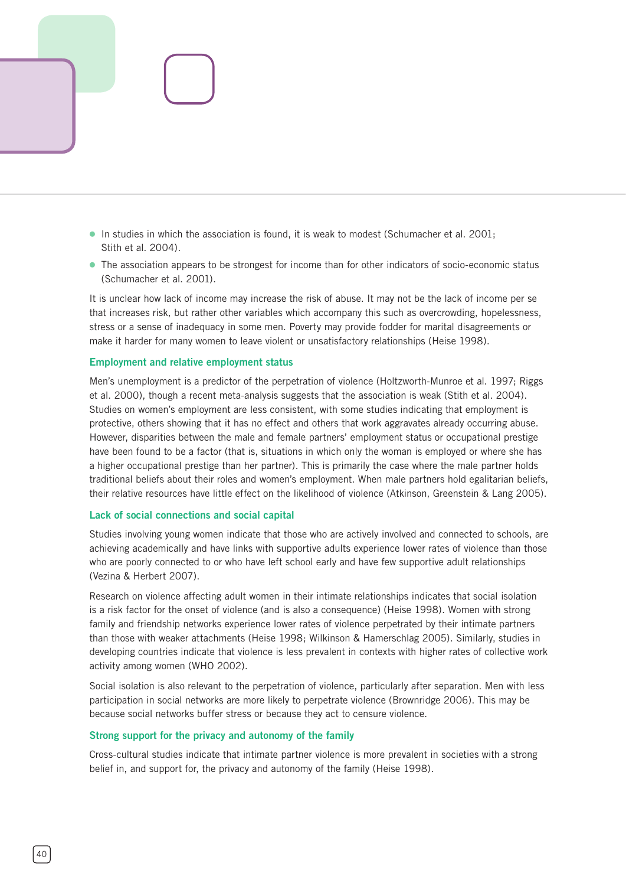- In studies in which the association is found, it is weak to modest (Schumacher et al. 2001; Stith et al. 2004).
- The association appears to be strongest for income than for other indicators of socio-economic status (Schumacher et al. 2001).

It is unclear how lack of income may increase the risk of abuse. It may not be the lack of income per se that increases risk, but rather other variables which accompany this such as overcrowding, hopelessness, stress or a sense of inadequacy in some men. Poverty may provide fodder for marital disagreements or make it harder for many women to leave violent or unsatisfactory relationships (Heise 1998).

### Employment and relative employment status

Men's unemployment is a predictor of the perpetration of violence (Holtzworth-Munroe et al. 1997; Riggs et al. 2000), though a recent meta-analysis suggests that the association is weak (Stith et al. 2004). Studies on women's employment are less consistent, with some studies indicating that employment is protective, others showing that it has no effect and others that work aggravates already occurring abuse. However, disparities between the male and female partners' employment status or occupational prestige have been found to be a factor (that is, situations in which only the woman is employed or where she has a higher occupational prestige than her partner). This is primarily the case where the male partner holds traditional beliefs about their roles and women's employment. When male partners hold egalitarian beliefs, their relative resources have little effect on the likelihood of violence (Atkinson, Greenstein & Lang 2005).

### Lack of social connections and social capital

Studies involving young women indicate that those who are actively involved and connected to schools, are achieving academically and have links with supportive adults experience lower rates of violence than those who are poorly connected to or who have left school early and have few supportive adult relationships (Vezina & Herbert 2007).

Research on violence affecting adult women in their intimate relationships indicates that social isolation is a risk factor for the onset of violence (and is also a consequence) (Heise 1998). Women with strong family and friendship networks experience lower rates of violence perpetrated by their intimate partners than those with weaker attachments (Heise 1998; Wilkinson & Hamerschlag 2005). Similarly, studies in developing countries indicate that violence is less prevalent in contexts with higher rates of collective work activity among women (WHO 2002).

Social isolation is also relevant to the perpetration of violence, particularly after separation. Men with less participation in social networks are more likely to perpetrate violence (Brownridge 2006). This may be because social networks buffer stress or because they act to censure violence.

### Strong support for the privacy and autonomy of the family

Cross-cultural studies indicate that intimate partner violence is more prevalent in societies with a strong belief in, and support for, the privacy and autonomy of the family (Heise 1998).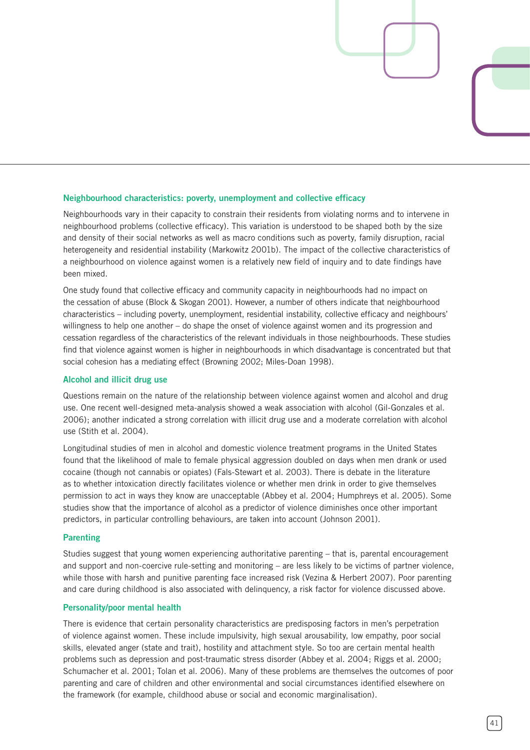### Neighbourhood characteristics: poverty, unemployment and collective efficacy

Neighbourhoods vary in their capacity to constrain their residents from violating norms and to intervene in neighbourhood problems (collective efficacy). This variation is understood to be shaped both by the size and density of their social networks as well as macro conditions such as poverty, family disruption, racial heterogeneity and residential instability (Markowitz 2001b). The impact of the collective characteristics of a neighbourhood on violence against women is a relatively new field of inquiry and to date findings have been mixed.

One study found that collective efficacy and community capacity in neighbourhoods had no impact on the cessation of abuse (Block & Skogan 2001). However, a number of others indicate that neighbourhood characteristics – including poverty, unemployment, residential instability, collective efficacy and neighbours' willingness to help one another – do shape the onset of violence against women and its progression and cessation regardless of the characteristics of the relevant individuals in those neighbourhoods. These studies find that violence against women is higher in neighbourhoods in which disadvantage is concentrated but that social cohesion has a mediating effect (Browning 2002; Miles-Doan 1998).

### Alcohol and illicit drug use

Questions remain on the nature of the relationship between violence against women and alcohol and drug use. One recent well-designed meta-analysis showed a weak association with alcohol (Gil-Gonzales et al. 2006); another indicated a strong correlation with illicit drug use and a moderate correlation with alcohol use (Stith et al. 2004).

Longitudinal studies of men in alcohol and domestic violence treatment programs in the United States found that the likelihood of male to female physical aggression doubled on days when men drank or used cocaine (though not cannabis or opiates) (Fals-Stewart et al. 2003). There is debate in the literature as to whether intoxication directly facilitates violence or whether men drink in order to give themselves permission to act in ways they know are unacceptable (Abbey et al. 2004; Humphreys et al. 2005). Some studies show that the importance of alcohol as a predictor of violence diminishes once other important predictors, in particular controlling behaviours, are taken into account (Johnson 2001).

### Parenting

Studies suggest that young women experiencing authoritative parenting – that is, parental encouragement and support and non-coercive rule-setting and monitoring – are less likely to be victims of partner violence, while those with harsh and punitive parenting face increased risk (Vezina & Herbert 2007). Poor parenting and care during childhood is also associated with delinquency, a risk factor for violence discussed above.

### Personality/poor mental health

There is evidence that certain personality characteristics are predisposing factors in men's perpetration of violence against women. These include impulsivity, high sexual arousability, low empathy, poor social skills, elevated anger (state and trait), hostility and attachment style. So too are certain mental health problems such as depression and post-traumatic stress disorder (Abbey et al. 2004; Riggs et al. 2000; Schumacher et al. 2001; Tolan et al. 2006). Many of these problems are themselves the outcomes of poor parenting and care of children and other environmental and social circumstances identified elsewhere on the framework (for example, childhood abuse or social and economic marginalisation).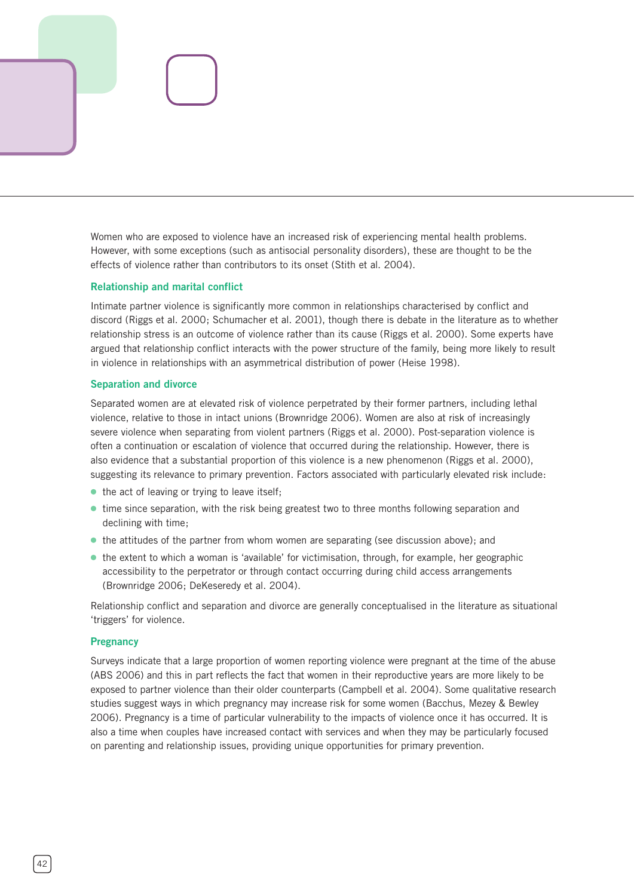Women who are exposed to violence have an increased risk of experiencing mental health problems. However, with some exceptions (such as antisocial personality disorders), these are thought to be the effects of violence rather than contributors to its onset (Stith et al. 2004).

### Relationship and marital conflict

Intimate partner violence is significantly more common in relationships characterised by conflict and discord (Riggs et al. 2000; Schumacher et al. 2001), though there is debate in the literature as to whether relationship stress is an outcome of violence rather than its cause (Riggs et al. 2000). Some experts have argued that relationship conflict interacts with the power structure of the family, being more likely to result in violence in relationships with an asymmetrical distribution of power (Heise 1998).

### Separation and divorce

Separated women are at elevated risk of violence perpetrated by their former partners, including lethal violence, relative to those in intact unions (Brownridge 2006). Women are also at risk of increasingly severe violence when separating from violent partners (Riggs et al. 2000). Post-separation violence is often a continuation or escalation of violence that occurred during the relationship. However, there is also evidence that a substantial proportion of this violence is a new phenomenon (Riggs et al. 2000), suggesting its relevance to primary prevention. Factors associated with particularly elevated risk include:

- the act of leaving or trying to leave itself;
- time since separation, with the risk being greatest two to three months following separation and declining with time;
- the attitudes of the partner from whom women are separating (see discussion above); and
- the extent to which a woman is 'available' for victimisation, through, for example, her geographic accessibility to the perpetrator or through contact occurring during child access arrangements (Brownridge 2006; DeKeseredy et al. 2004).

Relationship conflict and separation and divorce are generally conceptualised in the literature as situational 'triggers' for violence.

### Pregnancy

Surveys indicate that a large proportion of women reporting violence were pregnant at the time of the abuse (ABS 2006) and this in part reflects the fact that women in their reproductive years are more likely to be exposed to partner violence than their older counterparts (Campbell et al. 2004). Some qualitative research studies suggest ways in which pregnancy may increase risk for some women (Bacchus, Mezey & Bewley 2006). Pregnancy is a time of particular vulnerability to the impacts of violence once it has occurred. It is also a time when couples have increased contact with services and when they may be particularly focused on parenting and relationship issues, providing unique opportunities for primary prevention.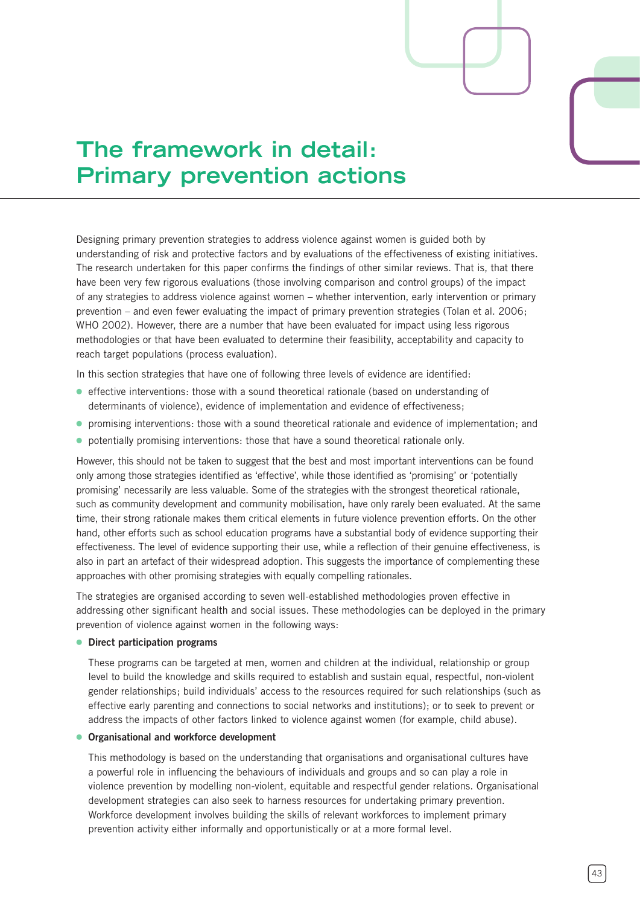# The framework in detail: Primary prevention actions

Designing primary prevention strategies to address violence against women is guided both by understanding of risk and protective factors and by evaluations of the effectiveness of existing initiatives. The research undertaken for this paper confirms the findings of other similar reviews. That is, that there have been very few rigorous evaluations (those involving comparison and control groups) of the impact of any strategies to address violence against women – whether intervention, early intervention or primary prevention – and even fewer evaluating the impact of primary prevention strategies (Tolan et al. 2006; WHO 2002). However, there are a number that have been evaluated for impact using less rigorous methodologies or that have been evaluated to determine their feasibility, acceptability and capacity to reach target populations (process evaluation).

In this section strategies that have one of following three levels of evidence are identified:

- effective interventions: those with a sound theoretical rationale (based on understanding of determinants of violence), evidence of implementation and evidence of effectiveness;
- promising interventions: those with a sound theoretical rationale and evidence of implementation; and
- potentially promising interventions: those that have a sound theoretical rationale only.

However, this should not be taken to suggest that the best and most important interventions can be found only among those strategies identified as 'effective', while those identified as 'promising' or 'potentially promising' necessarily are less valuable. Some of the strategies with the strongest theoretical rationale, such as community development and community mobilisation, have only rarely been evaluated. At the same time, their strong rationale makes them critical elements in future violence prevention efforts. On the other hand, other efforts such as school education programs have a substantial body of evidence supporting their effectiveness. The level of evidence supporting their use, while a reflection of their genuine effectiveness, is also in part an artefact of their widespread adoption. This suggests the importance of complementing these approaches with other promising strategies with equally compelling rationales.

The strategies are organised according to seven well-established methodologies proven effective in addressing other significant health and social issues. These methodologies can be deployed in the primary prevention of violence against women in the following ways:

- **Direct participation programs**

  These programs can be targeted at men, women and children at the individual, relationship or group level to build the knowledge and skills required to establish and sustain equal, respectful, non-violent gender relationships; build individuals' access to the resources required for such relationships (such as effective early parenting and connections to social networks and institutions); or to seek to prevent or address the impacts of other factors linked to violence against women (for example, child abuse).

- **Organisational and workforce development**

  This methodology is based on the understanding that organisations and organisational cultures have a powerful role in influencing the behaviours of individuals and groups and so can play a role in violence prevention by modelling non-violent, equitable and respectful gender relations. Organisational development strategies can also seek to harness resources for undertaking primary prevention. Workforce development involves building the skills of relevant workforces to implement primary prevention activity either informally and opportunistically or at a more formal level.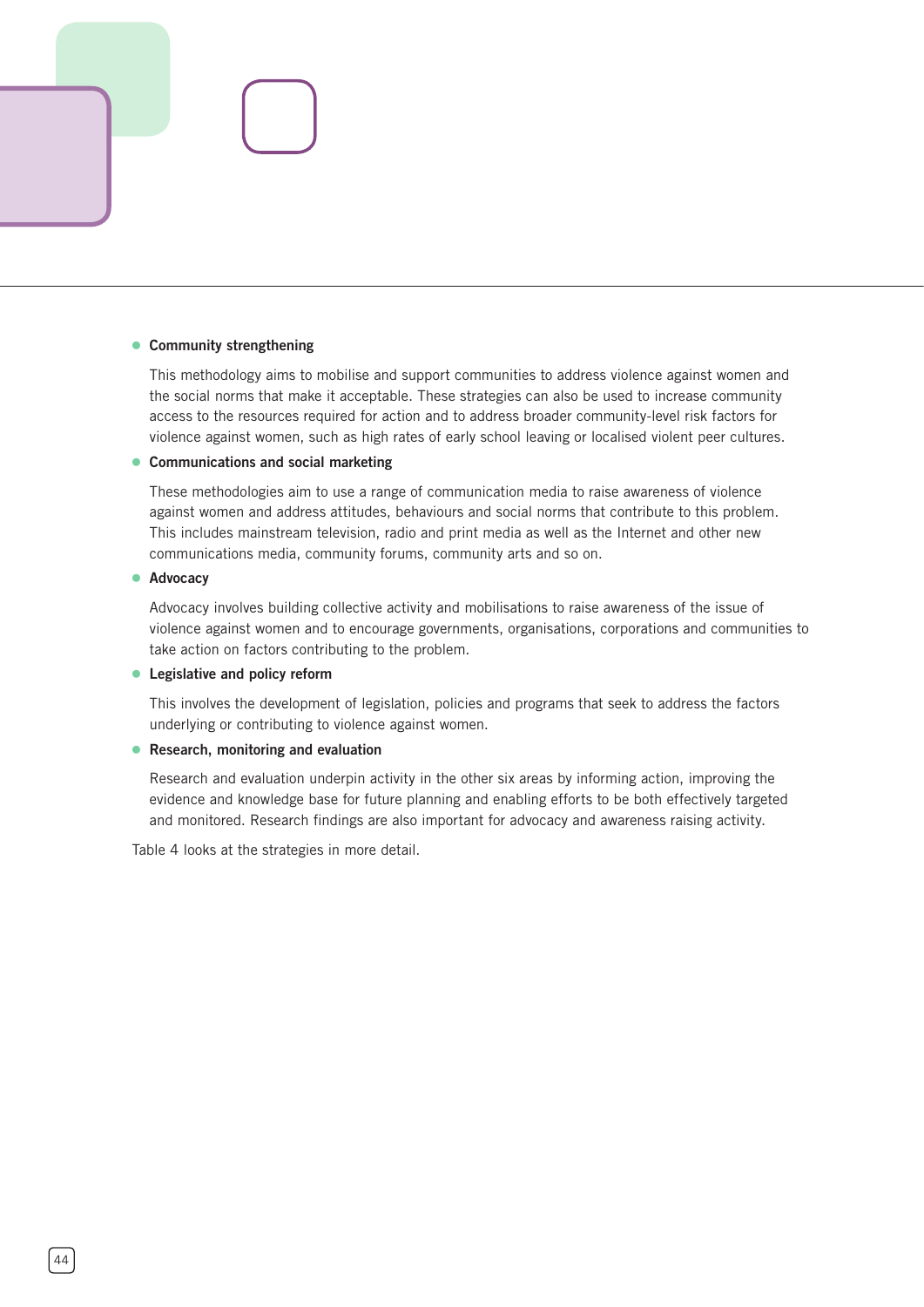- **Community strengthening**

  This methodology aims to mobilise and support communities to address violence against women and the social norms that make it acceptable. These strategies can also be used to increase community access to the resources required for action and to address broader community-level risk factors for violence against women, such as high rates of early school leaving or localised violent peer cultures.

- **Communications and social marketing**

  These methodologies aim to use a range of communication media to raise awareness of violence against women and address attitudes, behaviours and social norms that contribute to this problem. This includes mainstream television, radio and print media as well as the Internet and other new communications media, community forums, community arts and so on.

- **Advocacy**

  Advocacy involves building collective activity and mobilisations to raise awareness of the issue of violence against women and to encourage governments, organisations, corporations and communities to take action on factors contributing to the problem.

- **Legislative and policy reform**

  This involves the development of legislation, policies and programs that seek to address the factors underlying or contributing to violence against women.

- **Research, monitoring and evaluation**

  Research and evaluation underpin activity in the other six areas by informing action, improving the evidence and knowledge base for future planning and enabling efforts to be both effectively targeted and monitored. Research findings are also important for advocacy and awareness raising activity.

Table 4 looks at the strategies in more detail.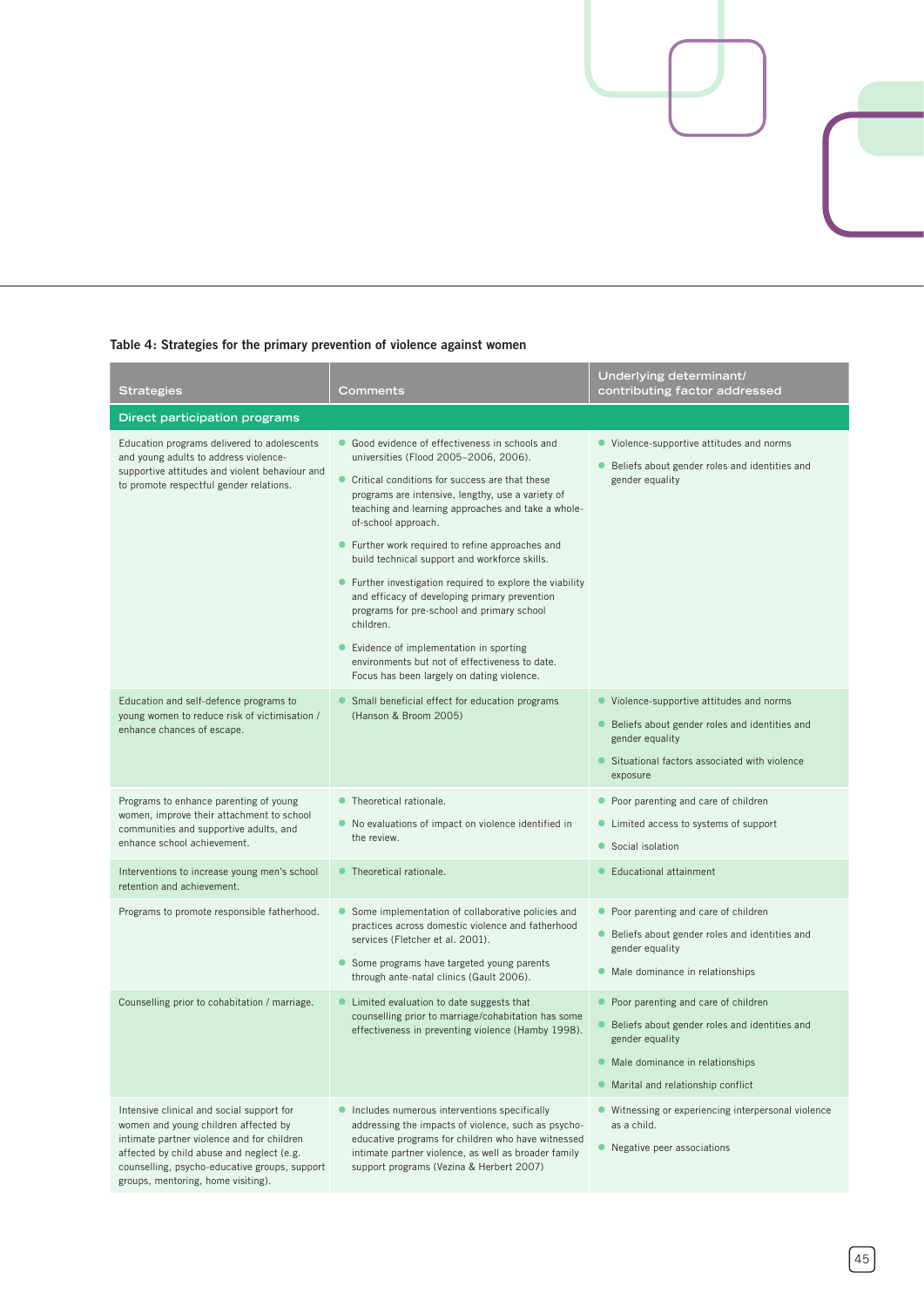**Table 4: Strategies for the primary prevention of violence against women**

| Strategies | Comments | Underlying determinant/ contributing factor addressed |
|---|---|---|
| **Direct participation programs** | | |
| Education programs delivered to adolescents and young adults to address violence-supportive attitudes and violent behaviour and to promote respectful gender relations. | • Good evidence of effectiveness in schools and universities (Flood 2005–2006, 2006).<br>• Critical conditions for success are that these programs are intensive, lengthy, use a variety of teaching and learning approaches and take a whole-of-school approach.<br>• Further work required to refine approaches and build technical support and workforce skills.<br>• Further investigation required to explore the viability and efficacy of developing primary prevention programs for pre-school and primary school children.<br>• Evidence of implementation in sporting environments but not of effectiveness to date. Focus has been largely on dating violence. | • Violence-supportive attitudes and norms<br>• Beliefs about gender roles and identities and gender equality |
| Education and self-defence programs to young women to reduce risk of victimisation / enhance chances of escape. | • Small beneficial effect for education programs (Hanson & Broom 2005) | • Violence-supportive attitudes and norms<br>• Beliefs about gender roles and identities and gender equality<br>• Situational factors associated with violence exposure |
| Programs to enhance parenting of young women, improve their attachment to school communities and supportive adults, and enhance school achievement. | • Theoretical rationale.<br>• No evaluations of impact on violence identified in the review. | • Poor parenting and care of children<br>• Limited access to systems of support<br>• Social isolation |
| Interventions to increase young men's school retention and achievement. | • Theoretical rationale. | • Educational attainment |
| Programs to promote responsible fatherhood. | • Some implementation of collaborative policies and practices across domestic violence and fatherhood services (Fletcher et al. 2001).<br>• Some programs have targeted young parents through ante-natal clinics (Gault 2006). | • Poor parenting and care of children<br>• Beliefs about gender roles and identities and gender equality<br>• Male dominance in relationships |
| Counselling prior to cohabitation / marriage. | • Limited evaluation to date suggests that counselling prior to marriage/cohabitation has some effectiveness in preventing violence (Hamby 1998). | • Poor parenting and care of children<br>• Beliefs about gender roles and identities and gender equality<br>• Male dominance in relationships<br>• Marital and relationship conflict |
| Intensive clinical and social support for women and young children affected by intimate partner violence and for children affected by child abuse and neglect (e.g. counselling, psycho-educative groups, support groups, mentoring, home visiting). | • Includes numerous interventions specifically addressing the impacts of violence, such as psycho-educative programs for children who have witnessed intimate partner violence, as well as broader family support programs (Vezina & Herbert 2007) | • Witnessing or experiencing interpersonal violence as a child.<br>• Negative peer associations |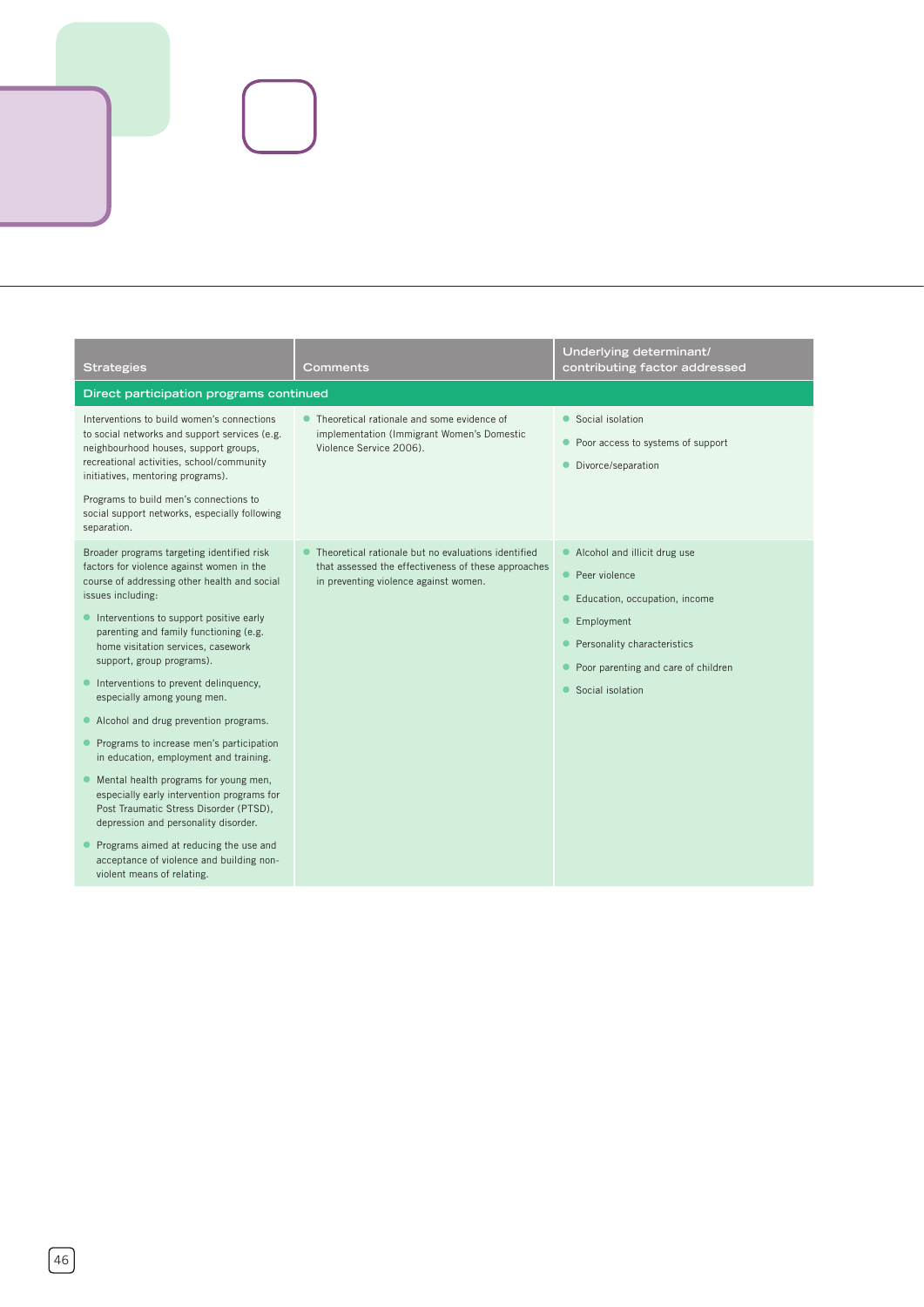| Strategies | Comments | Underlying determinant/ contributing factor addressed |
|---|---|---|
| **Direct participation programs continued** | | |
| Interventions to build women's connections to social networks and support services (e.g. neighbourhood houses, support groups, recreational activities, school/community initiatives, mentoring programs).<br><br>Programs to build men's connections to social support networks, especially following separation. | • Theoretical rationale and some evidence of implementation (Immigrant Women's Domestic Violence Service 2006). | • Social isolation<br>• Poor access to systems of support<br>• Divorce/separation |
| Broader programs targeting identified risk factors for violence against women in the course of addressing other health and social issues including:<br>• Interventions to support positive early parenting and family functioning (e.g. home visitation services, casework support, group programs).<br>• Interventions to prevent delinquency, especially among young men.<br>• Alcohol and drug prevention programs.<br>• Programs to increase men's participation in education, employment and training.<br>• Mental health programs for young men, especially early intervention programs for Post Traumatic Stress Disorder (PTSD), depression and personality disorder.<br>• Programs aimed at reducing the use and acceptance of violence and building non-violent means of relating. | • Theoretical rationale but no evaluations identified that assessed the effectiveness of these approaches in preventing violence against women. | • Alcohol and illicit drug use<br>• Peer violence<br>• Education, occupation, income<br>• Employment<br>• Personality characteristics<br>• Poor parenting and care of children<br>• Social isolation |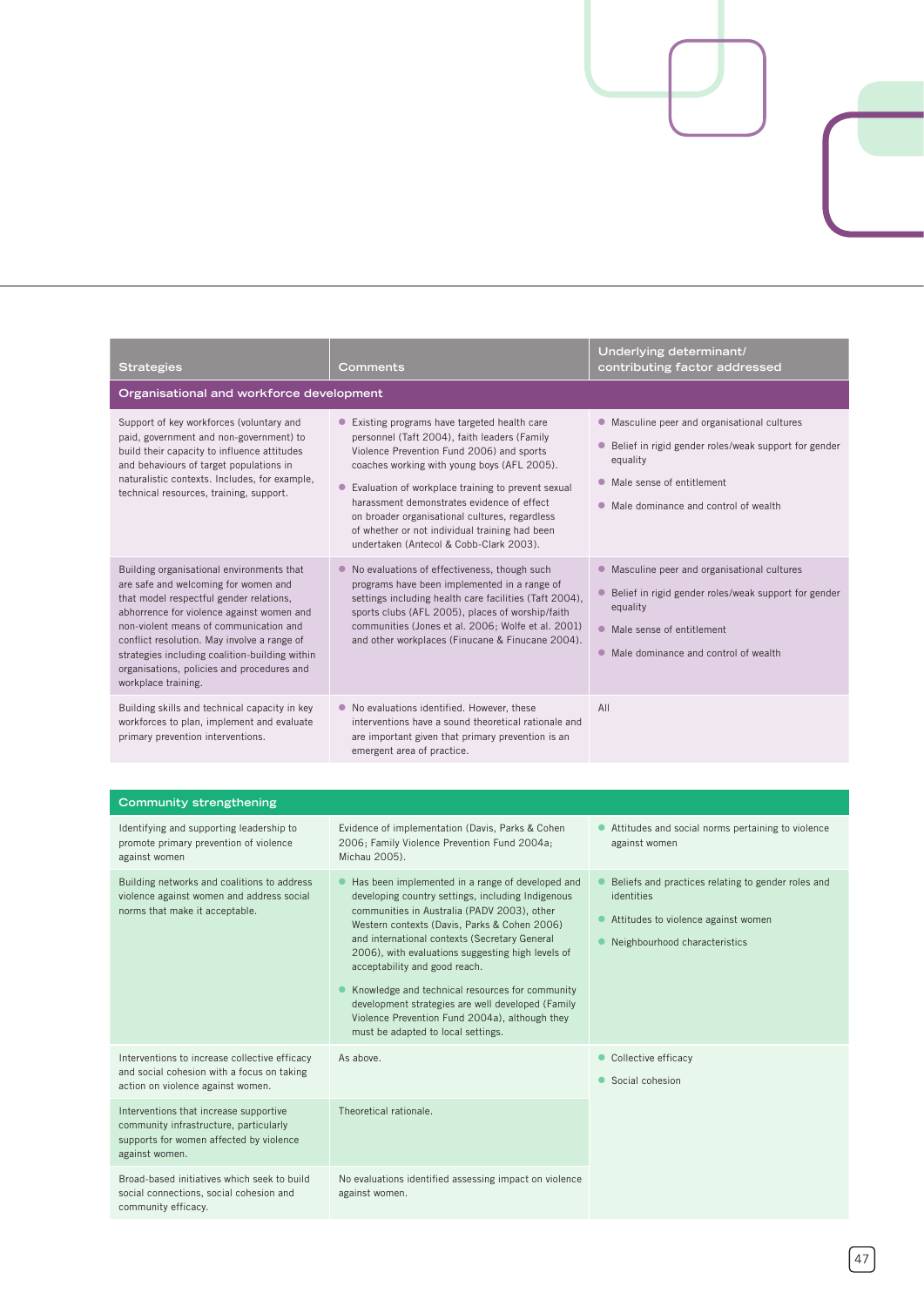| Strategies | Comments | Underlying determinant/ contributing factor addressed |
|---|---|---|
| **Organisational and workforce development** | | |
| Support of key workforces (voluntary and paid, government and non-government) to build their capacity to influence attitudes and behaviours of target populations in naturalistic contexts. Includes, for example, technical resources, training, support. | • Existing programs have targeted health care personnel (Taft 2004), faith leaders (Family Violence Prevention Fund 2006) and sports coaches working with young boys (AFL 2005).<br>• Evaluation of workplace training to prevent sexual harassment demonstrates evidence of effect on broader organisational cultures, regardless of whether or not individual training had been undertaken (Antecol & Cobb-Clark 2003). | • Masculine peer and organisational cultures<br>• Belief in rigid gender roles/weak support for gender equality<br>• Male sense of entitlement<br>• Male dominance and control of wealth |
| Building organisational environments that are safe and welcoming for women and that model respectful gender relations, abhorrence for violence against women and non-violent means of communication and conflict resolution. May involve a range of strategies including coalition-building within organisations, policies and procedures and workplace training. | • No evaluations of effectiveness, though such programs have been implemented in a range of settings including health care facilities (Taft 2004), sports clubs (AFL 2005), places of worship/faith communities (Jones et al. 2006; Wolfe et al. 2001) and other workplaces (Finucane & Finucane 2004). | • Masculine peer and organisational cultures<br>• Belief in rigid gender roles/weak support for gender equality<br>• Male sense of entitlement<br>• Male dominance and control of wealth |
| Building skills and technical capacity in key workforces to plan, implement and evaluate primary prevention interventions. | • No evaluations identified. However, these interventions have a sound theoretical rationale and are important given that primary prevention is an emergent area of practice. | All |
| **Community strengthening** | | |
| Identifying and supporting leadership to promote primary prevention of violence against women | Evidence of implementation (Davis, Parks & Cohen 2006; Family Violence Prevention Fund 2004a; Michau 2005). | • Attitudes and social norms pertaining to violence against women |
| Building networks and coalitions to address violence against women and address social norms that make it acceptable. | • Has been implemented in a range of developed and developing country settings, including Indigenous communities in Australia (PADV 2003), other Western contexts (Davis, Parks & Cohen 2006) and international contexts (Secretary General 2006), with evaluations suggesting high levels of acceptability and good reach.<br>• Knowledge and technical resources for community development strategies are well developed (Family Violence Prevention Fund 2004a), although they must be adapted to local settings. | • Beliefs and practices relating to gender roles and identities<br>• Attitudes to violence against women<br>• Neighbourhood characteristics |
| Interventions to increase collective efficacy and social cohesion with a focus on taking action on violence against women. | As above. | • Collective efficacy<br>• Social cohesion |
| Interventions that increase supportive community infrastructure, particularly supports for women affected by violence against women. | Theoretical rationale. | |
| Broad-based initiatives which seek to build social connections, social cohesion and community efficacy. | No evaluations identified assessing impact on violence against women. | |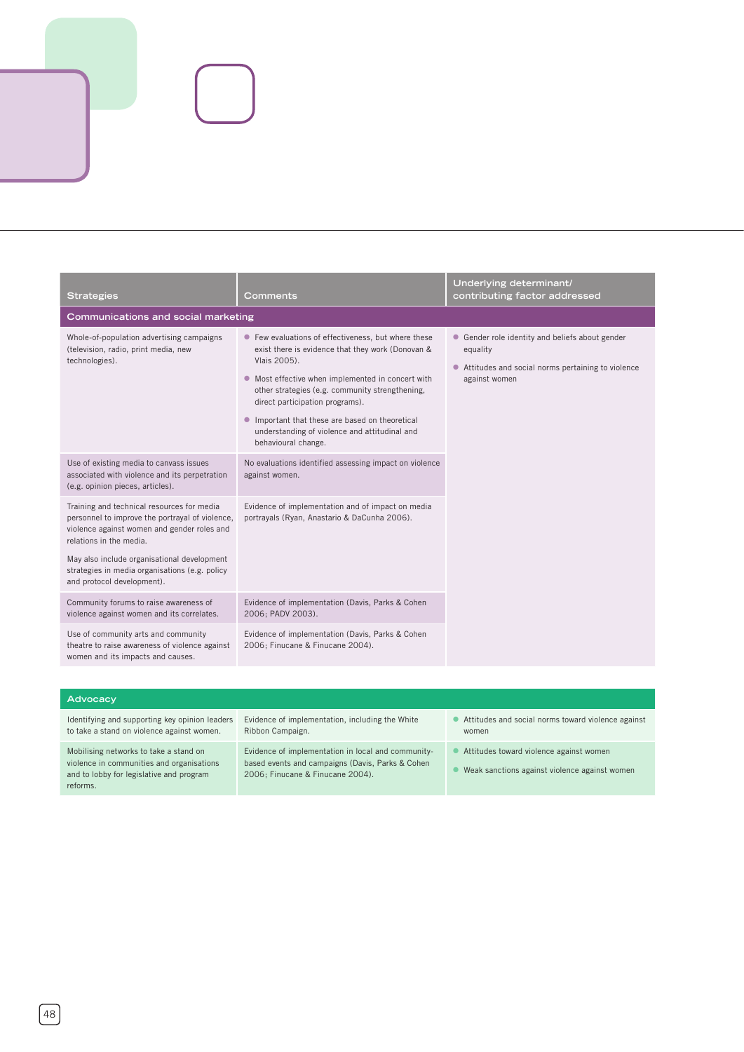| Strategies | Comments | Underlying determinant/ contributing factor addressed |
|---|---|---|
| **Communications and social marketing** | | |
| Whole-of-population advertising campaigns (television, radio, print media, new technologies). | • Few evaluations of effectiveness, but where these exist there is evidence that they work (Donovan & Vlais 2005).<br>• Most effective when implemented in concert with other strategies (e.g. community strengthening, direct participation programs).<br>• Important that these are based on theoretical understanding of violence and attitudinal and behavioural change. | • Gender role identity and beliefs about gender equality<br>• Attitudes and social norms pertaining to violence against women |
| Use of existing media to canvass issues associated with violence and its perpetration (e.g. opinion pieces, articles). | No evaluations identified assessing impact on violence against women. | |
| Training and technical resources for media personnel to improve the portrayal of violence, violence against women and gender roles and relations in the media.<br>May also include organisational development strategies in media organisations (e.g. policy and protocol development). | Evidence of implementation and of impact on media portrayals (Ryan, Anastario & DaCunha 2006). | |
| Community forums to raise awareness of violence against women and its correlates. | Evidence of implementation (Davis, Parks & Cohen 2006; PADV 2003). | |
| Use of community arts and community theatre to raise awareness of violence against women and its impacts and causes. | Evidence of implementation (Davis, Parks & Cohen 2006; Fincane & Fincane 2004). | |

| Strategies | Comments | Underlying determinant/ contributing factor addressed |
|---|---|---|
| **Advocacy** | | |
| Identifying and supporting key opinion leaders to take a stand on violence against women. | Evidence of implementation, including the White Ribbon Campaign. | • Attitudes and social norms toward violence against women |
| Mobilising networks to take a stand on violence in communities and organisations and to lobby for legislative and program reforms. | Evidence of implementation in local and community-based events and campaigns (Davis, Parks & Cohen 2006; Fincane & Fincane 2004). | • Attitudes toward violence against women<br>• Weak sanctions against violence against women |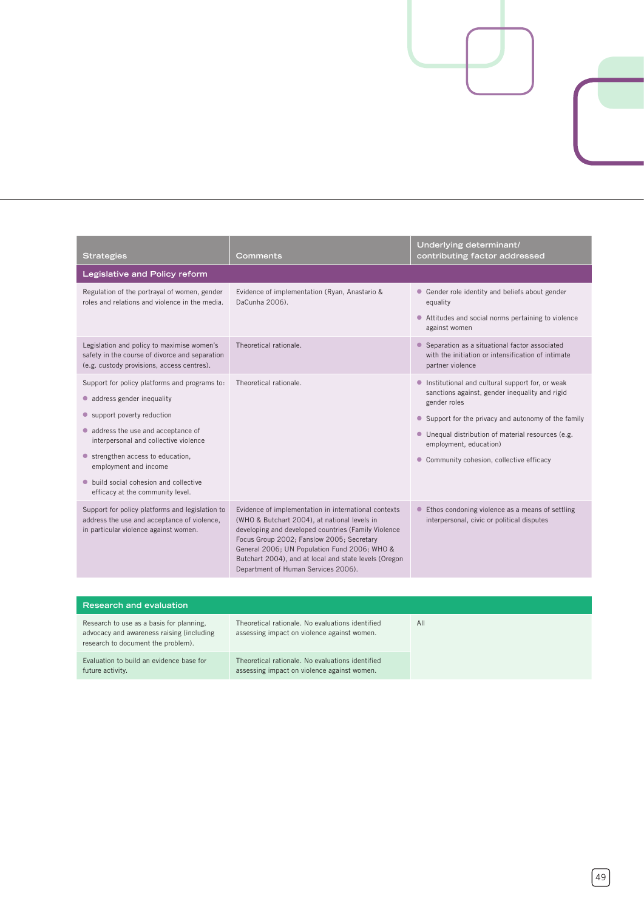| Strategies | Comments | Underlying determinant/ contributing factor addressed |
|---|---|---|
| **Legislative and Policy reform** | | |
| Regulation of the portrayal of women, gender roles and relations and violence in the media. | Evidence of implementation (Ryan, Anastario & DaCunha 2006). | • Gender role identity and beliefs about gender equality<br>• Attitudes and social norms pertaining to violence against women |
| Legislation and policy to maximise women's safety in the course of divorce and separation (e.g. custody provisions, access centres). | Theoretical rationale. | • Separation as a situational factor associated with the initiation or intensification of intimate partner violence |
| Support for policy platforms and programs to:<br>• address gender inequality<br>• support poverty reduction<br>• address the use and acceptance of interpersonal and collective violence<br>• strengthen access to education, employment and income<br>• build social cohesion and collective efficacy at the community level. | Theoretical rationale. | • Institutional and cultural support for, or weak sanctions against, gender inequality and rigid gender roles<br>• Support for the privacy and autonomy of the family<br>• Unequal distribution of material resources (e.g. employment, education)<br>• Community cohesion, collective efficacy |
| Support for policy platforms and legislation to address the use and acceptance of violence, in particular violence against women. | Evidence of implementation in international contexts (WHO & Butchart 2004), at national levels in developing and developed countries (Family Violence Focus Group 2002; Fanslow 2005; Secretary General 2006; UN Population Fund 2006; WHO & Butchart 2004), and at local and state levels (Oregon Department of Human Services 2006). | • Ethos condoning violence as a means of settling interpersonal, civic or political disputes |
| **Research and evaluation** | | |
| Research to use as a basis for planning, advocacy and awareness raising (including research to document the problem). | Theoretical rationale. No evaluations identified assessing impact on violence against women. | All |
| Evaluation to build an evidence base for future activity. | Theoretical rationale. No evaluations identified assessing impact on violence against women. | |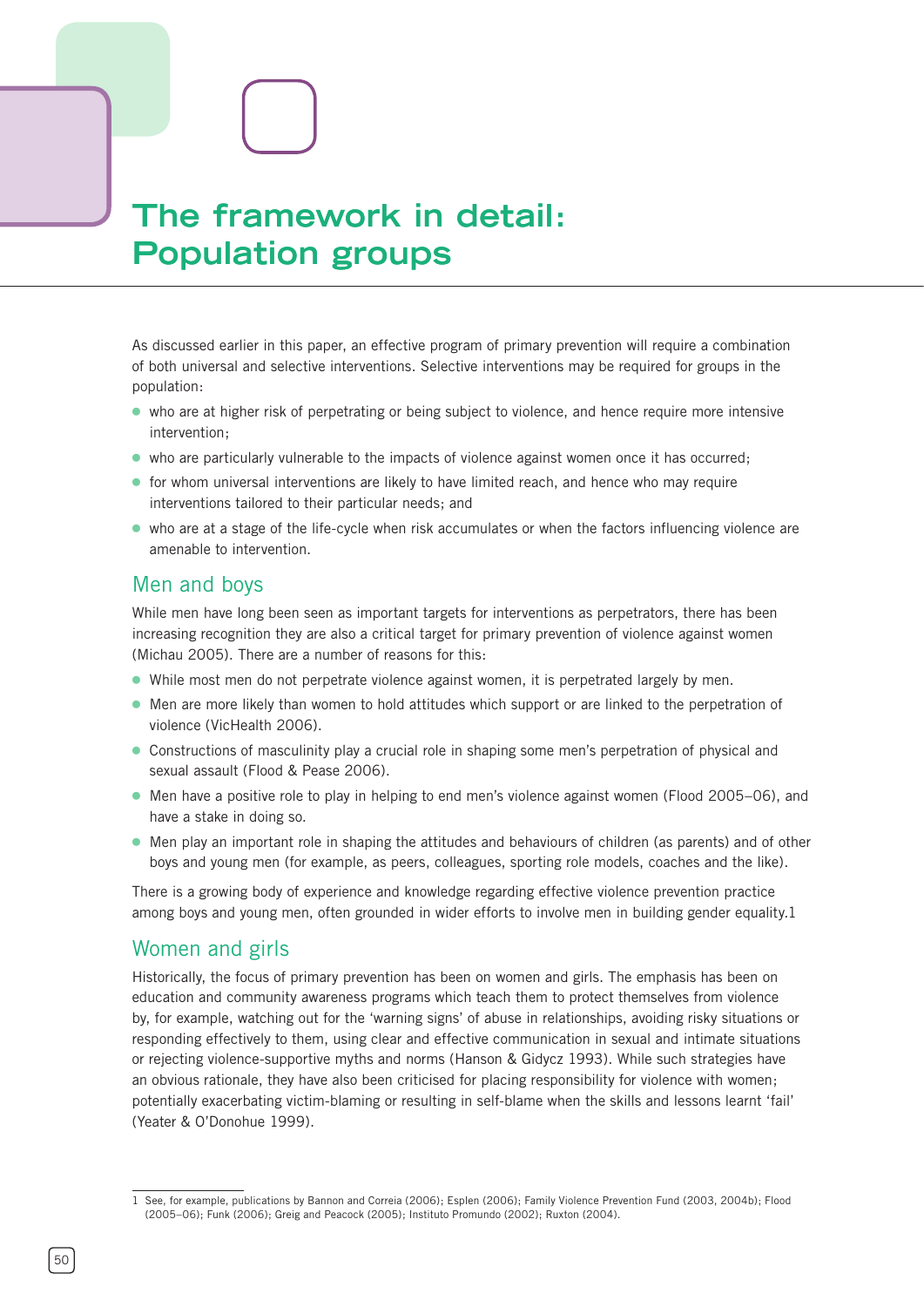# The framework in detail: Population groups

As discussed earlier in this paper, an effective program of primary prevention will require a combination of both universal and selective interventions. Selective interventions may be required for groups in the population:

- who are at higher risk of perpetrating or being subject to violence, and hence require more intensive intervention;
- who are particularly vulnerable to the impacts of violence against women once it has occurred;
- for whom universal interventions are likely to have limited reach, and hence who may require interventions tailored to their particular needs; and
- who are at a stage of the life-cycle when risk accumulates or when the factors influencing violence are amenable to intervention.

## Men and boys

While men have long been seen as important targets for interventions as perpetrators, there has been increasing recognition they are also a critical target for primary prevention of violence against women (Michau 2005). There are a number of reasons for this:

- While most men do not perpetrate violence against women, it is perpetrated largely by men.
- Men are more likely than women to hold attitudes which support or are linked to the perpetration of violence (VicHealth 2006).
- Constructions of masculinity play a crucial role in shaping some men's perpetration of physical and sexual assault (Flood & Pease 2006).
- Men have a positive role to play in helping to end men's violence against women (Flood 2005–06), and have a stake in doing so.
- Men play an important role in shaping the attitudes and behaviours of children (as parents) and of other boys and young men (for example, as peers, colleagues, sporting role models, coaches and the like).

There is a growing body of experience and knowledge regarding effective violence prevention practice among boys and young men, often grounded in wider efforts to involve men in building gender equality.[1]

## Women and girls

Historically, the focus of primary prevention has been on women and girls. The emphasis has been on education and community awareness programs which teach them to protect themselves from violence by, for example, watching out for the 'warning signs' of abuse in relationships, avoiding risky situations or responding effectively to them, using clear and effective communication in sexual and intimate situations or rejecting violence-supportive myths and norms (Hanson & Gidycz 1993). While such strategies have an obvious rationale, they have also been criticised for placing responsibility for violence with women; potentially exacerbating victim-blaming or resulting in self-blame when the skills and lessons learnt 'fail' (Yeater & O'Donohue 1999).

---

1 See, for example, publications by Bannon and Correia (2006); Esplen (2006); Family Violence Prevention Fund (2003, 2004b); Flood (2005–06); Funk (2006); Greig and Peacock (2005); Instituto Promundo (2002); Ruxton (2004).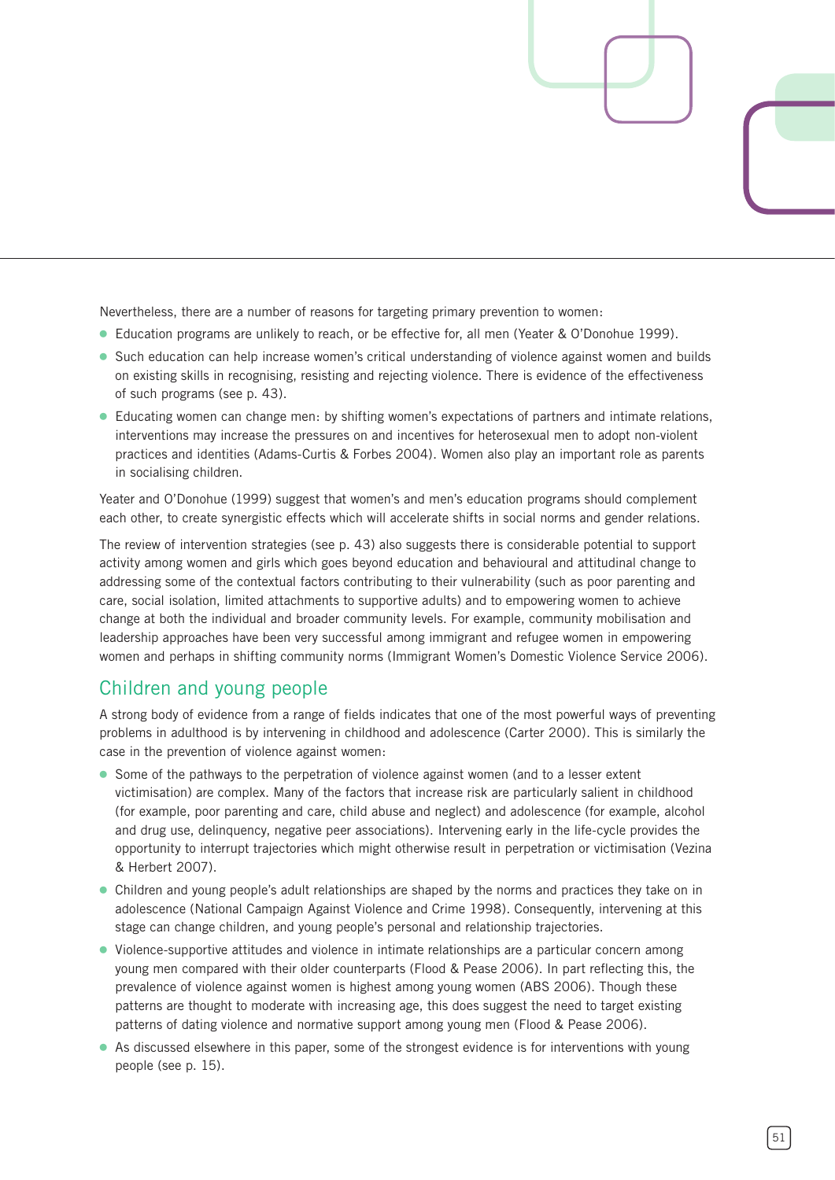Nevertheless, there are a number of reasons for targeting primary prevention to women:

- Education programs are unlikely to reach, or be effective for, all men (Yeater & O'Donohue 1999).
- Such education can help increase women's critical understanding of violence against women and builds on existing skills in recognising, resisting and rejecting violence. There is evidence of the effectiveness of such programs (see p. 43).
- Educating women can change men: by shifting women's expectations of partners and intimate relations, interventions may increase the pressures on and incentives for heterosexual men to adopt non-violent practices and identities (Adams-Curtis & Forbes 2004). Women also play an important role as parents in socialising children.

Yeater and O'Donohue (1999) suggest that women's and men's education programs should complement each other, to create synergistic effects which will accelerate shifts in social norms and gender relations.

The review of intervention strategies (see p. 43) also suggests there is considerable potential to support activity among women and girls which goes beyond education and behavioural and attitudinal change to addressing some of the contextual factors contributing to their vulnerability (such as poor parenting and care, social isolation, limited attachments to supportive adults) and to empowering women to achieve change at both the individual and broader community levels. For example, community mobilisation and leadership approaches have been very successful among immigrant and refugee women in empowering women and perhaps in shifting community norms (Immigrant Women's Domestic Violence Service 2006).

## Children and young people

A strong body of evidence from a range of fields indicates that one of the most powerful ways of preventing problems in adulthood is by intervening in childhood and adolescence (Carter 2000). This is similarly the case in the prevention of violence against women:

- Some of the pathways to the perpetration of violence against women (and to a lesser extent victimisation) are complex. Many of the factors that increase risk are particularly salient in childhood (for example, poor parenting and care, child abuse and neglect) and adolescence (for example, alcohol and drug use, delinquency, negative peer associations). Intervening early in the life-cycle provides the opportunity to interrupt trajectories which might otherwise result in perpetration or victimisation (Vezina & Herbert 2007).
- Children and young people's adult relationships are shaped by the norms and practices they take on in adolescence (National Campaign Against Violence and Crime 1998). Consequently, intervening at this stage can change children, and young people's personal and relationship trajectories.
- Violence-supportive attitudes and violence in intimate relationships are a particular concern among young men compared with their older counterparts (Flood & Pease 2006). In part reflecting this, the prevalence of violence against women is highest among young women (ABS 2006). Though these patterns are thought to moderate with increasing age, this does suggest the need to target existing patterns of dating violence and normative support among young men (Flood & Pease 2006).
- As discussed elsewhere in this paper, some of the strongest evidence is for interventions with young people (see p. 15).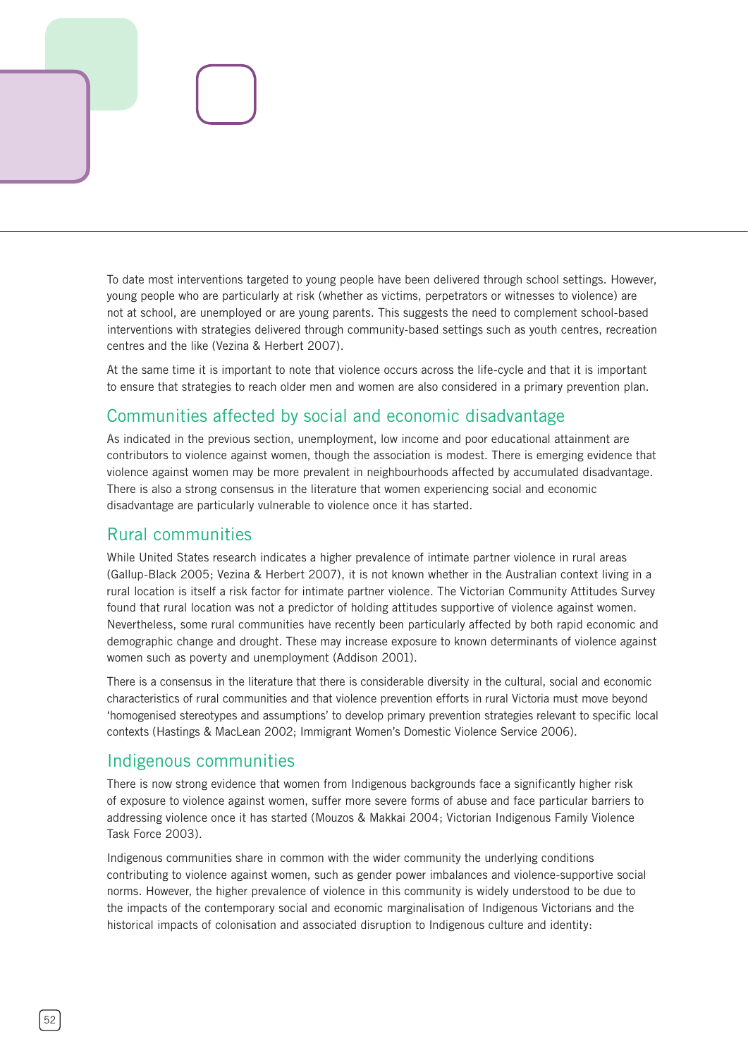To date most interventions targeted to young people have been delivered through school settings. However, young people who are particularly at risk (whether as victims, perpetrators or witnesses to violence) are not at school, are unemployed or are young parents. This suggests the need to complement school-based interventions with strategies delivered through community-based settings such as youth centres, recreation centres and the like (Vezina & Herbert 2007).

At the same time it is important to note that violence occurs across the life-cycle and that it is important to ensure that strategies to reach older men and women are also considered in a primary prevention plan.

## Communities affected by social and economic disadvantage

As indicated in the previous section, unemployment, low income and poor educational attainment are contributors to violence against women, though the association is modest. There is emerging evidence that violence against women may be more prevalent in neighbourhoods affected by accumulated disadvantage. There is also a strong consensus in the literature that women experiencing social and economic disadvantage are particularly vulnerable to violence once it has started.

## Rural communities

While United States research indicates a higher prevalence of intimate partner violence in rural areas (Gallup-Black 2005; Vezina & Herbert 2007), it is not known whether in the Australian context living in a rural location is itself a risk factor for intimate partner violence. The Victorian Community Attitudes Survey found that rural location was not a predictor of holding attitudes supportive of violence against women. Nevertheless, some rural communities have recently been particularly affected by both rapid economic and demographic change and drought. These may increase exposure to known determinants of violence against women such as poverty and unemployment (Addison 2001).

There is a consensus in the literature that there is considerable diversity in the cultural, social and economic characteristics of rural communities and that violence prevention efforts in rural Victoria must move beyond 'homogenised stereotypes and assumptions' to develop primary prevention strategies relevant to specific local contexts (Hastings & MacLean 2002; Immigrant Women's Domestic Violence Service 2006).

## Indigenous communities

There is now strong evidence that women from Indigenous backgrounds face a significantly higher risk of exposure to violence against women, suffer more severe forms of abuse and face particular barriers to addressing violence once it has started (Mouzos & Makkai 2004; Victorian Indigenous Family Violence Task Force 2003).

Indigenous communities share in common with the wider community the underlying conditions contributing to violence against women, such as gender power imbalances and violence-supportive social norms. However, the higher prevalence of violence in this community is widely understood to be due to the impacts of the contemporary social and economic marginalisation of Indigenous Victorians and the historical impacts of colonisation and associated disruption to Indigenous culture and identity: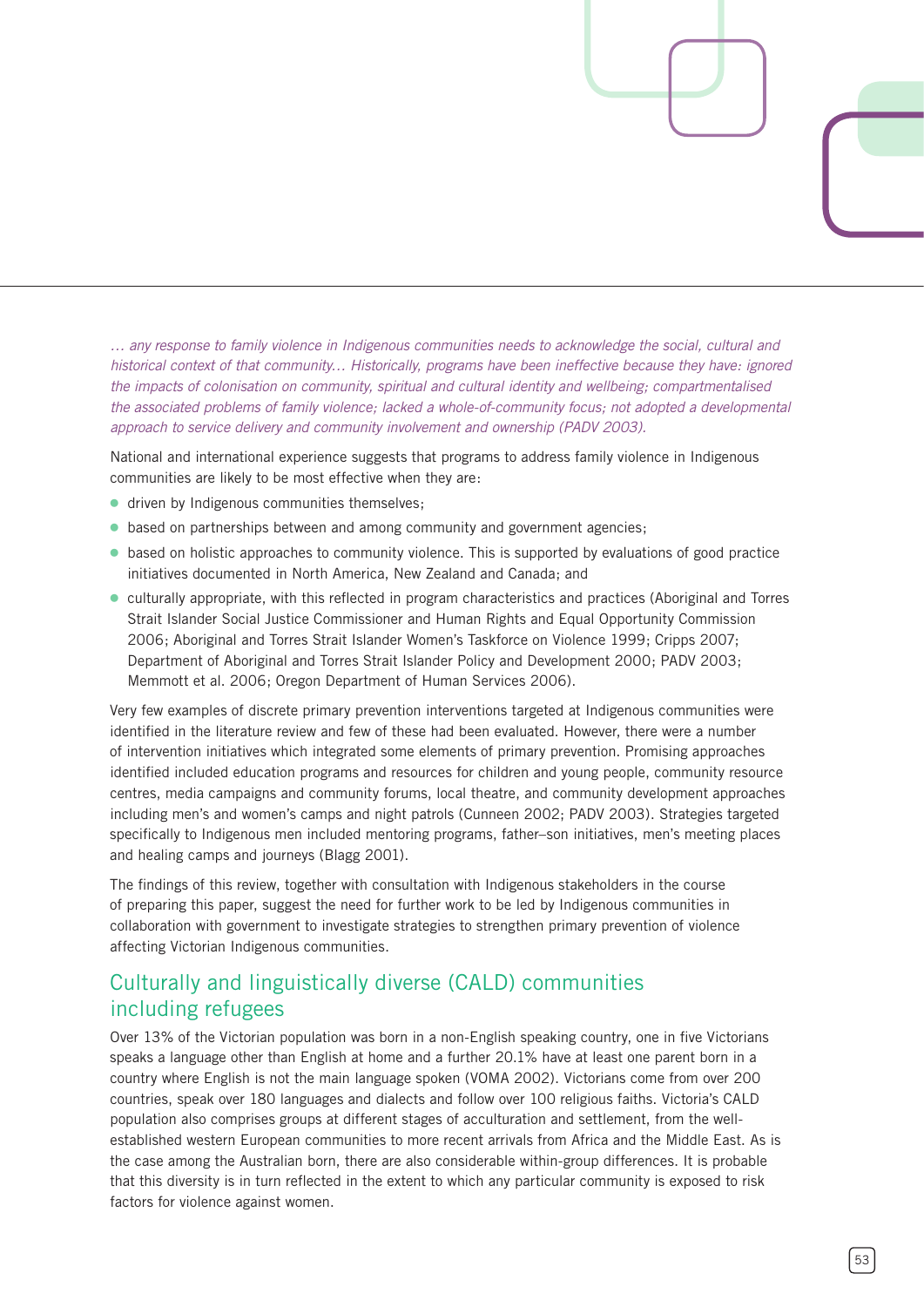*… any response to family violence in Indigenous communities needs to acknowledge the social, cultural and historical context of that community… Historically, programs have been ineffective because they have: ignored the impacts of colonisation on community, spiritual and cultural identity and wellbeing; compartmentalised the associated problems of family violence; lacked a whole-of-community focus; not adopted a developmental approach to service delivery and community involvement and ownership (PADV 2003).*

National and international experience suggests that programs to address family violence in Indigenous communities are likely to be most effective when they are:

- driven by Indigenous communities themselves;
- based on partnerships between and among community and government agencies;
- based on holistic approaches to community violence. This is supported by evaluations of good practice initiatives documented in North America, New Zealand and Canada; and
- culturally appropriate, with this reflected in program characteristics and practices (Aboriginal and Torres Strait Islander Social Justice Commissioner and Human Rights and Equal Opportunity Commission 2006; Aboriginal and Torres Strait Islander Women's Taskforce on Violence 1999; Cripps 2007; Department of Aboriginal and Torres Strait Islander Policy and Development 2000; PADV 2003; Memmott et al. 2006; Oregon Department of Human Services 2006).

Very few examples of discrete primary prevention interventions targeted at Indigenous communities were identified in the literature review and few of these had been evaluated. However, there were a number of intervention initiatives which integrated some elements of primary prevention. Promising approaches identified included education programs and resources for children and young people, community resource centres, media campaigns and community forums, local theatre, and community development approaches including men's and women's camps and night patrols (Cunneen 2002; PADV 2003). Strategies targeted specifically to Indigenous men included mentoring programs, father–son initiatives, men's meeting places and healing camps and journeys (Blagg 2001).

The findings of this review, together with consultation with Indigenous stakeholders in the course of preparing this paper, suggest the need for further work to be led by Indigenous communities in collaboration with government to investigate strategies to strengthen primary prevention of violence affecting Victorian Indigenous communities.

## Culturally and linguistically diverse (CALD) communities including refugees

Over 13% of the Victorian population was born in a non-English speaking country, one in five Victorians speaks a language other than English at home and a further 20.1% have at least one parent born in a country where English is not the main language spoken (VOMA 2002). Victorians come from over 200 countries, speak over 180 languages and dialects and follow over 100 religious faiths. Victoria's CALD population also comprises groups at different stages of acculturation and settlement, from the well-established western European communities to more recent arrivals from Africa and the Middle East. As is the case among the Australian born, there are also considerable within-group differences. It is probable that this diversity is in turn reflected in the extent to which any particular community is exposed to risk factors for violence against women.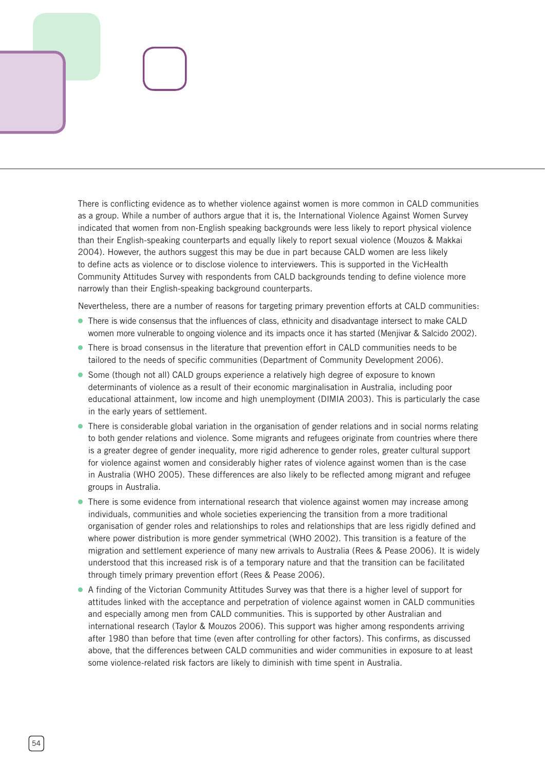There is conflicting evidence as to whether violence against women is more common in CALD communities as a group. While a number of authors argue that it is, the International Violence Against Women Survey indicated that women from non-English speaking backgrounds were less likely to report physical violence than their English-speaking counterparts and equally likely to report sexual violence (Mouzos & Makkai 2004). However, the authors suggest this may be due in part because CALD women are less likely to define acts as violence or to disclose violence to interviewers. This is supported in the VicHealth Community Attitudes Survey with respondents from CALD backgrounds tending to define violence more narrowly than their English-speaking background counterparts.

Nevertheless, there are a number of reasons for targeting primary prevention efforts at CALD communities:

- There is wide consensus that the influences of class, ethnicity and disadvantage intersect to make CALD women more vulnerable to ongoing violence and its impacts once it has started (Menjivar & Salcido 2002).
- There is broad consensus in the literature that prevention effort in CALD communities needs to be tailored to the needs of specific communities (Department of Community Development 2006).
- Some (though not all) CALD groups experience a relatively high degree of exposure to known determinants of violence as a result of their economic marginalisation in Australia, including poor educational attainment, low income and high unemployment (DIMIA 2003). This is particularly the case in the early years of settlement.
- There is considerable global variation in the organisation of gender relations and in social norms relating to both gender relations and violence. Some migrants and refugees originate from countries where there is a greater degree of gender inequality, more rigid adherence to gender roles, greater cultural support for violence against women and considerably higher rates of violence against women than is the case in Australia (WHO 2005). These differences are also likely to be reflected among migrant and refugee groups in Australia.
- There is some evidence from international research that violence against women may increase among individuals, communities and whole societies experiencing the transition from a more traditional organisation of gender roles and relationships to roles and relationships that are less rigidly defined and where power distribution is more gender symmetrical (WHO 2002). This transition is a feature of the migration and settlement experience of many new arrivals to Australia (Rees & Pease 2006). It is widely understood that this increased risk is of a temporary nature and that the transition can be facilitated through timely primary prevention effort (Rees & Pease 2006).
- A finding of the Victorian Community Attitudes Survey was that there is a higher level of support for attitudes linked with the acceptance and perpetration of violence against women in CALD communities and especially among men from CALD communities. This is supported by other Australian and international research (Taylor & Mouzos 2006). This support was higher among respondents arriving after 1980 than before that time (even after controlling for other factors). This confirms, as discussed above, that the differences between CALD communities and wider communities in exposure to at least some violence-related risk factors are likely to diminish with time spent in Australia.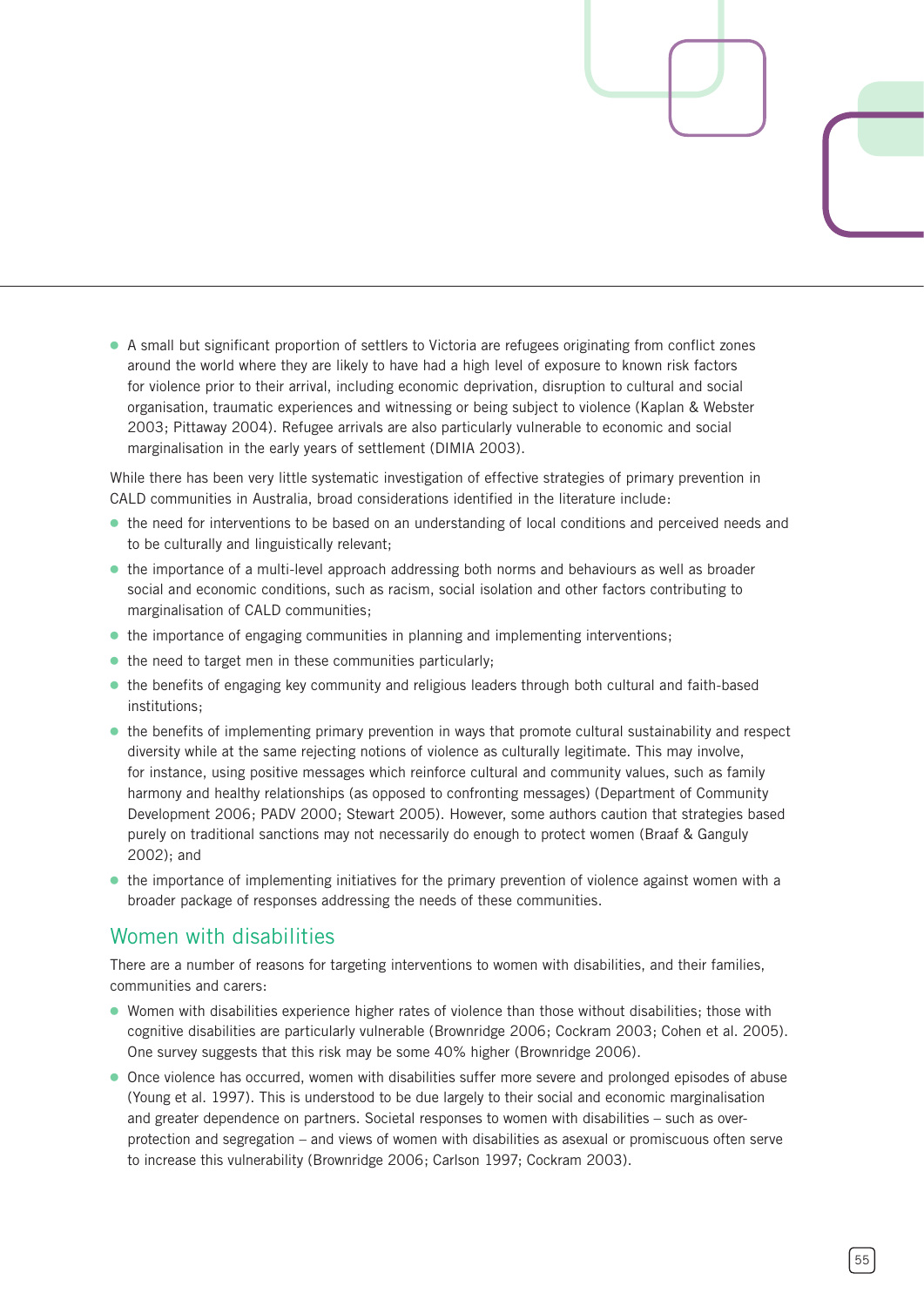- A small but significant proportion of settlers to Victoria are refugees originating from conflict zones around the world where they are likely to have had a high level of exposure to known risk factors for violence prior to their arrival, including economic deprivation, disruption to cultural and social organisation, traumatic experiences and witnessing or being subject to violence (Kaplan & Webster 2003; Pittaway 2004). Refugee arrivals are also particularly vulnerable to economic and social marginalisation in the early years of settlement (DIMIA 2003).

While there has been very little systematic investigation of effective strategies of primary prevention in CALD communities in Australia, broad considerations identified in the literature include:

- the need for interventions to be based on an understanding of local conditions and perceived needs and to be culturally and linguistically relevant;
- the importance of a multi-level approach addressing both norms and behaviours as well as broader social and economic conditions, such as racism, social isolation and other factors contributing to marginalisation of CALD communities;
- the importance of engaging communities in planning and implementing interventions;
- the need to target men in these communities particularly;
- the benefits of engaging key community and religious leaders through both cultural and faith-based institutions;
- the benefits of implementing primary prevention in ways that promote cultural sustainability and respect diversity while at the same rejecting notions of violence as culturally legitimate. This may involve, for instance, using positive messages which reinforce cultural and community values, such as family harmony and healthy relationships (as opposed to confronting messages) (Department of Community Development 2006; PADV 2000; Stewart 2005). However, some authors caution that strategies based purely on traditional sanctions may not necessarily do enough to protect women (Braaf & Ganguly 2002); and
- the importance of implementing initiatives for the primary prevention of violence against women with a broader package of responses addressing the needs of these communities.

## Women with disabilities

There are a number of reasons for targeting interventions to women with disabilities, and their families, communities and carers:

- Women with disabilities experience higher rates of violence than those without disabilities; those with cognitive disabilities are particularly vulnerable (Brownridge 2006; Cockram 2003; Cohen et al. 2005). One survey suggests that this risk may be some 40% higher (Brownridge 2006).
- Once violence has occurred, women with disabilities suffer more severe and prolonged episodes of abuse (Young et al. 1997). This is understood to be due largely to their social and economic marginalisation and greater dependence on partners. Societal responses to women with disabilities – such as over-protection and segregation – and views of women with disabilities as asexual or promiscuous often serve to increase this vulnerability (Brownridge 2006; Carlson 1997; Cockram 2003).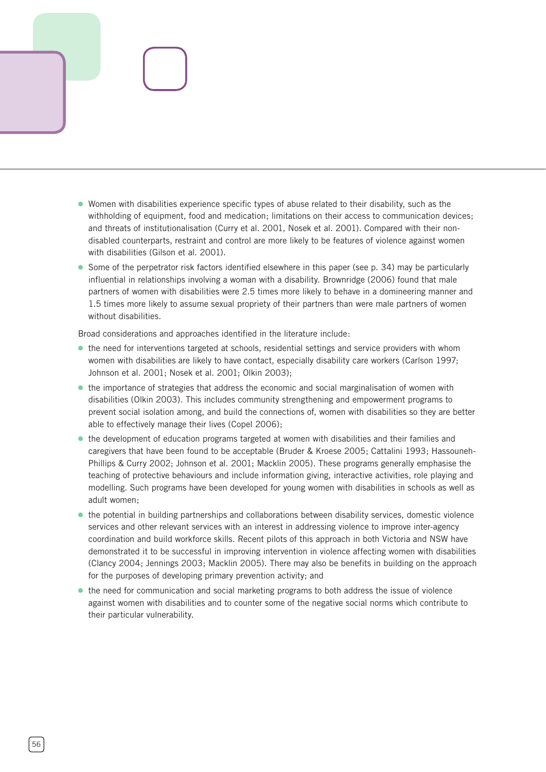- Women with disabilities experience specific types of abuse related to their disability, such as the withholding of equipment, food and medication; limitations on their access to communication devices; and threats of institutionalisation (Curry et al. 2001, Nosek et al. 2001). Compared with their non-disabled counterparts, restraint and control are more likely to be features of violence against women with disabilities (Gilson et al. 2001).
- Some of the perpetrator risk factors identified elsewhere in this paper (see p. 34) may be particularly influential in relationships involving a woman with a disability. Brownridge (2006) found that male partners of women with disabilities were 2.5 times more likely to behave in a domineering manner and 1.5 times more likely to assume sexual propriety of their partners than were male partners of women without disabilities.

Broad considerations and approaches identified in the literature include:

- the need for interventions targeted at schools, residential settings and service providers with whom women with disabilities are likely to have contact, especially disability care workers (Carlson 1997; Johnson et al. 2001; Nosek et al. 2001; Olkin 2003);
- the importance of strategies that address the economic and social marginalisation of women with disabilities (Olkin 2003). This includes community strengthening and empowerment programs to prevent social isolation among, and build the connections of, women with disabilities so they are better able to effectively manage their lives (Copel 2006);
- the development of education programs targeted at women with disabilities and their families and caregivers that have been found to be acceptable (Bruder & Kroese 2005; Cattalini 1993; Hassouneh-Phillips & Curry 2002; Johnson et al. 2001; Macklin 2005). These programs generally emphasise the teaching of protective behaviours and include information giving, interactive activities, role playing and modelling. Such programs have been developed for young women with disabilities in schools as well as adult women;
- the potential in building partnerships and collaborations between disability services, domestic violence services and other relevant services with an interest in addressing violence to improve inter-agency coordination and build workforce skills. Recent pilots of this approach in both Victoria and NSW have demonstrated it to be successful in improving intervention in violence affecting women with disabilities (Clancy 2004; Jennings 2003; Macklin 2005). There may also be benefits in building on the approach for the purposes of developing primary prevention activity; and
- the need for communication and social marketing programs to both address the issue of violence against women with disabilities and to counter some of the negative social norms which contribute to their particular vulnerability.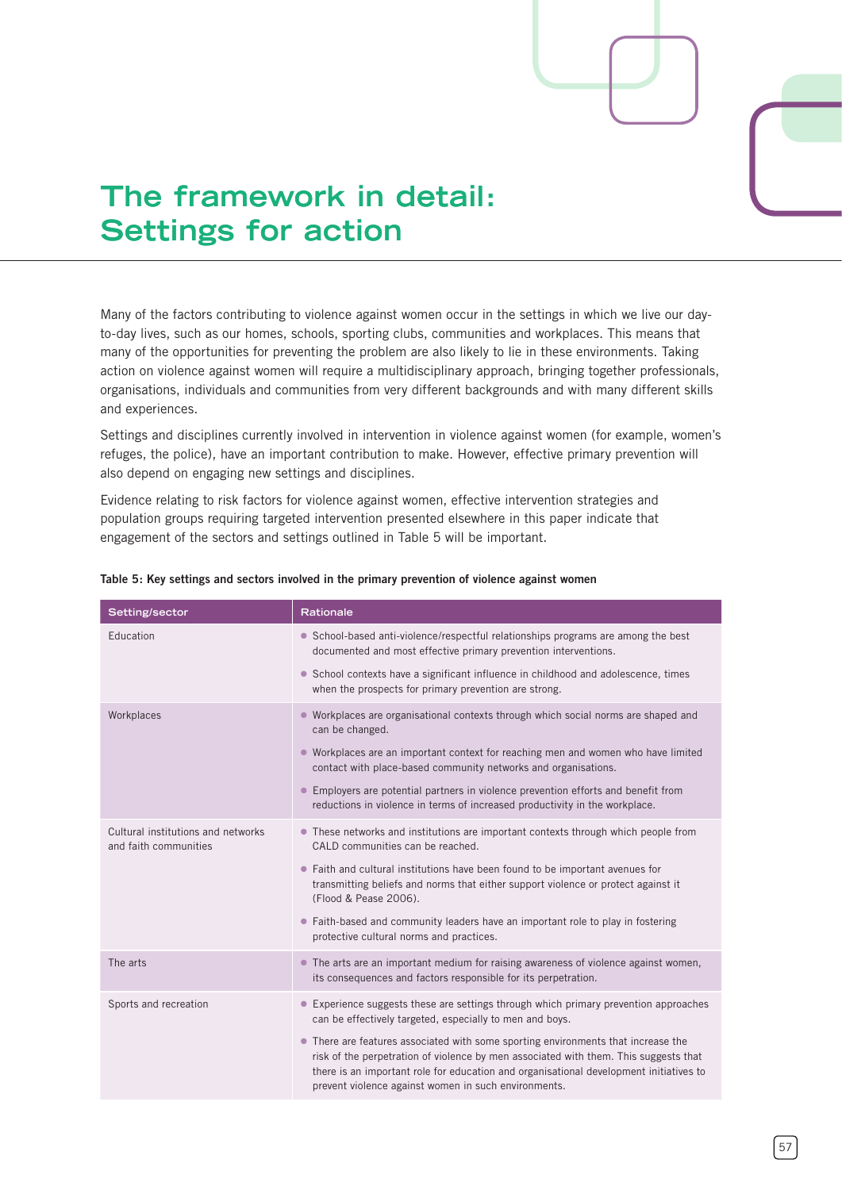# The framework in detail: Settings for action

Many of the factors contributing to violence against women occur in the settings in which we live our day-to-day lives, such as our homes, schools, sporting clubs, communities and workplaces. This means that many of the opportunities for preventing the problem are also likely to lie in these environments. Taking action on violence against women will require a multidisciplinary approach, bringing together professionals, organisations, individuals and communities from very different backgrounds and with many different skills and experiences.

Settings and disciplines currently involved in intervention in violence against women (for example, women's refuges, the police), have an important contribution to make. However, effective primary prevention will also depend on engaging new settings and disciplines.

Evidence relating to risk factors for violence against women, effective intervention strategies and population groups requiring targeted intervention presented elsewhere in this paper indicate that engagement of the sectors and settings outlined in Table 5 will be important.

**Table 5: Key settings and sectors involved in the primary prevention of violence against women**

| Setting/sector | Rationale |
|---|---|
| Education | • School-based anti-violence/respectful relationships programs are among the best documented and most effective primary prevention interventions.<br>• School contexts have a significant influence in childhood and adolescence, times when the prospects for primary prevention are strong. |
| Workplaces | • Workplaces are organisational contexts through which social norms are shaped and can be changed.<br>• Workplaces are an important context for reaching men and women who have limited contact with place-based community networks and organisations.<br>• Employers are potential partners in violence prevention efforts and benefit from reductions in violence in terms of increased productivity in the workplace. |
| Cultural institutions and networks and faith communities | • These networks and institutions are important contexts through which people from CALD communities can be reached.<br>• Faith and cultural institutions have been found to be important avenues for transmitting beliefs and norms that either support violence or protect against it (Flood & Pease 2006).<br>• Faith-based and community leaders have an important role to play in fostering protective cultural norms and practices. |
| The arts | • The arts are an important medium for raising awareness of violence against women, its consequences and factors responsible for its perpetration. |
| Sports and recreation | • Experience suggests these are settings through which primary prevention approaches can be effectively targeted, especially to men and boys.<br>• There are features associated with some sporting environments that increase the risk of the perpetration of violence by men associated with them. This suggests that there is an important role for education and organisational development initiatives to prevent violence against women in such environments. |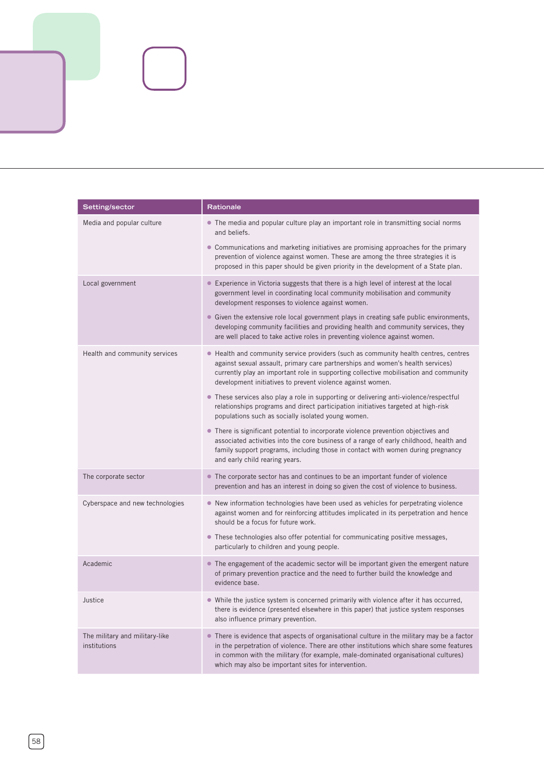| Setting/sector | Rationale |
|---|---|
| Media and popular culture | • The media and popular culture play an important role in transmitting social norms and beliefs.<br>• Communications and marketing initiatives are promising approaches for the primary prevention of violence against women. These are among the three strategies it is proposed in this paper should be given priority in the development of a State plan. |
| Local government | • Experience in Victoria suggests that there is a high level of interest at the local government level in coordinating local community mobilisation and community development responses to violence against women.<br>• Given the extensive role local government plays in creating safe public environments, developing community facilities and providing health and community services, they are well placed to take active roles in preventing violence against women. |
| Health and community services | • Health and community service providers (such as community health centres, centres against sexual assault, primary care partnerships and women's health services) currently play an important role in supporting collective mobilisation and community development initiatives to prevent violence against women.<br>• These services also play a role in supporting or delivering anti-violence/respectful relationships programs and direct participation initiatives targeted at high-risk populations such as socially isolated young women.<br>• There is significant potential to incorporate violence prevention objectives and associated activities into the core business of a range of early childhood, health and family support programs, including those in contact with women during pregnancy and early child rearing years. |
| The corporate sector | • The corporate sector has and continues to be an important funder of violence prevention and has an interest in doing so given the cost of violence to business. |
| Cyberspace and new technologies | • New information technologies have been used as vehicles for perpetrating violence against women and for reinforcing attitudes implicated in its perpetration and hence should be a focus for future work.<br>• These technologies also offer potential for communicating positive messages, particularly to children and young people. |
| Academic | • The engagement of the academic sector will be important given the emergent nature of primary prevention practice and the need to further build the knowledge and evidence base. |
| Justice | • While the justice system is concerned primarily with violence after it has occurred, there is evidence (presented elsewhere in this paper) that justice system responses also influence primary prevention. |
| The military and military-like institutions | • There is evidence that aspects of organisational culture in the military may be a factor in the perpetration of violence. There are other institutions which share some features in common with the military (for example, male-dominated organisational cultures) which may also be important sites for intervention. |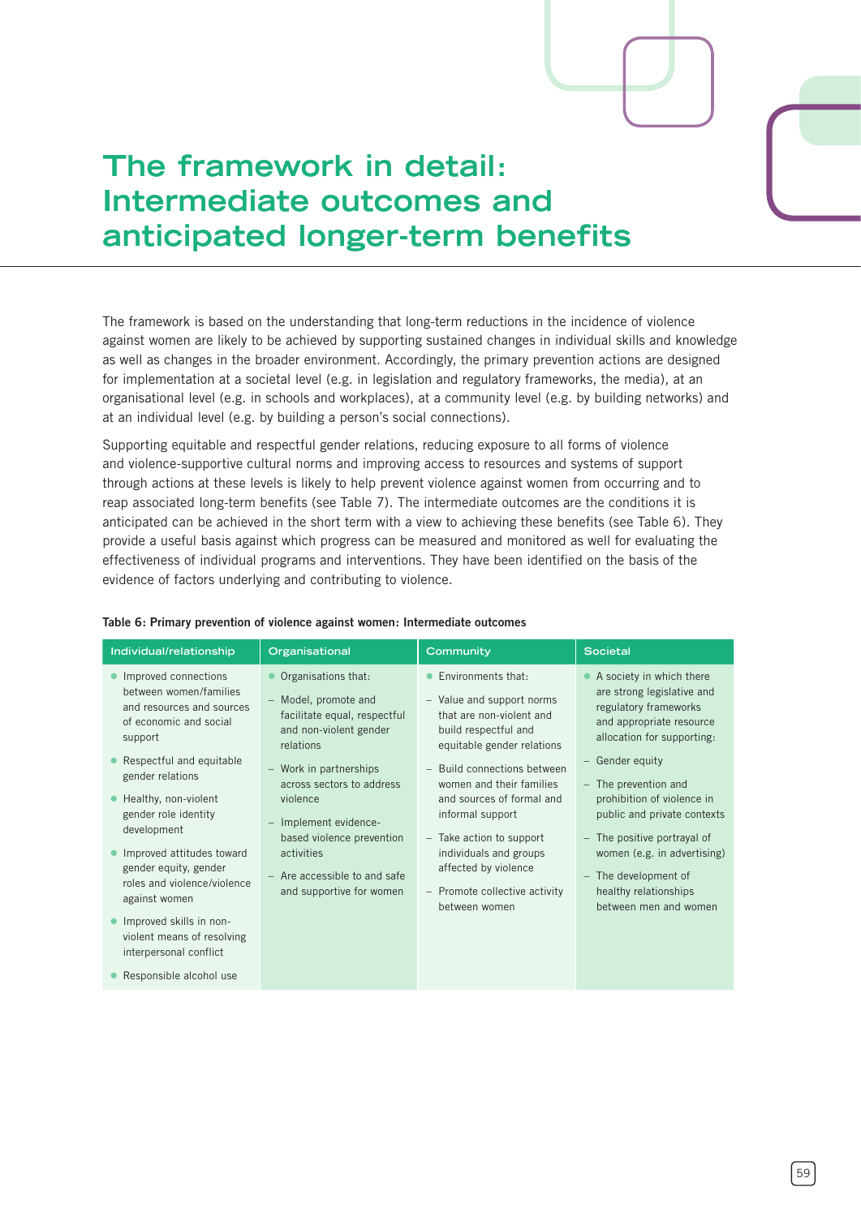# The framework in detail: Intermediate outcomes and anticipated longer-term benefits

The framework is based on the understanding that long-term reductions in the incidence of violence against women are likely to be achieved by supporting sustained changes in individual skills and knowledge as well as changes in the broader environment. Accordingly, the primary prevention actions are designed for implementation at a societal level (e.g. in legislation and regulatory frameworks, the media), at an organisational level (e.g. in schools and workplaces), at a community level (e.g. by building networks) and at an individual level (e.g. by building a person's social connections).

Supporting equitable and respectful gender relations, reducing exposure to all forms of violence and violence-supportive cultural norms and improving access to resources and systems of support through actions at these levels is likely to help prevent violence against women from occurring and to reap associated long-term benefits (see Table 7). The intermediate outcomes are the conditions it is anticipated can be achieved in the short term with a view to achieving these benefits (see Table 6). They provide a useful basis against which progress can be measured and monitored as well for evaluating the effectiveness of individual programs and interventions. They have been identified on the basis of the evidence of factors underlying and contributing to violence.

**Table 6: Primary prevention of violence against women: Intermediate outcomes**

| Individual/relationship | Organisational | Community | Societal |
|---|---|---|---|
| • Improved connections between women/families and resources and sources of economic and social support<br>• Respectful and equitable gender relations<br>• Healthy, non-violent gender role identity development<br>• Improved attitudes toward gender equity, gender roles and violence/violence against women<br>• Improved skills in non-violent means of resolving interpersonal conflict<br>• Responsible alcohol use | • Organisations that:<br>– Model, promote and facilitate equal, respectful and non-violent gender relations<br>– Work in partnerships across sectors to address violence<br>– Implement evidence-based violence prevention activities<br>– Are accessible to and safe and supportive for women | • Environments that:<br>– Value and support norms that are non-violent and build respectful and equitable gender relations<br>– Build connections between women and their families and sources of formal and informal support<br>– Take action to support individuals and groups affected by violence<br>– Promote collective activity between women | • A society in which there are strong legislative and regulatory frameworks and appropriate resource allocation for supporting:<br>– Gender equity<br>– The prevention and prohibition of violence in public and private contexts<br>– The positive portrayal of women (e.g. in advertising)<br>– The development of healthy relationships between men and women |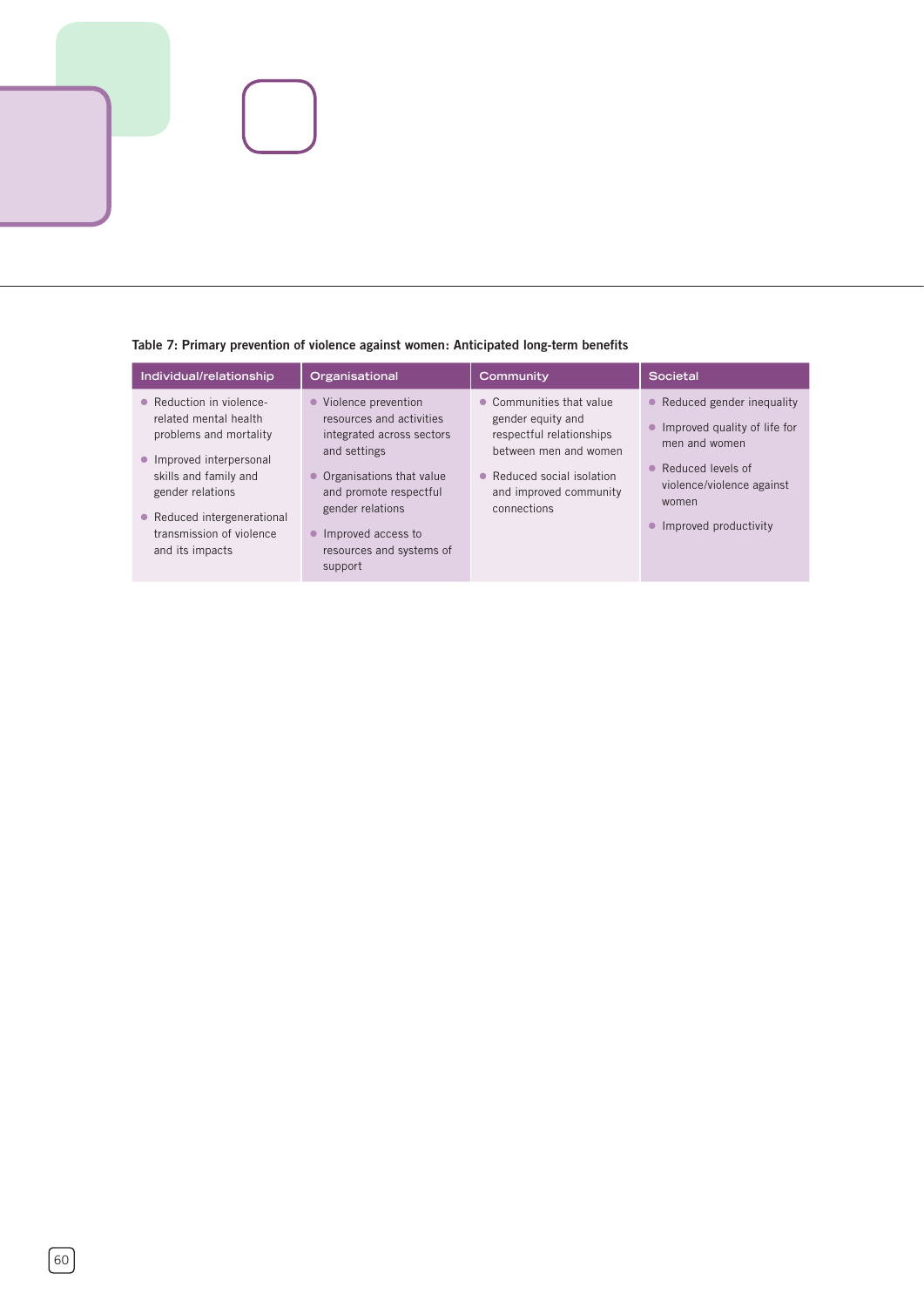**Table 7: Primary prevention of violence against women: Anticipated long-term benefits**

| Individual/relationship | Organisational | Community | Societal |
|---|---|---|---|
| • Reduction in violence-related mental health problems and mortality<br>• Improved interpersonal skills and family and gender relations<br>• Reduced intergenerational transmission of violence and its impacts | • Violence prevention resources and activities integrated across sectors and settings<br>• Organisations that value and promote respectful gender relations<br>• Improved access to resources and systems of support | • Communities that value gender equity and respectful relationships between men and women<br>• Reduced social isolation and improved community connections | • Reduced gender inequality<br>• Improved quality of life for men and women<br>• Reduced levels of violence/violence against women<br>• Improved productivity |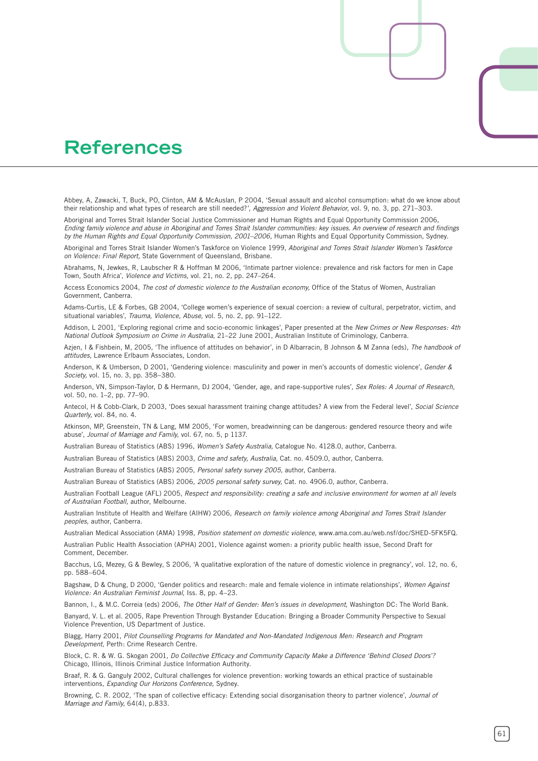# References

Abbey, A, Zawacki, T, Buck, PO, Clinton, AM & McAuslan, P 2004, 'Sexual assault and alcohol consumption: what do we know about their relationship and what types of research are still needed?', *Aggression and Violent Behavior,* vol. 9, no. 3, pp. 271–303.

Aboriginal and Torres Strait Islander Social Justice Commissioner and Human Rights and Equal Opportunity Commission 2006, *Ending family violence and abuse in Aboriginal and Torres Strait Islander communities: key issues. An overview of research and findings by the Human Rights and Equal Opportunity Commission, 2001–2006,* Human Rights and Equal Opportunity Commission, Sydney.

Aboriginal and Torres Strait Islander Women's Taskforce on Violence 1999, *Aboriginal and Torres Strait Islander Women's Taskforce on Violence: Final Report,* State Government of Queensland, Brisbane.

Abrahams, N, Jewkes, R, Laubscher R & Hoffman M 2006, 'Intimate partner violence: prevalence and risk factors for men in Cape Town, South Africa', *Violence and Victims,* vol. 21, no. 2, pp. 247–264.

Access Economics 2004, *The cost of domestic violence to the Australian economy,* Office of the Status of Women, Australian Government, Canberra.

Adams-Curtis, LE & Forbes, GB 2004, 'College women's experience of sexual coercion: a review of cultural, perpetrator, victim, and situational variables', *Trauma, Violence, Abuse,* vol. 5, no. 2, pp. 91–122.

Addison, L 2001, 'Exploring regional crime and socio-economic linkages', Paper presented at the *New Crimes or New Responses: 4th National Outlook Symposium on Crime in Australia,* 21–22 June 2001, Australian Institute of Criminology, Canberra.

Azjen, I & Fishbein, M, 2005, 'The influence of attitudes on behavior', in D Albarracin, B Johnson & M Zanna (eds), *The handbook of attitudes,* Lawrence Erlbaum Associates, London.

Anderson, K & Umberson, D 2001, 'Gendering violence: masculinity and power in men's accounts of domestic violence', *Gender & Society,* vol. 15, no. 3, pp. 358–380.

Anderson, VN, Simpson-Taylor, D & Hermann, DJ 2004, 'Gender, age, and rape-supportive rules', *Sex Roles: A Journal of Research,* vol. 50, no. 1–2, pp. 77–90.

Antecol, H & Cobb-Clark, D 2003, 'Does sexual harassment training change attitudes? A view from the Federal level', *Social Science Quarterly,* vol. 84, no. 4.

Atkinson, MP, Greenstein, TN & Lang, MM 2005, 'For women, breadwinning can be dangerous: gendered resource theory and wife abuse', *Journal of Marriage and Family,* vol. 67, no. 5, p 1137.

Australian Bureau of Statistics (ABS) 1996, *Women's Safety Australia,* Catalogue No. 4128.0, author, Canberra.

Australian Bureau of Statistics (ABS) 2003, *Crime and safety, Australia,* Cat. no. 4509.0, author, Canberra.

Australian Bureau of Statistics (ABS) 2005, *Personal safety survey 2005,* author, Canberra.

Australian Bureau of Statistics (ABS) 2006, *2005 personal safety survey,* Cat. no. 4906.0, author, Canberra.

Australian Football League (AFL) 2005, *Respect and responsibility: creating a safe and inclusive environment for women at all levels of Australian Football,* author, Melbourne.

Australian Institute of Health and Welfare (AIHW) 2006, *Research on family violence among Aboriginal and Torres Strait Islander peoples,* author, Canberra.

Australian Medical Association (AMA) 1998, *Position statement on domestic violence,* www.ama.com.au/web.nsf/doc/SHED-5FK5FQ.

Australian Public Health Association (APHA) 2001, Violence against women: a priority public health issue, Second Draft for Comment, December.

Bacchus, LG, Mezey, G & Bewley, S 2006, 'A qualitative exploration of the nature of domestic violence in pregnancy', vol. 12, no. 6, pp. 588–604.

Bagshaw, D & Chung, D 2000, 'Gender politics and research: male and female violence in intimate relationships', *Women Against Violence: An Australian Feminist Journal,* Iss. 8, pp. 4–23.

Bannon, I., & M.C. Correia (eds) 2006, *The Other Half of Gender: Men's issues in development,* Washington DC: The World Bank.

Banyard, V. L. et al. 2005, Rape Prevention Through Bystander Education: Bringing a Broader Community Perspective to Sexual Violence Prevention, US Department of Justice.

Blagg, Harry 2001, *Pilot Counselling Programs for Mandated and Non-Mandated Indigenous Men: Research and Program Development,* Perth: Crime Research Centre.

Block, C. R. & W. G. Skogan 2001, *Do Collective Efficacy and Community Capacity Make a Difference 'Behind Closed Doors'?* Chicago, Illinois, Illinois Criminal Justice Information Authority.

Braaf, R. & G. Ganguly 2002, Cultural challenges for violence prevention: working towards an ethical practice of sustainable interventions, *Expanding Our Horizons Conference,* Sydney.

Browning, C. R. 2002, 'The span of collective efficacy: Extending social disorganisation theory to partner violence', *Journal of Marriage and Family,* 64(4), p.833.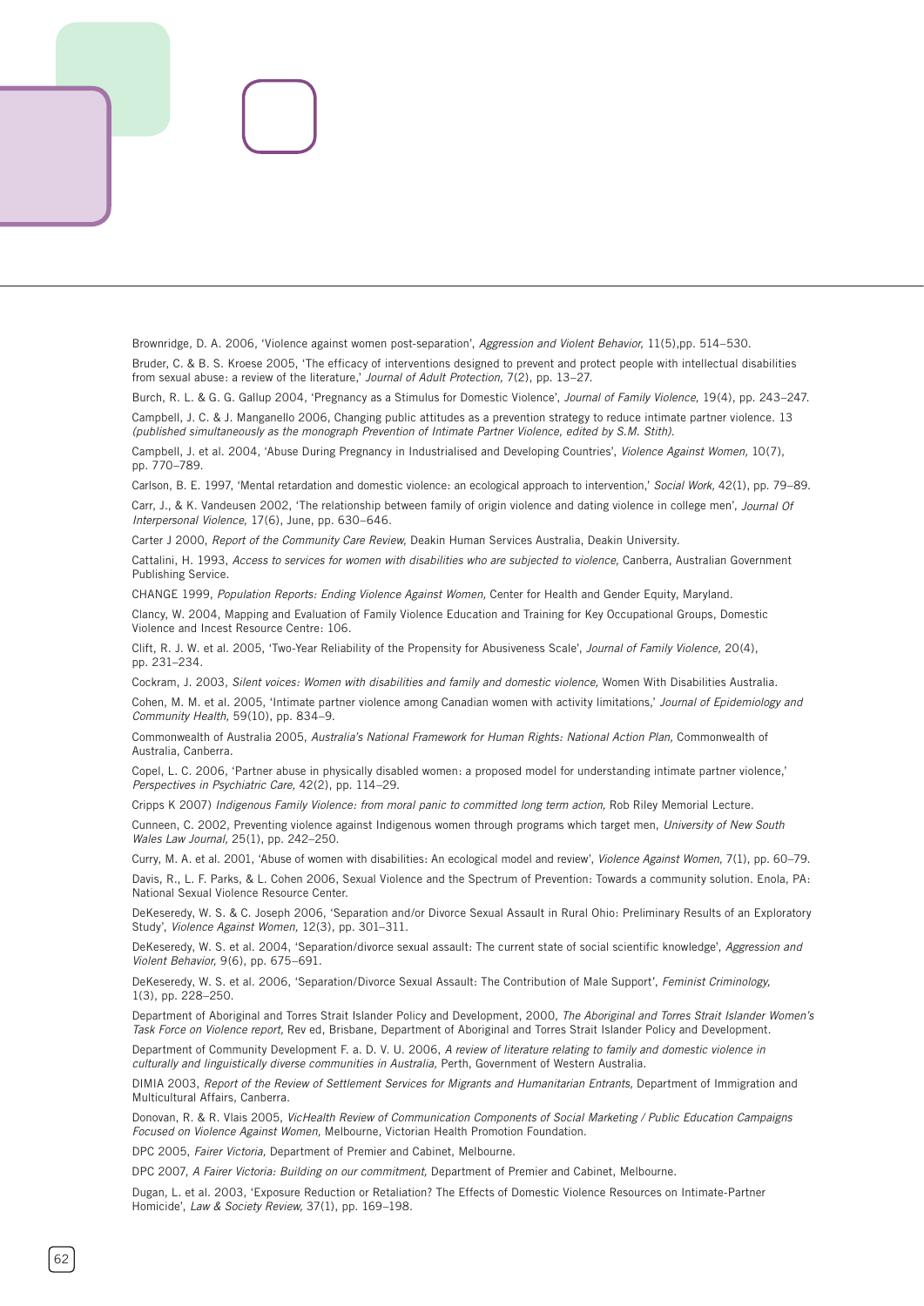Brownridge, D. A. 2006, 'Violence against women post-separation', *Aggression and Violent Behavior,* 11(5),pp. 514–530.

Bruder, C. & B. S. Kroese 2005, 'The efficacy of interventions designed to prevent and protect people with intellectual disabilities from sexual abuse: a review of the literature,' *Journal of Adult Protection,* 7(2), pp. 13–27.

Burch, R. L. & G. G. Gallup 2004, 'Pregnancy as a Stimulus for Domestic Violence', *Journal of Family Violence,* 19(4), pp. 243–247.

Campbell, J. C. & J. Manganello 2006, Changing public attitudes as a prevention strategy to reduce intimate partner violence. 13 *(published simultaneously as the monograph Prevention of Intimate Partner Violence, edited by S.M. Stith).*

Campbell, J. et al. 2004, 'Abuse During Pregnancy in Industrialised and Developing Countries', *Violence Against Women,* 10(7), pp. 770–789.

Carlson, B. E. 1997, 'Mental retardation and domestic violence: an ecological approach to intervention,' *Social Work,* 42(1), pp. 79–89.

Carr, J., & K. Vandeusen 2002, 'The relationship between family of origin violence and dating violence in college men', *Journal Of Interpersonal Violence,* 17(6), June, pp. 630–646.

Carter J 2000, *Report of the Community Care Review,* Deakin Human Services Australia, Deakin University.

Cattalini, H. 1993, *Access to services for women with disabilities who are subjected to violence,* Canberra, Australian Government Publishing Service.

CHANGE 1999, *Population Reports: Ending Violence Against Women,* Center for Health and Gender Equity, Maryland.

Clancy, W. 2004, Mapping and Evaluation of Family Violence Education and Training for Key Occupational Groups, Domestic Violence and Incest Resource Centre: 106.

Clift, R. J. W. et al. 2005, 'Two-Year Reliability of the Propensity for Abusiveness Scale', *Journal of Family Violence,* 20(4), pp. 231–234.

Cockram, J. 2003, *Silent voices: Women with disabilities and family and domestic violence,* Women With Disabilities Australia.

Cohen, M. M. et al. 2005, 'Intimate partner violence among Canadian women with activity limitations,' *Journal of Epidemiology and Community Health,* 59(10), pp. 834–9.

Commonwealth of Australia 2005, *Australia's National Framework for Human Rights: National Action Plan,* Commonwealth of Australia, Canberra.

Copel, L. C. 2006, 'Partner abuse in physically disabled women: a proposed model for understanding intimate partner violence,' *Perspectives in Psychiatric Care,* 42(2), pp. 114–29.

Cripps K 2007) *Indigenous Family Violence: from moral panic to committed long term action,* Rob Riley Memorial Lecture.

Cunneen, C. 2002, Preventing violence against Indigenous women through programs which target men, *University of New South Wales Law Journal,* 25(1), pp. 242–250.

Curry, M. A. et al. 2001, 'Abuse of women with disabilities: An ecological model and review', *Violence Against Women,* 7(1), pp. 60–79.

Davis, R., L. F. Parks, & L. Cohen 2006, Sexual Violence and the Spectrum of Prevention: Towards a community solution. Enola, PA: National Sexual Violence Resource Center.

DeKeseredy, W. S. & C. Joseph 2006, 'Separation and/or Divorce Sexual Assault in Rural Ohio: Preliminary Results of an Exploratory Study', *Violence Against Women,* 12(3), pp. 301–311.

DeKeseredy, W. S. et al. 2004, 'Separation/divorce sexual assault: The current state of social scientific knowledge', *Aggression and Violent Behavior,* 9(6), pp. 675–691.

DeKeseredy, W. S. et al. 2006, 'Separation/Divorce Sexual Assault: The Contribution of Male Support', *Feminist Criminology,* 1(3), pp. 228–250.

Department of Aboriginal and Torres Strait Islander Policy and Development, 2000, *The Aboriginal and Torres Strait Islander Women's Task Force on Violence report,* Rev ed, Brisbane, Department of Aboriginal and Torres Strait Islander Policy and Development.

Department of Community Development F. a. D. V. U. 2006, *A review of literature relating to family and domestic violence in culturally and linguistically diverse communities in Australia,* Perth, Government of Western Australia.

DIMIA 2003, *Report of the Review of Settlement Services for Migrants and Humanitarian Entrants,* Department of Immigration and Multicultural Affairs, Canberra.

Donovan, R. & R. Vlais 2005, *VicHealth Review of Communication Components of Social Marketing / Public Education Campaigns Focused on Violence Against Women,* Melbourne, Victorian Health Promotion Foundation.

DPC 2005, *Fairer Victoria,* Department of Premier and Cabinet, Melbourne.

DPC 2007, *A Fairer Victoria: Building on our commitment,* Department of Premier and Cabinet, Melbourne.

Dugan, L. et al. 2003, 'Exposure Reduction or Retaliation? The Effects of Domestic Violence Resources on Intimate-Partner Homicide', *Law & Society Review,* 37(1), pp. 169–198.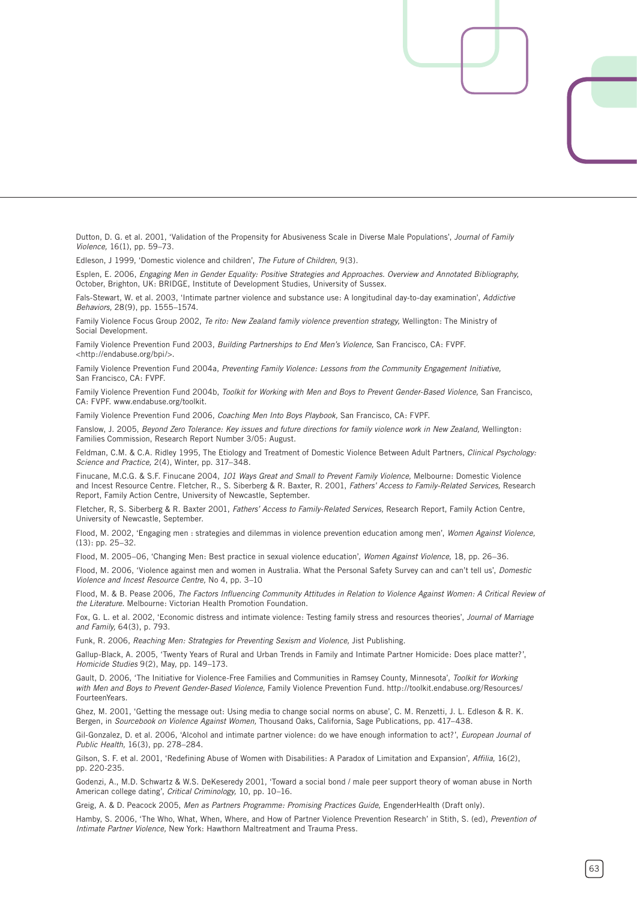Dutton, D. G. et al. 2001, 'Validation of the Propensity for Abusiveness Scale in Diverse Male Populations', *Journal of Family Violence,* 16(1), pp. 59–73.

Edleson, J 1999, 'Domestic violence and children', *The Future of Children,* 9(3).

Esplen, E. 2006, *Engaging Men in Gender Equality: Positive Strategies and Approaches. Overview and Annotated Bibliography,* October, Brighton, UK: BRIDGE, Institute of Development Studies, University of Sussex.

Fals-Stewart, W. et al. 2003, 'Intimate partner violence and substance use: A longitudinal day-to-day examination', *Addictive Behaviors,* 28(9), pp. 1555–1574.

Family Violence Focus Group 2002, *Te rito: New Zealand family violence prevention strategy,* Wellington: The Ministry of Social Development.

Family Violence Prevention Fund 2003, *Building Partnerships to End Men's Violence,* San Francisco, CA: FVPF. <http://endabuse.org/bpi/>.

Family Violence Prevention Fund 2004a, *Preventing Family Violence: Lessons from the Community Engagement Initiative,* San Francisco, CA: FVPF.

Family Violence Prevention Fund 2004b, *Toolkit for Working with Men and Boys to Prevent Gender-Based Violence,* San Francisco, CA: FVPF. www.endabuse.org/toolkit.

Family Violence Prevention Fund 2006, *Coaching Men Into Boys Playbook,* San Francisco, CA: FVPF.

Fanslow, J. 2005, *Beyond Zero Tolerance: Key issues and future directions for family violence work in New Zealand,* Wellington: Families Commission, Research Report Number 3/05: August.

Feldman, C.M. & C.A. Ridley 1995, The Etiology and Treatment of Domestic Violence Between Adult Partners, *Clinical Psychology: Science and Practice,* 2(4), Winter, pp. 317–348.

Finucane, M.C.G. & S.F. Finucane 2004, *101 Ways Great and Small to Prevent Family Violence,* Melbourne: Domestic Violence and Incest Resource Centre. Fletcher, R., S. Siberberg & R. Baxter, R. 2001, *Fathers' Access to Family-Related Services,* Research Report, Family Action Centre, University of Newcastle, September.

Fletcher, R, S. Siberberg & R. Baxter 2001, *Fathers' Access to Family-Related Services,* Research Report, Family Action Centre, University of Newcastle, September.

Flood, M. 2002, 'Engaging men : strategies and dilemmas in violence prevention education among men', *Women Against Violence,* (13): pp. 25–32.

Flood, M. 2005–06, 'Changing Men: Best practice in sexual violence education', *Women Against Violence,* 18, pp. 26–36.

Flood, M. 2006, 'Violence against men and women in Australia. What the Personal Safety Survey can and can't tell us', *Domestic Violence and Incest Resource Centre,* No 4, pp. 3–10

Flood, M. & B. Pease 2006, *The Factors Influencing Community Attitudes in Relation to Violence Against Women: A Critical Review of the Literature.* Melbourne: Victorian Health Promotion Foundation.

Fox, G. L. et al. 2002, 'Economic distress and intimate violence: Testing family stress and resources theories', *Journal of Marriage and Family,* 64(3), p. 793.

Funk, R. 2006, *Reaching Men: Strategies for Preventing Sexism and Violence,* Jist Publishing.

Gallup-Black, A. 2005, 'Twenty Years of Rural and Urban Trends in Family and Intimate Partner Homicide: Does place matter?', *Homicide Studies* 9(2), May, pp. 149–173.

Gault, D. 2006, 'The Initiative for Violence-Free Families and Communities in Ramsey County, Minnesota', *Toolkit for Working with Men and Boys to Prevent Gender-Based Violence,* Family Violence Prevention Fund. http://toolkit.endabuse.org/Resources/FourteenYears.

Ghez, M. 2001, 'Getting the message out: Using media to change social norms on abuse', C. M. Renzetti, J. L. Edleson & R. K. Bergen, in *Sourcebook on Violence Against Women,* Thousand Oaks, California, Sage Publications, pp. 417–438.

Gil-Gonzalez, D. et al. 2006, 'Alcohol and intimate partner violence: do we have enough information to act?', *European Journal of Public Health,* 16(3), pp. 278–284.

Gilson, S. F. et al. 2001, 'Redefining Abuse of Women with Disabilities: A Paradox of Limitation and Expansion', *Affilia,* 16(2), pp. 220-235.

Godenzi, A., M.D. Schwartz & W.S. DeKeseredy 2001, 'Toward a social bond / male peer support theory of woman abuse in North American college dating', *Critical Criminology,* 10, pp. 10–16.

Greig, A. & D. Peacock 2005, *Men as Partners Programme: Promising Practices Guide,* EngenderHealth (Draft only).

Hamby, S. 2006, 'The Who, What, When, Where, and How of Partner Violence Prevention Research' in Stith, S. (ed), *Prevention of Intimate Partner Violence,* New York: Hawthorn Maltreatment and Trauma Press.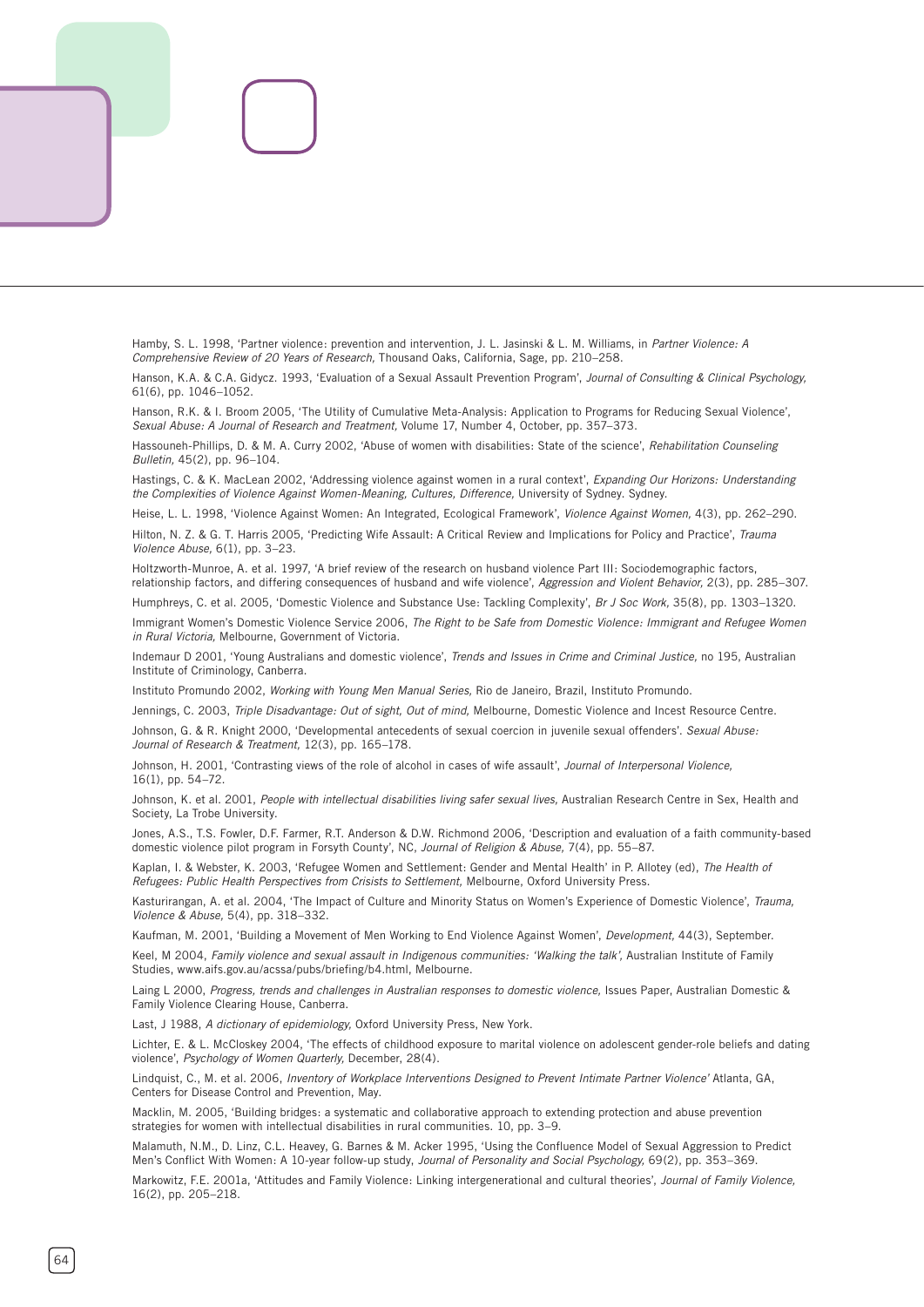Hamby, S. L. 1998, 'Partner violence: prevention and intervention, J. L. Jasinski & L. M. Williams, in *Partner Violence: A Comprehensive Review of 20 Years of Research,* Thousand Oaks, California, Sage, pp. 210–258.

Hanson, K.A. & C.A. Gidycz. 1993, 'Evaluation of a Sexual Assault Prevention Program', *Journal of Consulting & Clinical Psychology,* 61(6), pp. 1046–1052.

Hanson, R.K. & I. Broom 2005, 'The Utility of Cumulative Meta-Analysis: Application to Programs for Reducing Sexual Violence', *Sexual Abuse: A Journal of Research and Treatment,* Volume 17, Number 4, October, pp. 357–373.

Hassouneh-Phillips, D. & M. A. Curry 2002, 'Abuse of women with disabilities: State of the science', *Rehabilitation Counseling Bulletin,* 45(2), pp. 96–104.

Hastings, C. & K. MacLean 2002, 'Addressing violence against women in a rural context', *Expanding Our Horizons: Understanding the Complexities of Violence Against Women-Meaning, Cultures, Difference,* University of Sydney. Sydney.

Heise, L. L. 1998, 'Violence Against Women: An Integrated, Ecological Framework', *Violence Against Women,* 4(3), pp. 262–290.

Hilton, N. Z. & G. T. Harris 2005, 'Predicting Wife Assault: A Critical Review and Implications for Policy and Practice', *Trauma Violence Abuse,* 6(1), pp. 3–23.

Holtzworth-Munroe, A. et al. 1997, 'A brief review of the research on husband violence Part III: Sociodemographic factors, relationship factors, and differing consequences of husband and wife violence', *Aggression and Violent Behavior,* 2(3), pp. 285–307.

Humphreys, C. et al. 2005, 'Domestic Violence and Substance Use: Tackling Complexity', *Br J Soc Work,* 35(8), pp. 1303–1320.

Immigrant Women's Domestic Violence Service 2006, *The Right to be Safe from Domestic Violence: Immigrant and Refugee Women in Rural Victoria,* Melbourne, Government of Victoria.

Indemaur D 2001, 'Young Australians and domestic violence', *Trends and Issues in Crime and Criminal Justice,* no 195, Australian Institute of Criminology, Canberra.

Instituto Promundo 2002, *Working with Young Men Manual Series,* Rio de Janeiro, Brazil, Instituto Promundo.

Jennings, C. 2003, *Triple Disadvantage: Out of sight, Out of mind,* Melbourne, Domestic Violence and Incest Resource Centre.

Johnson, G. & R. Knight 2000, 'Developmental antecedents of sexual coercion in juvenile sexual offenders'. *Sexual Abuse: Journal of Research & Treatment,* 12(3), pp. 165–178.

Johnson, H. 2001, 'Contrasting views of the role of alcohol in cases of wife assault', *Journal of Interpersonal Violence,* 16(1), pp. 54–72.

Johnson, K. et al. 2001, *People with intellectual disabilities living safer sexual lives,* Australian Research Centre in Sex, Health and Society, La Trobe University.

Jones, A.S., T.S. Fowler, D.F. Farmer, R.T. Anderson & D.W. Richmond 2006, 'Description and evaluation of a faith community-based domestic violence pilot program in Forsyth County', NC, *Journal of Religion & Abuse,* 7(4), pp. 55–87.

Kaplan, I. & Webster, K. 2003, 'Refugee Women and Settlement: Gender and Mental Health' in P. Allotey (ed), *The Health of Refugees: Public Health Perspectives from Crisists to Settlement,* Melbourne, Oxford University Press.

Kasturirangan, A. et al. 2004, 'The Impact of Culture and Minority Status on Women's Experience of Domestic Violence', *Trauma, Violence & Abuse,* 5(4), pp. 318–332.

Kaufman, M. 2001, 'Building a Movement of Men Working to End Violence Against Women', *Development,* 44(3), September.

Keel, M 2004, *Family violence and sexual assault in Indigenous communities: 'Walking the talk',* Australian Institute of Family Studies, www.aifs.gov.au/acssa/pubs/briefing/b4.html, Melbourne.

Laing L 2000, *Progress, trends and challenges in Australian responses to domestic violence,* Issues Paper, Australian Domestic & Family Violence Clearing House, Canberra.

Last, J 1988, *A dictionary of epidemiology,* Oxford University Press, New York.

Lichter, E. & L. McCloskey 2004, 'The effects of childhood exposure to marital violence on adolescent gender-role beliefs and dating violence', *Psychology of Women Quarterly,* December, 28(4).

Lindquist, C., M. et al. 2006, *Inventory of Workplace Interventions Designed to Prevent Intimate Partner Violence'* Atlanta, GA, Centers for Disease Control and Prevention, May.

Macklin, M. 2005, 'Building bridges: a systematic and collaborative approach to extending protection and abuse prevention strategies for women with intellectual disabilities in rural communities. 10, pp. 3–9.

Malamuth, N.M., D. Linz, C.L. Heavey, G. Barnes & M. Acker 1995, 'Using the Confluence Model of Sexual Aggression to Predict Men's Conflict With Women: A 10-year follow-up study, *Journal of Personality and Social Psychology,* 69(2), pp. 353–369.

Markowitz, F.E. 2001a, 'Attitudes and Family Violence: Linking intergenerational and cultural theories', *Journal of Family Violence,* 16(2), pp. 205–218.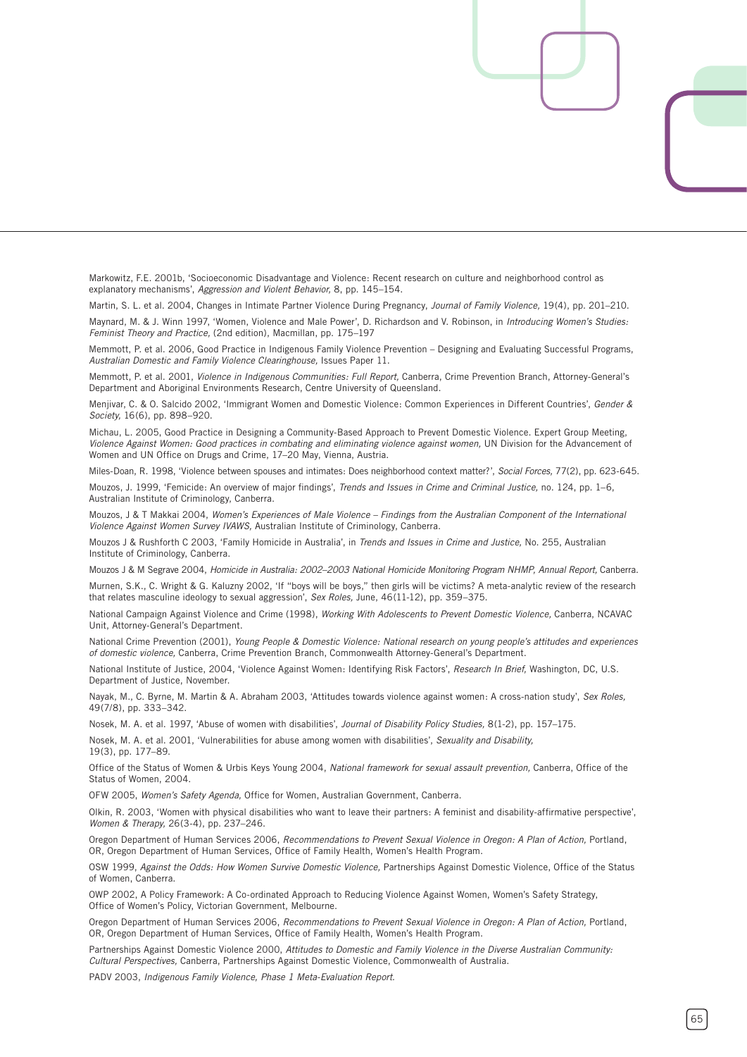Markowitz, F.E. 2001b, 'Socioeconomic Disadvantage and Violence: Recent research on culture and neighborhood control as explanatory mechanisms', *Aggression and Violent Behavior,* 8, pp. 145–154.

Martin, S. L. et al. 2004, Changes in Intimate Partner Violence During Pregnancy, *Journal of Family Violence,* 19(4), pp. 201–210.

Maynard, M. & J. Winn 1997, 'Women, Violence and Male Power', D. Richardson and V. Robinson, in *Introducing Women's Studies: Feminist Theory and Practice,* (2nd edition), Macmillan, pp. 175–197

Memmott, P. et al. 2006, Good Practice in Indigenous Family Violence Prevention – Designing and Evaluating Successful Programs, *Australian Domestic and Family Violence Clearinghouse,* Issues Paper 11.

Memmott, P. et al. 2001, *Violence in Indigenous Communities: Full Report,* Canberra, Crime Prevention Branch, Attorney-General's Department and Aboriginal Environments Research, Centre University of Queensland.

Menjivar, C. & O. Salcido 2002, 'Immigrant Women and Domestic Violence: Common Experiences in Different Countries', *Gender & Society,* 16(6), pp. 898–920.

Michau, L. 2005, Good Practice in Designing a Community-Based Approach to Prevent Domestic Violence. Expert Group Meeting, *Violence Against Women: Good practices in combating and eliminating violence against women,* UN Division for the Advancement of Women and UN Office on Drugs and Crime, 17–20 May, Vienna, Austria.

Miles-Doan, R. 1998, 'Violence between spouses and intimates: Does neighborhood context matter?', *Social Forces,* 77(2), pp. 623-645.

Mouzos, J. 1999, 'Femicide: An overview of major findings', *Trends and Issues in Crime and Criminal Justice,* no. 124, pp. 1–6, Australian Institute of Criminology, Canberra.

Mouzos, J & T Makkai 2004, *Women's Experiences of Male Violence – Findings from the Australian Component of the International Violence Against Women Survey IVAWS,* Australian Institute of Criminology, Canberra.

Mouzos J & Rushforth C 2003, 'Family Homicide in Australia', in *Trends and Issues in Crime and Justice,* No. 255, Australian Institute of Criminology, Canberra.

Mouzos J & M Segrave 2004, *Homicide in Australia: 2002–2003 National Homicide Monitoring Program NHMP, Annual Report,* Canberra.

Murnen, S.K., C. Wright & G. Kaluzny 2002, 'If "boys will be boys," then girls will be victims? A meta-analytic review of the research that relates masculine ideology to sexual aggression', *Sex Roles,* June, 46(11-12), pp. 359–375.

National Campaign Against Violence and Crime (1998), *Working With Adolescents to Prevent Domestic Violence,* Canberra, NCAVAC Unit, Attorney-General's Department.

National Crime Prevention (2001), *Young People & Domestic Violence: National research on young people's attitudes and experiences of domestic violence,* Canberra, Crime Prevention Branch, Commonwealth Attorney-General's Department.

National Institute of Justice, 2004, 'Violence Against Women: Identifying Risk Factors', *Research In Brief,* Washington, DC, U.S. Department of Justice, November.

Nayak, M., C. Byrne, M. Martin & A. Abraham 2003, 'Attitudes towards violence against women: A cross-nation study', *Sex Roles,* 49(7/8), pp. 333–342.

Nosek, M. A. et al. 1997, 'Abuse of women with disabilities', *Journal of Disability Policy Studies,* 8(1-2), pp. 157–175.

Nosek, M. A. et al. 2001, 'Vulnerabilities for abuse among women with disabilities', *Sexuality and Disability,* 19(3), pp. 177–89.

Office of the Status of Women & Urbis Keys Young 2004, *National framework for sexual assault prevention,* Canberra, Office of the Status of Women, 2004.

OFW 2005, *Women's Safety Agenda,* Office for Women, Australian Government, Canberra.

Olkin, R. 2003, 'Women with physical disabilities who want to leave their partners: A feminist and disability-affirmative perspective', *Women & Therapy,* 26(3-4), pp. 237–246.

Oregon Department of Human Services 2006, *Recommendations to Prevent Sexual Violence in Oregon: A Plan of Action,* Portland, OR, Oregon Department of Human Services, Office of Family Health, Women's Health Program.

OSW 1999, *Against the Odds: How Women Survive Domestic Violence,* Partnerships Against Domestic Violence, Office of the Status of Women, Canberra.

OWP 2002, A Policy Framework: A Co-ordinated Approach to Reducing Violence Against Women, Women's Safety Strategy, Office of Women's Policy, Victorian Government, Melbourne.

Oregon Department of Human Services 2006, *Recommendations to Prevent Sexual Violence in Oregon: A Plan of Action,* Portland, OR, Oregon Department of Human Services, Office of Family Health, Women's Health Program.

Partnerships Against Domestic Violence 2000, *Attitudes to Domestic and Family Violence in the Diverse Australian Community: Cultural Perspectives,* Canberra, Partnerships Against Domestic Violence, Commonwealth of Australia.

PADV 2003, *Indigenous Family Violence, Phase 1 Meta-Evaluation Report.*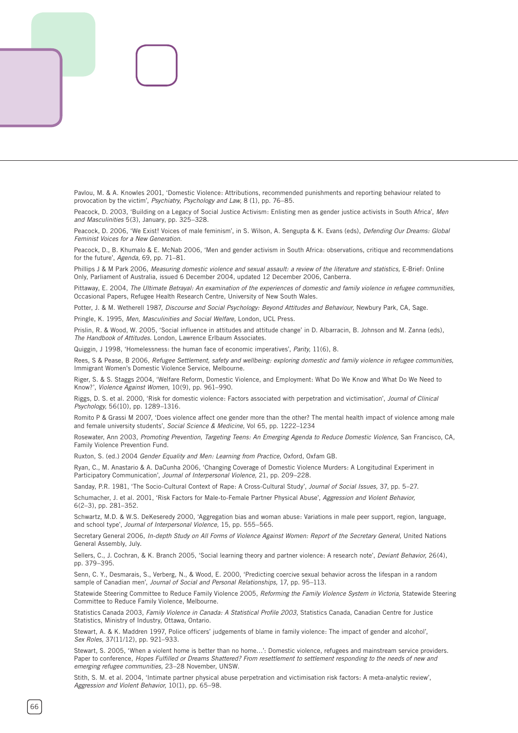Pavlou, M. & A. Knowles 2001, 'Domestic Violence: Attributions, recommended punishments and reporting behaviour related to provocation by the victim', *Psychiatry, Psychology and Law,* 8 (1), pp. 76–85.

Peacock, D. 2003, 'Building on a Legacy of Social Justice Activism: Enlisting men as gender justice activists in South Africa', *Men and Masculinities* 5(3), January, pp. 325–328.

Peacock, D. 2006, 'We Exist! Voices of male feminism', in S. Wilson, A. Sengupta & K. Evans (eds), *Defending Our Dreams: Global Feminist Voices for a New Generation.*

Peacock, D., B. Khumalo & E. McNab 2006, 'Men and gender activism in South Africa: observations, critique and recommendations for the future', *Agenda,* 69, pp. 71–81.

Phillips J & M Park 2006, *Measuring domestic violence and sexual assault: a review of the literature and statistics,* E-Brief: Online Only, Parliament of Australia, issued 6 December 2004, updated 12 December 2006, Canberra.

Pittaway, E. 2004, *The Ultimate Betrayal: An examination of the experiences of domestic and family violence in refugee communities,* Occasional Papers, Refugee Health Research Centre, University of New South Wales.

Potter, J. & M. Wetherell 1987, *Discourse and Social Psychology: Beyond Attitudes and Behaviour,* Newbury Park, CA, Sage.

Pringle, K. 1995, *Men, Masculinities and Social Welfare,* London, UCL Press.

Prislin, R. & Wood, W. 2005, 'Social influence in attitudes and attitude change' in D. Albarracin, B. Johnson and M. Zanna (eds), *The Handbook of Attitudes.* London, Lawrence Erlbaum Associates.

Quiggin, J 1998, 'Homelessness: the human face of economic imperatives', *Parity,* 11(6), 8.

Rees, S & Pease, B 2006, *Refugee Settlement, safety and wellbeing: exploring domestic and family violence in refugee communities,* Immigrant Women's Domestic Violence Service, Melbourne.

Riger, S. & S. Staggs 2004, 'Welfare Reform, Domestic Violence, and Employment: What Do We Know and What Do We Need to Know?', *Violence Against Women,* 10(9), pp. 961–990.

Riggs, D. S. et al. 2000, 'Risk for domestic violence: Factors associated with perpetration and victimisation', *Journal of Clinical Psychology,* 56(10), pp. 1289–1316.

Romito P & Grassi M 2007, 'Does violence affect one gender more than the other? The mental health impact of violence among male and female university students', *Social Science & Medicine,* Vol 65, pp. 1222–1234

Rosewater, Ann 2003, *Promoting Prevention, Targeting Teens: An Emerging Agenda to Reduce Domestic Violence,* San Francisco, CA, Family Violence Prevention Fund.

Ruxton, S. (ed.) 2004 *Gender Equality and Men: Learning from Practice,* Oxford, Oxfam GB.

Ryan, C., M. Anastario & A. DaCunha 2006, 'Changing Coverage of Domestic Violence Murders: A Longitudinal Experiment in Participatory Communication', *Journal of Interpersonal Violence,* 21, pp. 209–228.

Sanday, P.R. 1981, 'The Socio-Cultural Context of Rape: A Cross-Cultural Study', *Journal of Social Issues,* 37, pp. 5–27.

Schumacher, J. et al. 2001, 'Risk Factors for Male-to-Female Partner Physical Abuse', *Aggression and Violent Behavior,* 6(2–3), pp. 281–352.

Schwartz, M.D. & W.S. DeKeseredy 2000, 'Aggregation bias and woman abuse: Variations in male peer support, region, language, and school type', *Journal of Interpersonal Violence,* 15, pp. 555–565.

Secretary General 2006, *In-depth Study on All Forms of Violence Against Women: Report of the Secretary General,* United Nations General Assembly, July.

Sellers, C., J. Cochran, & K. Branch 2005, 'Social learning theory and partner violence: A research note', *Deviant Behavior,* 26(4), pp. 379–395.

Senn, C. Y., Desmarais, S., Verberg, N., & Wood, E. 2000, 'Predicting coercive sexual behavior across the lifespan in a random sample of Canadian men', *Journal of Social and Personal Relationships,* 17, pp. 95–113.

Statewide Steering Committee to Reduce Family Violence 2005, *Reforming the Family Violence System in Victoria,* Statewide Steering Committee to Reduce Family Violence, Melbourne.

Statistics Canada 2003, *Family Violence in Canada: A Statistical Profile 2003,* Statistics Canada, Canadian Centre for Justice Statistics, Ministry of Industry, Ottawa, Ontario.

Stewart, A. & K. Maddren 1997, Police officers' judgements of blame in family violence: The impact of gender and alcohol', *Sex Roles,* 37(11/12), pp. 921–933.

Stewart, S. 2005, 'When a violent home is better than no home…': Domestic violence, refugees and mainstream service providers. Paper to conference, *Hopes Fulfilled or Dreams Shattered? From resettlement to settlement responding to the needs of new and emerging refugee communities,* 23–28 November, UNSW.

Stith, S. M. et al. 2004, 'Intimate partner physical abuse perpetration and victimisation risk factors: A meta-analytic review', *Aggression and Violent Behavior,* 10(1), pp. 65–98.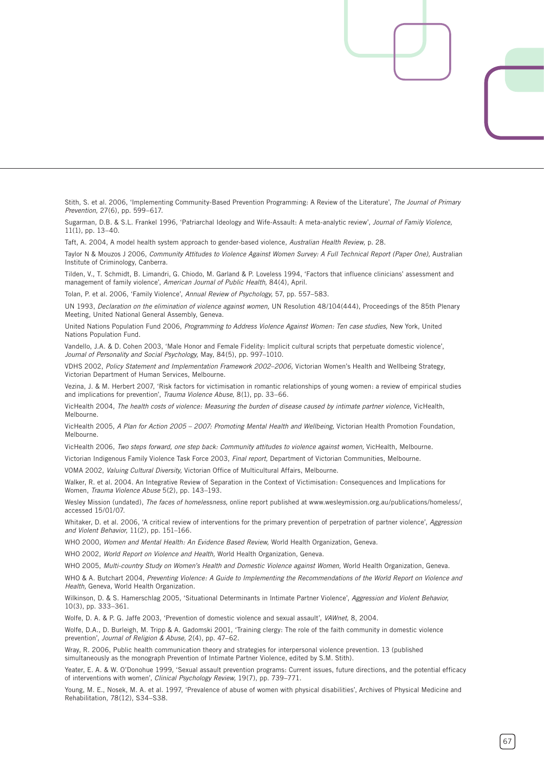Stith, S. et al. 2006, 'Implementing Community-Based Prevention Programming: A Review of the Literature', *The Journal of Primary Prevention,* 27(6), pp. 599–617.

Sugarman, D.B. & S.L. Frankel 1996, 'Patriarchal Ideology and Wife-Assault: A meta-analytic review', *Journal of Family Violence,* 11(1), pp. 13–40.

Taft, A. 2004, A model health system approach to gender-based violence, *Australian Health Review,* p. 28.

Taylor N & Mouzos J 2006, *Community Attitudes to Violence Against Women Survey: A Full Technical Report (Paper One),* Australian Institute of Criminology, Canberra.

Tilden, V., T. Schmidt, B. Limandri, G. Chiodo, M. Garland & P. Loveless 1994, 'Factors that influence clinicians' assessment and management of family violence', *American Journal of Public Health,* 84(4), April.

Tolan, P. et al. 2006, 'Family Violence', *Annual Review of Psychology,* 57, pp. 557–583.

UN 1993, *Declaration on the elimination of violence against women,* UN Resolution 48/104(444), Proceedings of the 85th Plenary Meeting, United National General Assembly, Geneva.

United Nations Population Fund 2006, *Programming to Address Violence Against Women: Ten case studies,* New York, United Nations Population Fund.

Vandello, J.A. & D. Cohen 2003, 'Male Honor and Female Fidelity: Implicit cultural scripts that perpetuate domestic violence', *Journal of Personality and Social Psychology,* May, 84(5), pp. 997–1010.

VDHS 2002, *Policy Statement and Implementation Framework 2002–2006,* Victorian Women's Health and Wellbeing Strategy, Victorian Department of Human Services, Melbourne.

Vezina, J. & M. Herbert 2007, 'Risk factors for victimisation in romantic relationships of young women: a review of empirical studies and implications for prevention', *Trauma Violence Abuse,* 8(1), pp. 33–66.

VicHealth 2004, *The health costs of violence: Measuring the burden of disease caused by intimate partner violence,* VicHealth, Melbourne.

VicHealth 2005, *A Plan for Action 2005 – 2007: Promoting Mental Health and Wellbeing,* Victorian Health Promotion Foundation, Melbourne.

VicHealth 2006, *Two steps forward, one step back: Community attitudes to violence against women,* VicHealth, Melbourne.

Victorian Indigenous Family Violence Task Force 2003, *Final report,* Department of Victorian Communities, Melbourne.

VOMA 2002, *Valuing Cultural Diversity,* Victorian Office of Multicultural Affairs, Melbourne.

Walker, R. et al. 2004. An Integrative Review of Separation in the Context of Victimisation: Consequences and Implications for Women, *Trauma Violence Abuse* 5(2), pp. 143–193.

Wesley Mission (undated), *The faces of homelessness,* online report published at www.wesleymission.org.au/publications/homeless/, accessed 15/01/07.

Whitaker, D. et al. 2006, 'A critical review of interventions for the primary prevention of perpetration of partner violence', *Aggression and Violent Behavior,* 11(2), pp. 151–166.

WHO 2000, *Women and Mental Health: An Evidence Based Review,* World Health Organization, Geneva.

WHO 2002, *World Report on Violence and Health,* World Health Organization, Geneva.

WHO 2005, *Multi-country Study on Women's Health and Domestic Violence against Women,* World Health Organization, Geneva.

WHO & A. Butchart 2004, *Preventing Violence: A Guide to Implementing the Recommendations of the World Report on Violence and Health,* Geneva, World Health Organization.

Wilkinson, D. & S. Hamerschlag 2005, 'Situational Determinants in Intimate Partner Violence', *Aggression and Violent Behavior,* 10(3), pp. 333–361.

Wolfe, D. A. & P. G. Jaffe 2003, 'Prevention of domestic violence and sexual assault', *VAWnet,* 8, 2004.

Wolfe, D.A., D. Burleigh, M. Tripp & A. Gadomski 2001, 'Training clergy: The role of the faith community in domestic violence prevention', *Journal of Religion & Abuse,* 2(4), pp. 47–62.

Wray, R. 2006, Public health communication theory and strategies for interpersonal violence prevention. 13 (published simultaneously as the monograph Prevention of Intimate Partner Violence, edited by S.M. Stith).

Yeater, E. A. & W. O'Donohue 1999, 'Sexual assault prevention programs: Current issues, future directions, and the potential efficacy of interventions with women', *Clinical Psychology Review,* 19(7), pp. 739–771.

Young, M. E., Nosek, M. A. et al. 1997, 'Prevalence of abuse of women with physical disabilities', Archives of Physical Medicine and Rehabilitation, 78(12), S34–S38.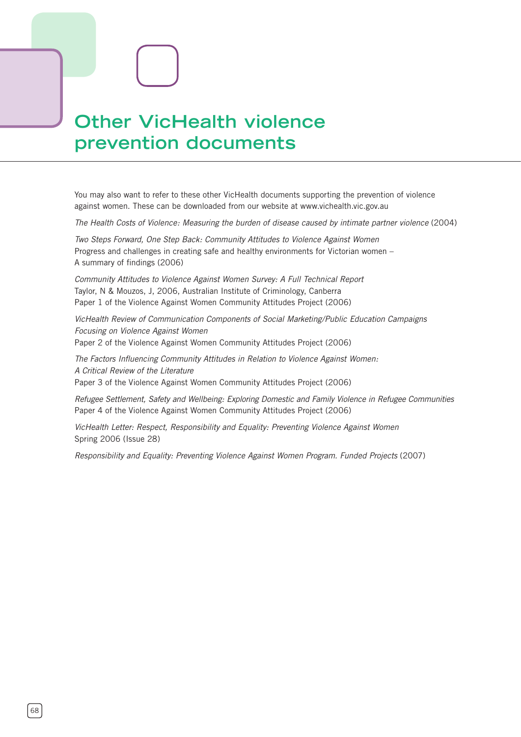# Other VicHealth violence prevention documents

You may also want to refer to these other VicHealth documents supporting the prevention of violence against women. These can be downloaded from our website at www.vichealth.vic.gov.au

*The Health Costs of Violence: Measuring the burden of disease caused by intimate partner violence* (2004)

*Two Steps Forward, One Step Back: Community Attitudes to Violence Against Women*
Progress and challenges in creating safe and healthy environments for Victorian women –
A summary of findings (2006)

*Community Attitudes to Violence Against Women Survey: A Full Technical Report*
Taylor, N & Mouzos, J, 2006, Australian Institute of Criminology, Canberra
Paper 1 of the Violence Against Women Community Attitudes Project (2006)

*VicHealth Review of Communication Components of Social Marketing/Public Education Campaigns Focusing on Violence Against Women*
Paper 2 of the Violence Against Women Community Attitudes Project (2006)

*The Factors Influencing Community Attitudes in Relation to Violence Against Women: A Critical Review of the Literature*
Paper 3 of the Violence Against Women Community Attitudes Project (2006)

*Refugee Settlement, Safety and Wellbeing: Exploring Domestic and Family Violence in Refugee Communities*
Paper 4 of the Violence Against Women Community Attitudes Project (2006)

*VicHealth Letter: Respect, Responsibility and Equality: Preventing Violence Against Women*
Spring 2006 (Issue 28)

*Responsibility and Equality: Preventing Violence Against Women Program. Funded Projects* (2007)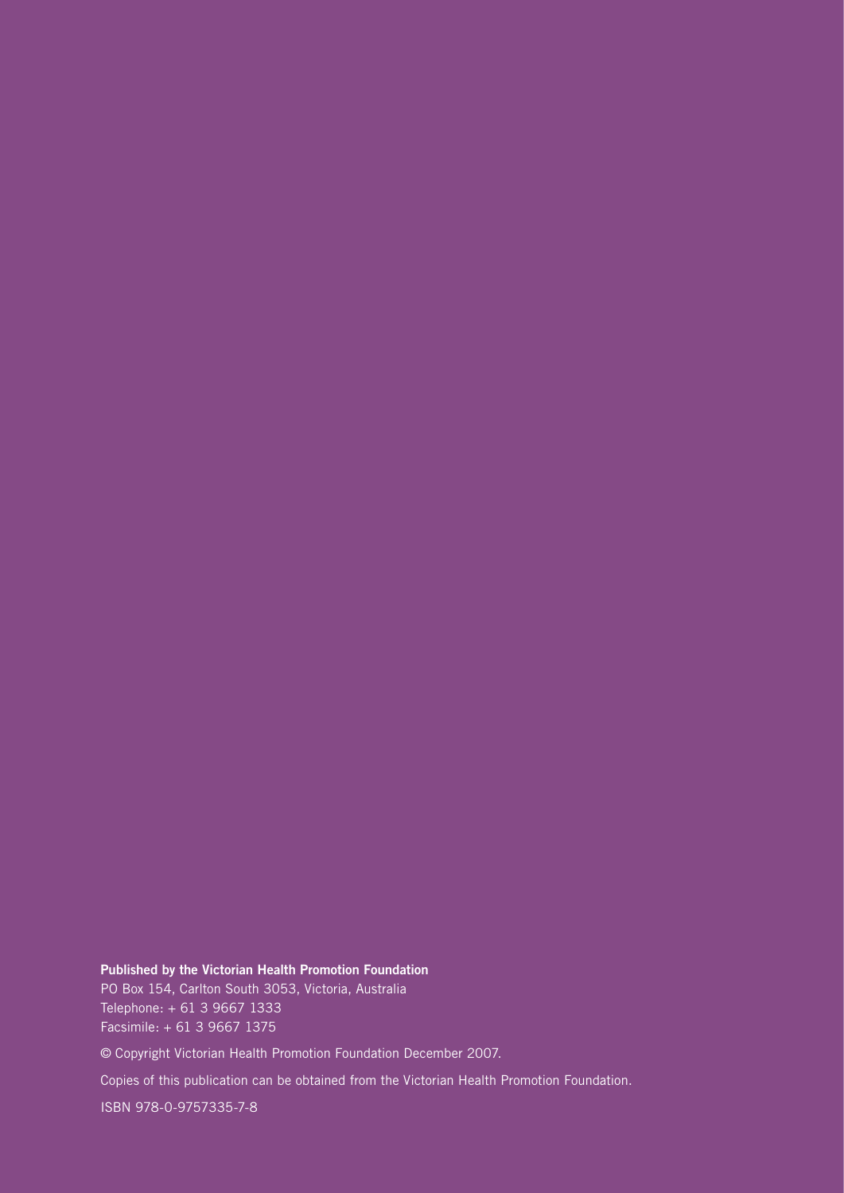**Published by the Victorian Health Promotion Foundation**

PO Box 154, Carlton South 3053, Victoria, Australia

Telephone: + 61 3 9667 1333

Facsimile: + 61 3 9667 1375

© Copyright Victorian Health Promotion Foundation December 2007.

Copies of this publication can be obtained from the Victorian Health Promotion Foundation.

ISBN 978-0-9757335-7-8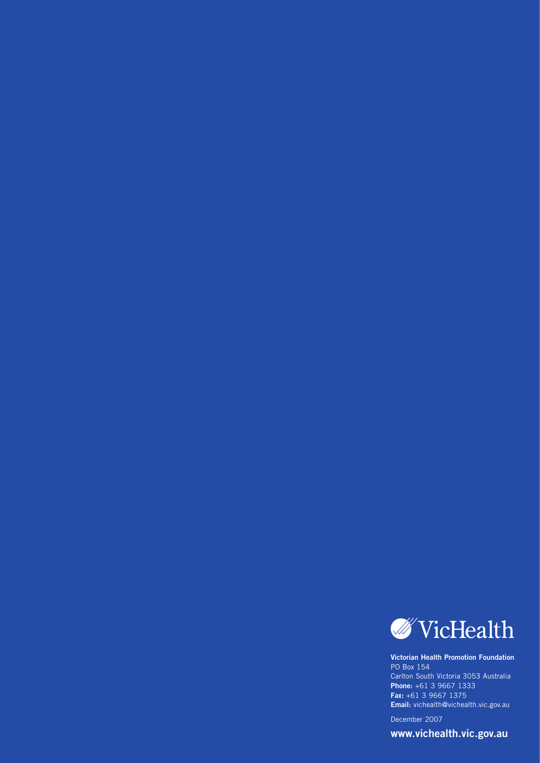VicHealth

**Victorian Health Promotion Foundation**
PO Box 154
Carlton South Victoria 3053 Australia
**Phone:** +61 3 9667 1333
**Fax:** +61 3 9667 1375
**Email:** vichealth@vichealth.vic.gov.au

December 2007

**www.vichealth.vic.gov.au**